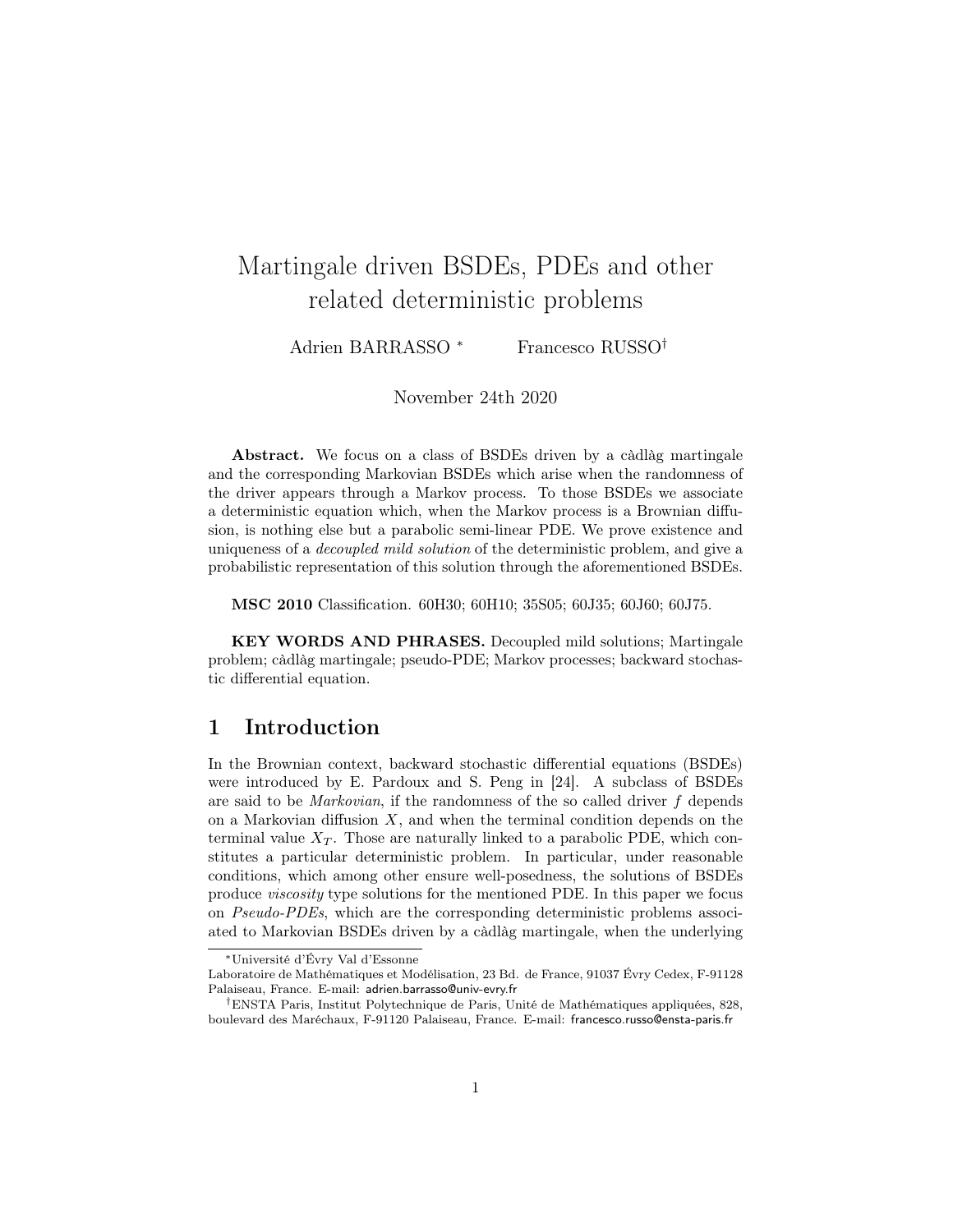# Martingale driven BSDEs, PDEs and other related deterministic problems

Adrien BARRASSO [*] Francesco RUSSO[†]

November 24th 2020

**Abstract.** We focus on a class of BSDEs driven by a càdlàg martingale and the corresponding Markovian BSDEs which arise when the randomness of the driver appears through a Markov process. To those BSDEs we associate a deterministic equation which, when the Markov process is a Brownian diffusion, is nothing else but a parabolic semi-linear PDE. We prove existence and uniqueness of a *decoupled mild solution* of the deterministic problem, and give a probabilistic representation of this solution through the aforementioned BSDEs.

**MSC 2010** Classification. 60H30; 60H10; 35S05; 60J35; 60J60; 60J75.

**KEY WORDS AND PHRASES.** Decoupled mild solutions; Martingale problem; càdlàg martingale; pseudo-PDE; Markov processes; backward stochastic differential equation.

## 1 Introduction

In the Brownian context, backward stochastic differential equations (BSDEs) were introduced by E. Pardoux and S. Peng in [24]. A subclass of BSDEs are said to be *Markovian*, if the randomness of the so called driver $f$ depends on a Markovian diffusion $X$, and when the terminal condition depends on the terminal value $X_T$. Those are naturally linked to a parabolic PDE, which constitutes a particular deterministic problem. In particular, under reasonable conditions, which among other ensure well-posedness, the solutions of BSDEs produce *viscosity* type solutions for the mentioned PDE. In this paper we focus on *Pseudo-PDEs*, which are the corresponding deterministic problems associated to Markovian BSDEs driven by a càdlàg martingale, when the underlying

---

[*] Université d'Évry Val d'Essonne
Laboratoire de Mathématiques et Modélisation, 23 Bd. de France, 91037 Évry Cedex, F-91128 Palaiseau, France. E-mail: adrien.barrasso@univ-evry.fr

[†] ENSTA Paris, Institut Polytechnique de Paris, Unité de Mathématiques appliquées, 828, boulevard des Maréchaux, F-91120 Palaiseau, France. E-mail: francesco.russo@ensta-paris.fr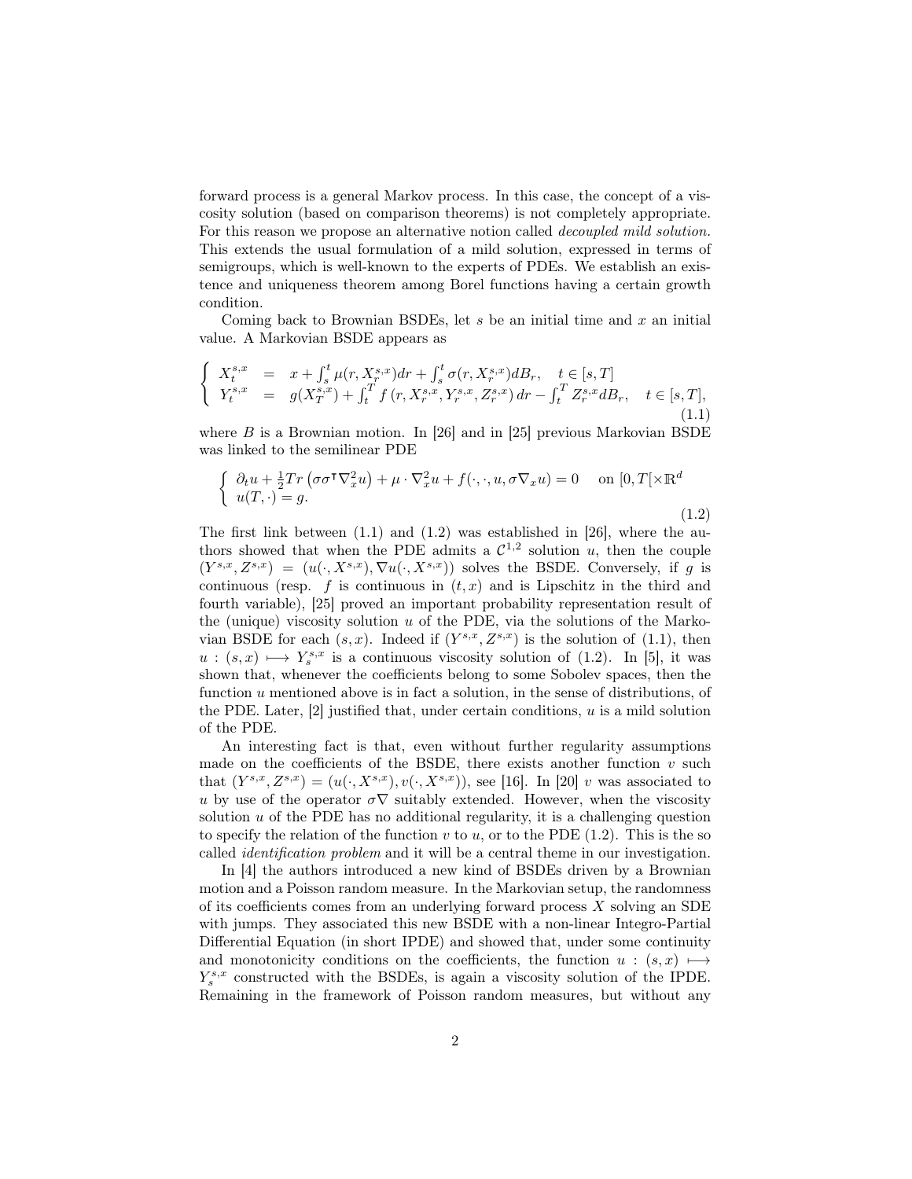forward process is a general Markov process. In this case, the concept of a viscosity solution (based on comparison theorems) is not completely appropriate. For this reason we propose an alternative notion called *decoupled mild solution.* This extends the usual formulation of a mild solution, expressed in terms of semigroups, which is well-known to the experts of PDEs. We establish an existence and uniqueness theorem among Borel functions having a certain growth condition.

Coming back to Brownian BSDEs, let $s$ be an initial time and $x$ an initial value. A Markovian BSDE appears as

$$\left\{ \begin{array}{lcl} X^{s,x}_t &=& x + \int_s^t \mu(r, X^{s,x}_r)dr + \int_s^t \sigma(r, X^{s,x}_r)dB_r, \quad t \in [s,T] \\ Y^{s,x}_t &=& g(X^{s,x}_T) + \int_t^T f\left(r, X^{s,x}_r, Y^{s,x}_r, Z^{s,x}_r\right)dr - \int_t^T Z^{s,x}_r dB_r, \quad t \in [s,T], \end{array} \right. \tag{1.1}$$

where $B$ is a Brownian motion. In [26] and in [25] previous Markovian BSDE was linked to the semilinear PDE

$$\left\{ \begin{array}{l} \partial_t u + \frac{1}{2} Tr\left(\sigma\sigma^\intercal \nabla_x^2 u\right) + \mu \cdot \nabla_x^2 u + f(\cdot, \cdot, u, \sigma\nabla_x u) = 0 \quad \text{ on } [0,T[\times \mathbb{R}^d \\ u(T, \cdot) = g. \end{array} \right. \tag{1.2}$$

The first link between (1.1) and (1.2) was established in [26], where the authors showed that when the PDE admits a $\mathcal{C}^{1,2}$ solution $u$, then the couple $(Y^{s,x}, Z^{s,x}) = (u(\cdot, X^{s,x}), \nabla u(\cdot, X^{s,x}))$ solves the BSDE. Conversely, if $g$ is continuous (resp. $f$ is continuous in $(t,x)$ and is Lipschitz in the third and fourth variable), [25] proved an important probability representation result of the (unique) viscosity solution $u$ of the PDE, via the solutions of the Markovian BSDE for each $(s,x)$. Indeed if $(Y^{s,x}, Z^{s,x})$ is the solution of (1.1), then $u : (s,x) \longmapsto Y^{s,x}_s$ is a continuous viscosity solution of (1.2). In [5], it was shown that, whenever the coefficients belong to some Sobolev spaces, then the function $u$ mentioned above is in fact a solution, in the sense of distributions, of the PDE. Later, [2] justified that, under certain conditions, $u$ is a mild solution of the PDE.

An interesting fact is that, even without further regularity assumptions made on the coefficients of the BSDE, there exists another function $v$ such that $(Y^{s,x}, Z^{s,x}) = (u(\cdot, X^{s,x}), v(\cdot, X^{s,x}))$, see [16]. In [20] $v$ was associated to $u$ by use of the operator $\sigma\nabla$ suitably extended. However, when the viscosity solution $u$ of the PDE has no additional regularity, it is a challenging question to specify the relation of the function $v$ to $u$, or to the PDE (1.2). This is the so called *identification problem* and it will be a central theme in our investigation.

In [4] the authors introduced a new kind of BSDEs driven by a Brownian motion and a Poisson random measure. In the Markovian setup, the randomness of its coefficients comes from an underlying forward process $X$ solving an SDE with jumps. They associated this new BSDE with a non-linear Integro-Partial Differential Equation (in short IPDE) and showed that, under some continuity and monotonicity conditions on the coefficients, the function $u : (s,x) \longmapsto Y^{s,x}_s$ constructed with the BSDEs, is again a viscosity solution of the IPDE. Remaining in the framework of Poisson random measures, but without any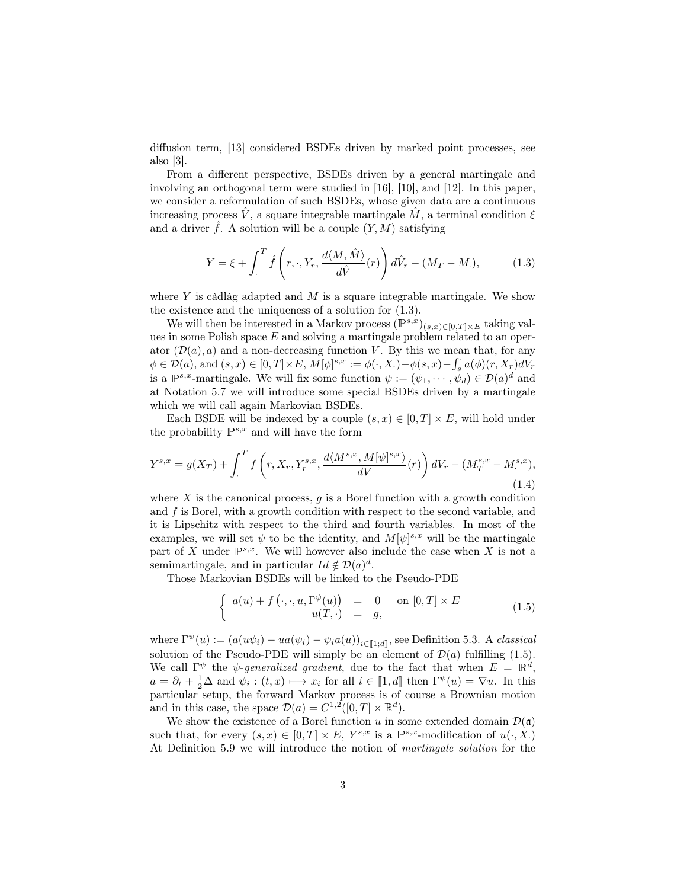diffusion term, [13] considered BSDEs driven by marked point processes, see also [3].

From a different perspective, BSDEs driven by a general martingale and involving an orthogonal term were studied in [16], [10], and [12]. In this paper, we consider a reformulation of such BSDEs, whose given data are a continuous increasing process $\hat{V}$, a square integrable martingale $\hat{M}$, a terminal condition $\xi$ and a driver $\hat{f}$. A solution will be a couple $(Y, M)$ satisfying

$$
Y = \xi + \int_{\cdot}^{T} \hat{f}\left(r, \cdot, Y_r, \frac{d\langle M, \hat{M}\rangle}{d\hat{V}}(r)\right) d\hat{V}_r - (M_T - M_\cdot), \tag{1.3}
$$

where $Y$ is càdlàg adapted and $M$ is a square integrable martingale. We show the existence and the uniqueness of a solution for (1.3).

We will then be interested in a Markov process $(\mathbb{P}^{s,x})_{(s,x)\in[0,T]\times E}$ taking values in some Polish space $E$ and solving a martingale problem related to an operator $(\mathcal{D}(a), a)$ and a non-decreasing function $V$. By this we mean that, for any $\phi \in \mathcal{D}(a)$, and $(s,x) \in [0,T]\times E$, $M[\phi]^{s,x} := \phi(\cdot, X_\cdot) - \phi(s,x) - \int_s^{\cdot} a(\phi)(r, X_r)dV_r$ is a $\mathbb{P}^{s,x}$-martingale. We will fix some function $\psi := (\psi_1, \cdots, \psi_d) \in \mathcal{D}(a)^d$ and at Notation 5.7 we will introduce some special BSDEs driven by a martingale which we will call again Markovian BSDEs.

Each BSDE will be indexed by a couple $(s,x) \in [0,T]\times E$, will hold under the probability $\mathbb{P}^{s,x}$ and will have the form

$$
Y^{s,x} = g(X_T) + \int_{\cdot}^{T} f\left(r, X_r, Y_r^{s,x}, \frac{d\langle M^{s,x}, M[\psi]^{s,x}\rangle}{dV}(r)\right) dV_r - (M_T^{s,x} - M_\cdot^{s,x}), \tag{1.4}
$$

where $X$ is the canonical process, $g$ is a Borel function with a growth condition and $f$ is Borel, with a growth condition with respect to the second variable, and it is Lipschitz with respect to the third and fourth variables. In most of the examples, we will set $\psi$ to be the identity, and $M[\psi]^{s,x}$ will be the martingale part of $X$ under $\mathbb{P}^{s,x}$. We will however also include the case when $X$ is not a semimartingale, and in particular $Id \notin \mathcal{D}(a)^d$.

Those Markovian BSDEs will be linked to the Pseudo-PDE

$$
\left\{
\begin{array}{rcll}
a(u) + f\left(\cdot, \cdot, u, \Gamma^{\psi}(u)\right) & = & 0 & \text{on } [0,T]\times E \\
u(T, \cdot) & = & g, &
\end{array}
\right. \tag{1.5}
$$

where $\Gamma^{\psi}(u) := (a(u\psi_i) - ua(\psi_i) - \psi_i a(u))_{i\in[\![1;d]\!]}$, see Definition 5.3. A *classical* solution of the Pseudo-PDE will simply be an element of $\mathcal{D}(a)$ fulfilling (1.5). We call $\Gamma^{\psi}$ the *$\psi$-generalized gradient*, due to the fact that when $E = \mathbb{R}^d$, $a = \partial_t + \frac{1}{2}\Delta$ and $\psi_i : (t,x) \longmapsto x_i$ for all $i \in [\![1, d]\!]$ then $\Gamma^{\psi}(u) = \nabla u$. In this particular setup, the forward Markov process is of course a Brownian motion and in this case, the space $\mathcal{D}(a) = C^{1,2}([0,T]\times\mathbb{R}^d)$.

We show the existence of a Borel function $u$ in some extended domain $\mathcal{D}(\mathfrak{a})$ such that, for every $(s,x) \in [0,T]\times E$, $Y^{s,x}$ is a $\mathbb{P}^{s,x}$-modification of $u(\cdot, X_\cdot)$. At Definition 5.9 we will introduce the notion of *martingale solution* for the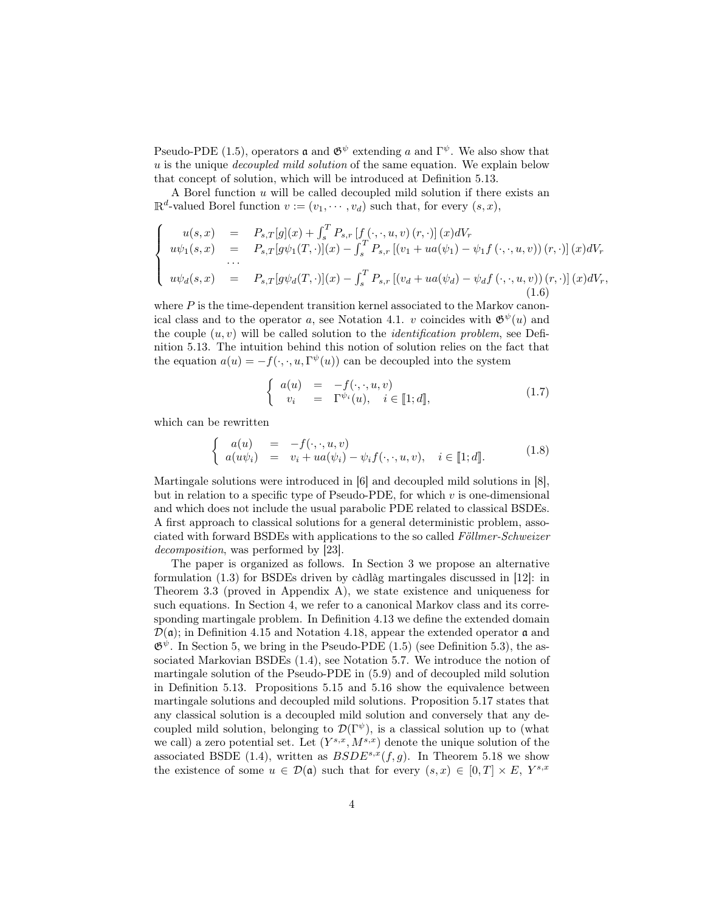Pseudo-PDE (1.5), operators $\mathfrak{a}$ and $\mathfrak{G}^\psi$ extending $a$ and $\Gamma^\psi$. We also show that $u$ is the unique *decoupled mild solution* of the same equation. We explain below that concept of solution, which will be introduced at Definition 5.13.

A Borel function $u$ will be called decoupled mild solution if there exists an $\mathbb{R}^d$-valued Borel function $v := (v_1, \cdots, v_d)$ such that, for every $(s,x)$,

$$\left\{ \begin{array}{rcl} u(s,x) &=& P_{s,T}[g](x) + \int_s^T P_{s,r}\left[f\left(\cdot,\cdot,u,v\right)(r,\cdot)\right](x)dV_r \\ u\psi_1(s,x) &=& P_{s,T}[g\psi_1(T,\cdot)](x) - \int_s^T P_{s,r}\left[\left(v_1 + ua(\psi_1) - \psi_1 f\left(\cdot,\cdot,u,v\right)\right)(r,\cdot)\right](x)dV_r \\ & \cdots & \\ u\psi_d(s,x) &=& P_{s,T}[g\psi_d(T,\cdot)](x) - \int_s^T P_{s,r}\left[\left(v_d + ua(\psi_d) - \psi_d f\left(\cdot,\cdot,u,v\right)\right)(r,\cdot)\right](x)dV_r, \end{array} \right. \tag{1.6}$$

where $P$ is the time-dependent transition kernel associated to the Markov canonical class and to the operator $a$, see Notation 4.1. $v$ coincides with $\mathfrak{G}^\psi(u)$ and the couple $(u,v)$ will be called solution to the *identification problem*, see Definition 5.13. The intuition behind this notion of solution relies on the fact that the equation $a(u) = -f(\cdot,\cdot,u,\Gamma^\psi(u))$ can be decoupled into the system

$$\left\{ \begin{array}{rcl} a(u) &=& -f(\cdot,\cdot,u,v) \\ v_i &=& \Gamma^{\psi_i}(u), \quad i \in [\![1;d]\!], \end{array} \right. \tag{1.7}$$

which can be rewritten

$$\left\{ \begin{array}{rcl} a(u) &=& -f(\cdot,\cdot,u,v) \\ a(u\psi_i) &=& v_i + ua(\psi_i) - \psi_i f(\cdot,\cdot,u,v), \quad i \in [\![1;d]\!]. \end{array} \right. \tag{1.8}$$

Martingale solutions were introduced in [6] and decoupled mild solutions in [8], but in relation to a specific type of Pseudo-PDE, for which $v$ is one-dimensional and which does not include the usual parabolic PDE related to classical BSDEs. A first approach to classical solutions for a general deterministic problem, associated with forward BSDEs with applications to the so called *Föllmer-Schweizer decomposition*, was performed by [23].

The paper is organized as follows. In Section 3 we propose an alternative formulation (1.3) for BSDEs driven by càdlàg martingales discussed in [12]: in Theorem 3.3 (proved in Appendix A), we state existence and uniqueness for such equations. In Section 4, we refer to a canonical Markov class and its corresponding martingale problem. In Definition 4.13 we define the extended domain $\mathcal{D}(\mathfrak{a})$; in Definition 4.15 and Notation 4.18, appear the extended operator $\mathfrak{a}$ and $\mathfrak{G}^\psi$. In Section 5, we bring in the Pseudo-PDE (1.5) (see Definition 5.3), the associated Markovian BSDEs (1.4), see Notation 5.7. We introduce the notion of martingale solution of the Pseudo-PDE in (5.9) and of decoupled mild solution in Definition 5.13. Propositions 5.15 and 5.16 show the equivalence between martingale solutions and decoupled mild solutions. Proposition 5.17 states that any classical solution is a decoupled mild solution and conversely that any decoupled mild solution, belonging to $\mathcal{D}(\Gamma^\psi)$, is a classical solution up to (what we call) a zero potential set. Let $(Y^{s,x}, M^{s,x})$ denote the unique solution of the associated BSDE (1.4), written as $BSDE^{s,x}(f,g)$. In Theorem 5.18 we show the existence of some $u \in \mathcal{D}(\mathfrak{a})$ such that for every $(s,x) \in [0,T] \times E$, $Y^{s,x}$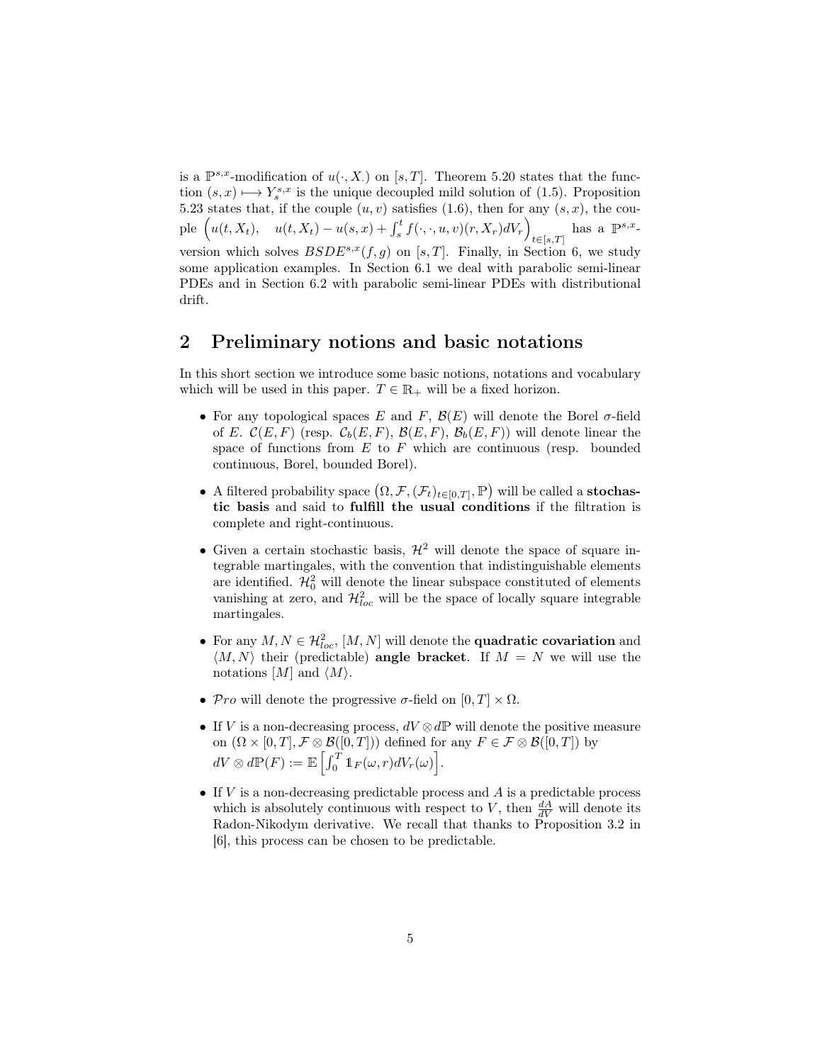is a $\mathbb{P}^{s,x}$-modification of $u(\cdot, X_\cdot)$ on $[s,T]$. Theorem 5.20 states that the function $(s,x) \longmapsto Y_s^{s,x}$ is the unique decoupled mild solution of (1.5). Proposition 5.23 states that, if the couple $(u,v)$ satisfies (1.6), then for any $(s,x)$, the couple $\left(u(t,X_t), \quad u(t,X_t) - u(s,x) + \int_s^t f(\cdot,\cdot,u,v)(r,X_r)dV_r\right)_{t\in[s,T]}$ has a $\mathbb{P}^{s,x}$-version which solves $BSDE^{s,x}(f,g)$ on $[s,T]$. Finally, in Section 6, we study some application examples. In Section 6.1 we deal with parabolic semi-linear PDEs and in Section 6.2 with parabolic semi-linear PDEs with distributional drift.

## 2 Preliminary notions and basic notations

In this short section we introduce some basic notions, notations and vocabulary which will be used in this paper. $T \in \mathbb{R}_+$ will be a fixed horizon.

- For any topological spaces $E$ and $F$, $\mathcal{B}(E)$ will denote the Borel $\sigma$-field of $E$. $\mathcal{C}(E,F)$ (resp. $\mathcal{C}_b(E,F)$, $\mathcal{B}(E,F)$, $\mathcal{B}_b(E,F)$) will denote linear the space of functions from $E$ to $F$ which are continuous (resp. bounded continuous, Borel, bounded Borel).
- A filtered probability space $\left(\Omega, \mathcal{F}, (\mathcal{F}_t)_{t\in[0,T]}, \mathbb{P}\right)$ will be called a **stochastic basis** and said to **fulfill the usual conditions** if the filtration is complete and right-continuous.
- Given a certain stochastic basis, $\mathcal{H}^2$ will denote the space of square integrable martingales, with the convention that indistinguishable elements are identified. $\mathcal{H}^2_0$ will denote the linear subspace constituted of elements vanishing at zero, and $\mathcal{H}^2_{loc}$ will be the space of locally square integrable martingales.
- For any $M, N \in \mathcal{H}^2_{loc}$, $[M,N]$ will denote the **quadratic covariation** and $\langle M,N\rangle$ their (predictable) **angle bracket**. If $M = N$ we will use the notations $[M]$ and $\langle M\rangle$.
- $\mathcal{P}ro$ will denote the progressive $\sigma$-field on $[0,T]\times\Omega$.
- If $V$ is a non-decreasing process, $dV\otimes d\mathbb{P}$ will denote the positive measure on $(\Omega\times[0,T], \mathcal{F}\otimes\mathcal{B}([0,T]))$ defined for any $F \in \mathcal{F}\otimes\mathcal{B}([0,T])$ by $dV\otimes d\mathbb{P}(F) := \mathbb{E}\left[\int_0^T \mathbb{1}_F(\omega,r)dV_r(\omega)\right]$.
- If $V$ is a non-decreasing predictable process and $A$ is a predictable process which is absolutely continuous with respect to $V$, then $\frac{dA}{dV}$ will denote its Radon-Nikodym derivative. We recall that thanks to Proposition 3.2 in [6], this process can be chosen to be predictable.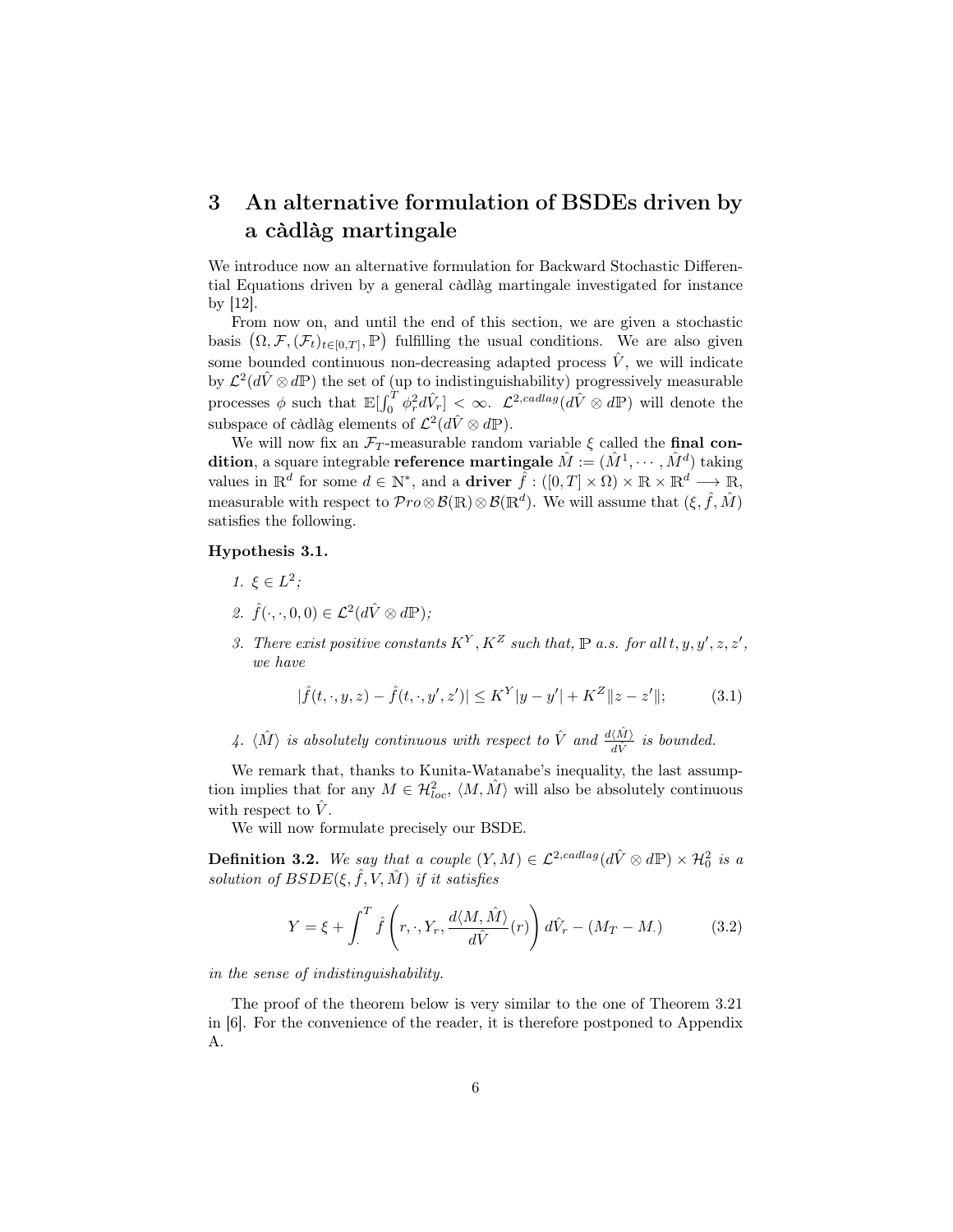# 3 An alternative formulation of BSDEs driven by a càdlàg martingale

We introduce now an alternative formulation for Backward Stochastic Differential Equations driven by a general càdlàg martingale investigated for instance by [12].

From now on, and until the end of this section, we are given a stochastic basis $(\Omega, \mathcal{F}, (\mathcal{F}_t)_{t\in[0,T]}, \mathbb{P})$ fulfilling the usual conditions. We are also given some bounded continuous non-decreasing adapted process $\hat{V}$, we will indicate by $\mathcal{L}^2(d\hat{V}\otimes d\mathbb{P})$ the set of (up to indistinguishability) progressively measurable processes $\phi$ such that $\mathbb{E}[\int_0^T \phi_r^2 d\hat{V}_r] < \infty$. $\mathcal{L}^{2,cadlag}(d\hat{V}\otimes d\mathbb{P})$ will denote the subspace of càdlàg elements of $\mathcal{L}^2(d\hat{V}\otimes d\mathbb{P})$.

We will now fix an $\mathcal{F}_T$-measurable random variable $\xi$ called the **final condition**, a square integrable **reference martingale** $\hat{M} := (\hat{M}^1, \cdots, \hat{M}^d)$ taking values in $\mathbb{R}^d$ for some $d \in \mathbb{N}^*$, and a **driver** $\hat{f} : ([0,T]\times\Omega)\times\mathbb{R}\times\mathbb{R}^d \longrightarrow \mathbb{R}$, measurable with respect to $\mathcal{P}ro\otimes\mathcal{B}(\mathbb{R})\otimes\mathcal{B}(\mathbb{R}^d)$. We will assume that $(\xi, \hat{f}, \hat{M})$ satisfies the following.

**Hypothesis 3.1.**

1. *$\xi \in L^2$;*
2. *$\hat{f}(\cdot,\cdot,0,0) \in \mathcal{L}^2(d\hat{V}\otimes d\mathbb{P})$;*
3. *There exist positive constants $K^Y, K^Z$ such that, $\mathbb{P}$ a.s. for all $t, y, y', z, z'$, we have*

$$|\hat{f}(t,\cdot,y,z) - \hat{f}(t,\cdot,y',z')| \leq K^Y|y-y'| + K^Z\|z-z'\|; \tag{3.1}$$

4. *$\langle \hat{M}\rangle$ is absolutely continuous with respect to $\hat{V}$ and $\frac{d\langle\hat{M}\rangle}{d\hat{V}}$ is bounded.*

We remark that, thanks to Kunita-Watanabe's inequality, the last assumption implies that for any $M \in \mathcal{H}^2_{loc}$, $\langle M, \hat{M}\rangle$ will also be absolutely continuous with respect to $\hat{V}$.

We will now formulate precisely our BSDE.

**Definition 3.2.** *We say that a couple $(Y, M) \in \mathcal{L}^{2,cadlag}(d\hat{V}\otimes d\mathbb{P})\times\mathcal{H}^2_0$ is a solution of $BSDE(\xi, \hat{f}, V, \hat{M})$ if it satisfies*

$$Y = \xi + \int_\cdot^T \hat{f}\left(r,\cdot,Y_r,\frac{d\langle M,\hat{M}\rangle}{d\hat{V}}(r)\right)d\hat{V}_r - (M_T - M_\cdot) \tag{3.2}$$

*in the sense of indistinguishability.*

The proof of the theorem below is very similar to the one of Theorem 3.21 in [6]. For the convenience of the reader, it is therefore postponed to Appendix A.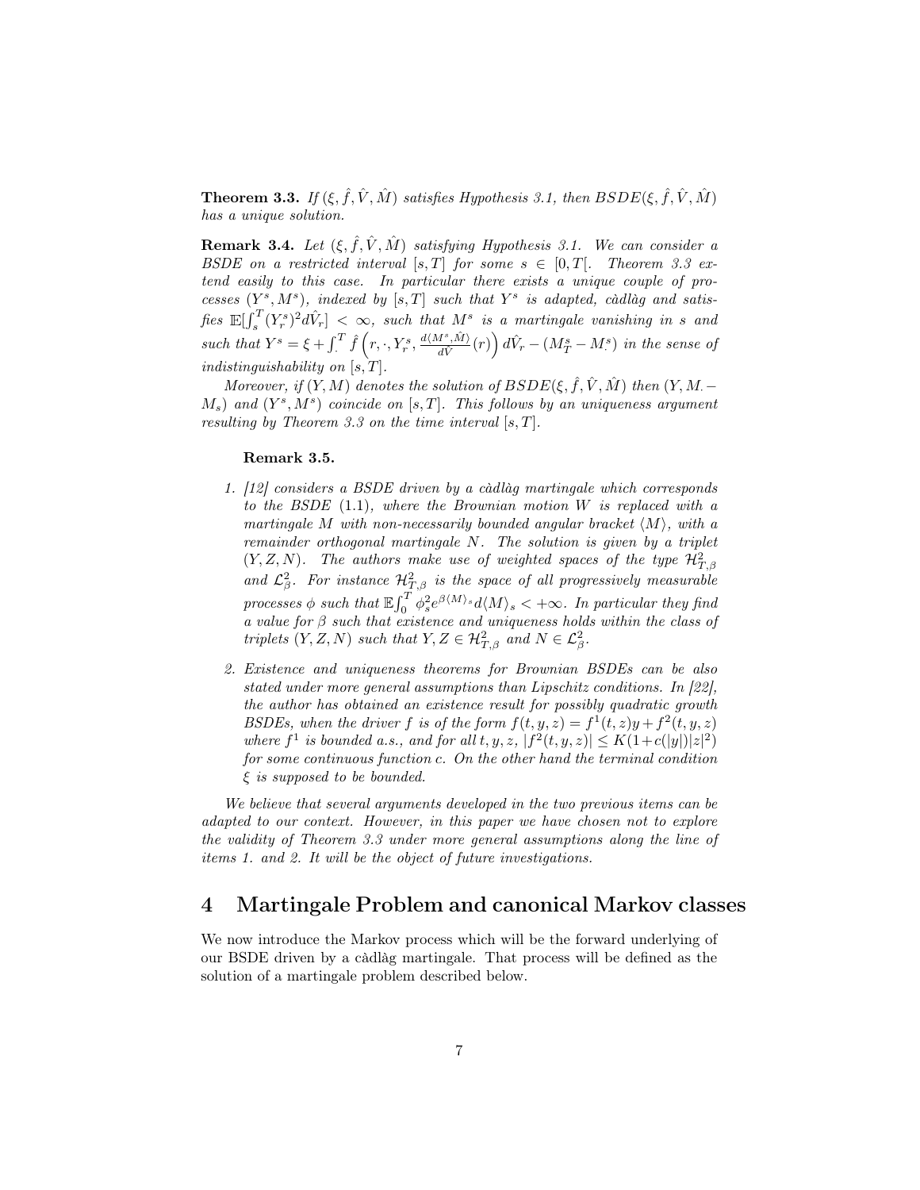**Theorem 3.3.** *If $(\xi, \hat{f}, \hat{V}, \hat{M})$ satisfies Hypothesis 3.1, then $BSDE(\xi, \hat{f}, \hat{V}, \hat{M})$ has a unique solution.*

**Remark 3.4.** *Let $(\xi, \hat{f}, \hat{V}, \hat{M})$ satisfying Hypothesis 3.1. We can consider a BSDE on a restricted interval $[s,T]$ for some $s \in [0,T[$. Theorem 3.3 extend easily to this case. In particular there exists a unique couple of processes $(Y^s, M^s)$, indexed by $[s,T]$ such that $Y^s$ is adapted, càdlàg and satisfies $\mathbb{E}[\int_s^T (Y_r^s)^2 d\hat{V}_r] < \infty$, such that $M^s$ is a martingale vanishing in $s$ and such that $Y^s = \xi + \int_\cdot^T \hat{f}\left(r, \cdot, Y_r^s, \frac{d\langle M^s, \hat{M}\rangle}{d\hat{V}}(r)\right) d\hat{V}_r - (M_T^s - M_\cdot^s)$ in the sense of indistinguishability on $[s,T]$.*

*Moreover, if $(Y, M)$ denotes the solution of $BSDE(\xi, \hat{f}, \hat{V}, \hat{M})$ then $(Y, M_\cdot - M_s)$ and $(Y^s, M^s)$ coincide on $[s,T]$. This follows by an uniqueness argument resulting by Theorem 3.3 on the time interval $[s,T]$.*

**Remark 3.5.**

1. *[12] considers a BSDE driven by a càdlàg martingale which corresponds to the BSDE (1.1), where the Brownian motion $W$ is replaced with a martingale $M$ with non-necessarily bounded angular bracket $\langle M \rangle$, with a remainder orthogonal martingale $N$. The solution is given by a triplet $(Y, Z, N)$. The authors make use of weighted spaces of the type $\mathcal{H}^2_{T,\beta}$ and $\mathcal{L}^2_\beta$. For instance $\mathcal{H}^2_{T,\beta}$ is the space of all progressively measurable processes $\phi$ such that $\mathbb{E}\int_0^T \phi_s^2 e^{\beta \langle M \rangle_s} d\langle M \rangle_s < +\infty$. In particular they find a value for $\beta$ such that existence and uniqueness holds within the class of triplets $(Y, Z, N)$ such that $Y, Z \in \mathcal{H}^2_{T,\beta}$ and $N \in \mathcal{L}^2_\beta$.*

2. *Existence and uniqueness theorems for Brownian BSDEs can be also stated under more general assumptions than Lipschitz conditions. In [22], the author has obtained an existence result for possibly quadratic growth BSDEs, when the driver $f$ is of the form $f(t, y, z) = f^1(t, z)y + f^2(t, y, z)$ where $f^1$ is bounded a.s., and for all $t, y, z$, $|f^2(t, y, z)| \le K(1 + c(|y|)|z|^2)$ for some continuous function $c$. On the other hand the terminal condition $\xi$ is supposed to be bounded.*

*We believe that several arguments developed in the two previous items can be adapted to our context. However, in this paper we have chosen not to explore the validity of Theorem 3.3 under more general assumptions along the line of items 1. and 2. It will be the object of future investigations.*

# 4 Martingale Problem and canonical Markov classes

We now introduce the Markov process which will be the forward underlying of our BSDE driven by a càdlàg martingale. That process will be defined as the solution of a martingale problem described below.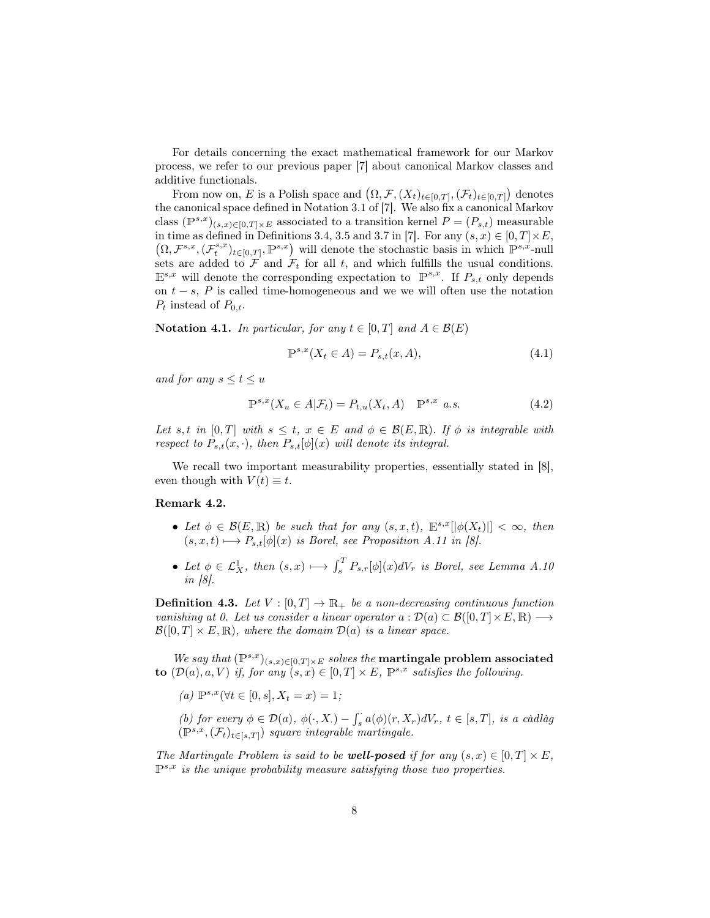For details concerning the exact mathematical framework for our Markov process, we refer to our previous paper [7] about canonical Markov classes and additive functionals.

From now on, $E$ is a Polish space and $\left(\Omega, \mathcal{F}, (X_t)_{t\in[0,T]}, (\mathcal{F}_t)_{t\in[0,T]}\right)$ denotes the canonical space defined in Notation 3.1 of [7]. We also fix a canonical Markov class $(\mathbb{P}^{s,x})_{(s,x)\in[0,T]\times E}$ associated to a transition kernel $P = (P_{s,t})$ measurable in time as defined in Definitions 3.4, 3.5 and 3.7 in [7]. For any $(s,x) \in [0,T]\times E$, $\left(\Omega, \mathcal{F}^{s,x}, (\mathcal{F}^{s,x}_t)_{t\in[0,T]}, \mathbb{P}^{s,x}\right)$ will denote the stochastic basis in which $\mathbb{P}^{s,x}$-null sets are added to $\mathcal{F}$ and $\mathcal{F}_t$ for all $t$, and which fulfills the usual conditions. $\mathbb{E}^{s,x}$ will denote the corresponding expectation to $\mathbb{P}^{s,x}$. If $P_{s,t}$ only depends on $t-s$, $P$ is called time-homogeneous and we we will often use the notation $P_t$ instead of $P_{0,t}$.

**Notation 4.1.** *In particular, for any $t \in [0,T]$ and $A \in \mathcal{B}(E)$*

$$\mathbb{P}^{s,x}(X_t \in A) = P_{s,t}(x, A), \tag{4.1}$$

*and for any $s \leq t \leq u$*

$$\mathbb{P}^{s,x}(X_u \in A|\mathcal{F}_t) = P_{t,u}(X_t, A) \quad \mathbb{P}^{s,x} \text{ a.s.} \tag{4.2}$$

*Let $s,t$ in $[0,T]$ with $s \leq t$, $x \in E$ and $\phi \in \mathcal{B}(E,\mathbb{R})$. If $\phi$ is integrable with respect to $P_{s,t}(x,\cdot)$, then $P_{s,t}[\phi](x)$ will denote its integral.*

We recall two important measurability properties, essentially stated in [8], even though with $V(t) \equiv t$.

**Remark 4.2.**

- *Let $\phi \in \mathcal{B}(E,\mathbb{R})$ be such that for any $(s,x,t)$, $\mathbb{E}^{s,x}[|\phi(X_t)|] < \infty$, then $(s,x,t) \longmapsto P_{s,t}[\phi](x)$ is Borel, see Proposition A.11 in [8].*
- *Let $\phi \in \mathcal{L}^1_X$, then $(s,x) \longmapsto \int_s^T P_{s,r}[\phi](x)dV_r$ is Borel, see Lemma A.10 in [8].*

**Definition 4.3.** *Let $V : [0,T] \to \mathbb{R}_+$ be a non-decreasing continuous function vanishing at 0. Let us consider a linear operator $a : \mathcal{D}(a) \subset \mathcal{B}([0,T]\times E,\mathbb{R}) \longrightarrow \mathcal{B}([0,T]\times E,\mathbb{R})$, where the domain $\mathcal{D}(a)$ is a linear space.*

*We say that $(\mathbb{P}^{s,x})_{(s,x)\in[0,T]\times E}$ solves the* **martingale problem associated to** *$(\mathcal{D}(a), a, V)$ if, for any $(s,x) \in [0,T]\times E$, $\mathbb{P}^{s,x}$ satisfies the following.*

*(a) $\mathbb{P}^{s,x}(\forall t \in [0,s], X_t = x) = 1$;*

*(b) for every $\phi \in \mathcal{D}(a)$, $\phi(\cdot, X_\cdot) - \int_s^\cdot a(\phi)(r, X_r)dV_r$, $t \in [s,T]$, is a càdlàg $(\mathbb{P}^{s,x}, (\mathcal{F}_t)_{t\in[s,T]})$ square integrable martingale.*

*The Martingale Problem is said to be* ***well-posed*** *if for any $(s,x) \in [0,T]\times E$, $\mathbb{P}^{s,x}$ is the unique probability measure satisfying those two properties.*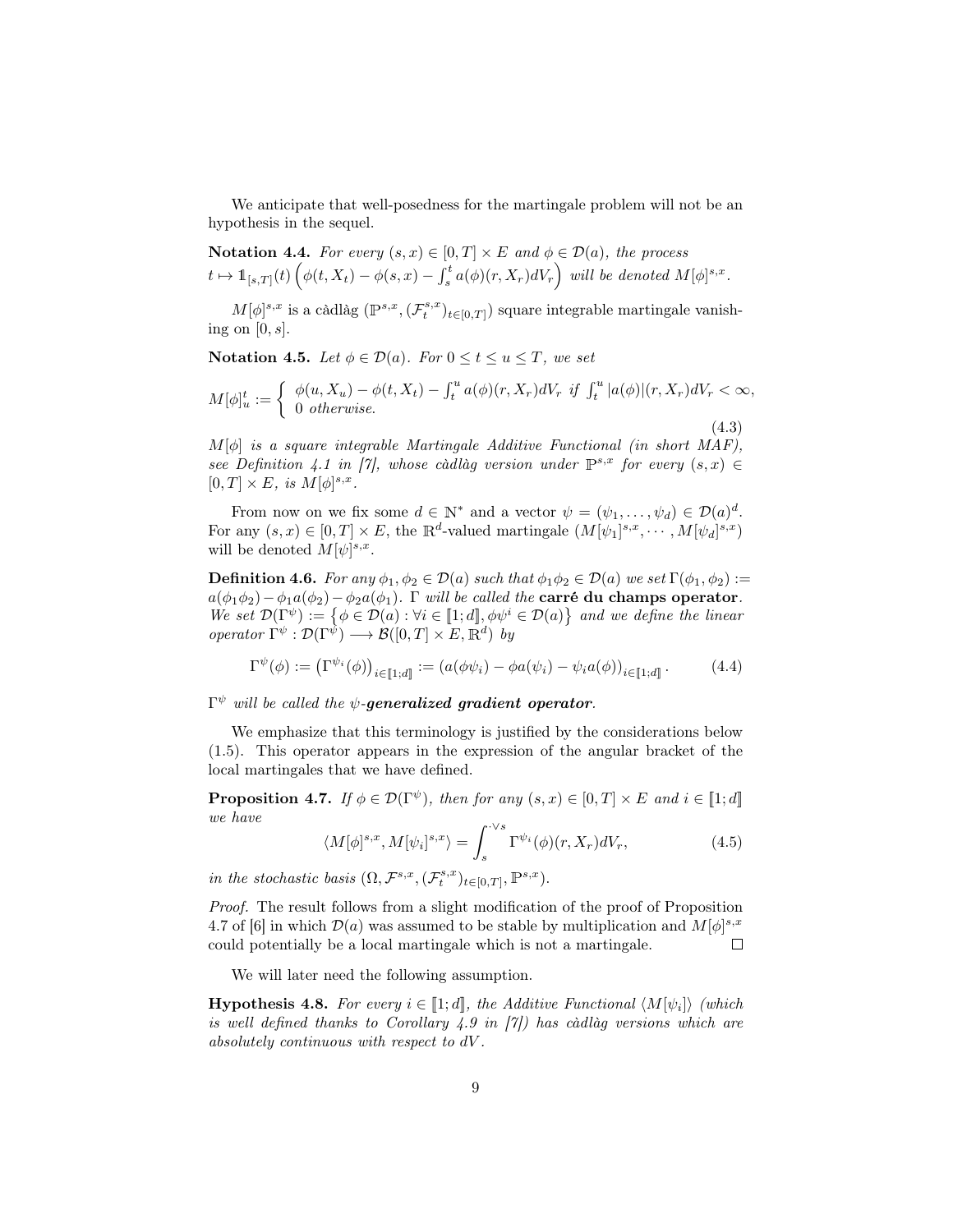We anticipate that well-posedness for the martingale problem will not be an hypothesis in the sequel.

**Notation 4.4.** *For every $(s,x) \in [0,T] \times E$ and $\phi \in \mathcal{D}(a)$, the process $t \mapsto \mathbb{1}_{[s,T]}(t)\left(\phi(t,X_t) - \phi(s,x) - \int_s^t a(\phi)(r,X_r)dV_r\right)$ will be denoted $M[\phi]^{s,x}$.*

$M[\phi]^{s,x}$ is a càdlàg $(\mathbb{P}^{s,x}, (\mathcal{F}_t^{s,x})_{t\in[0,T]})$ square integrable martingale vanishing on $[0,s]$.

**Notation 4.5.** *Let $\phi \in \mathcal{D}(a)$. For $0 \leq t \leq u \leq T$, we set*

$$M[\phi]_u^t := \begin{cases} \phi(u,X_u) - \phi(t,X_t) - \int_t^u a(\phi)(r,X_r)dV_r & \text{if } \int_t^u |a(\phi)|(r,X_r)dV_r < \infty, \\ 0 & \text{otherwise.} \end{cases} \tag{4.3}$$

*$M[\phi]$ is a square integrable Martingale Additive Functional (in short MAF), see Definition 4.1 in [7], whose càdlàg version under $\mathbb{P}^{s,x}$ for every $(s,x) \in [0,T] \times E$, is $M[\phi]^{s,x}$.*

From now on we fix some $d \in \mathbb{N}^*$ and a vector $\psi = (\psi_1, \dots, \psi_d) \in \mathcal{D}(a)^d$. For any $(s,x) \in [0,T] \times E$, the $\mathbb{R}^d$-valued martingale $(M[\psi_1]^{s,x}, \cdots, M[\psi_d]^{s,x})$ will be denoted $M[\psi]^{s,x}$.

**Definition 4.6.** *For any $\phi_1, \phi_2 \in \mathcal{D}(a)$ such that $\phi_1\phi_2 \in \mathcal{D}(a)$ we set $\Gamma(\phi_1,\phi_2) := a(\phi_1\phi_2) - \phi_1 a(\phi_2) - \phi_2 a(\phi_1)$. $\Gamma$ will be called the* **carré du champs operator***. We set $\mathcal{D}(\Gamma^\psi) := \left\{\phi \in \mathcal{D}(a) : \forall i \in [\![1;d]\!], \phi\psi^i \in \mathcal{D}(a)\right\}$ and we define the linear operator $\Gamma^\psi : \mathcal{D}(\Gamma^\psi) \longrightarrow \mathcal{B}([0,T] \times E, \mathbb{R}^d)$ by*

$$\Gamma^\psi(\phi) := \left(\Gamma^{\psi_i}(\phi)\right)_{i\in[\![1;d]\!]} := \left(a(\phi\psi_i) - \phi a(\psi_i) - \psi_i a(\phi)\right)_{i\in[\![1;d]\!]}. \tag{4.4}$$

*$\Gamma^\psi$ will be called the $\psi$-**generalized gradient operator**.*

We emphasize that this terminology is justified by the considerations below (1.5). This operator appears in the expression of the angular bracket of the local martingales that we have defined.

**Proposition 4.7.** *If $\phi \in \mathcal{D}(\Gamma^\psi)$, then for any $(s,x) \in [0,T] \times E$ and $i \in [\![1;d]\!]$ we have*

$$\langle M[\phi]^{s,x}, M[\psi_i]^{s,x}\rangle = \int_s^{\cdot\vee s} \Gamma^{\psi_i}(\phi)(r,X_r)dV_r, \tag{4.5}$$

*in the stochastic basis $(\Omega, \mathcal{F}^{s,x}, (\mathcal{F}_t^{s,x})_{t\in[0,T]}, \mathbb{P}^{s,x})$.*

*Proof.* The result follows from a slight modification of the proof of Proposition 4.7 of [6] in which $\mathcal{D}(a)$ was assumed to be stable by multiplication and $M[\phi]^{s,x}$ could potentially be a local martingale which is not a martingale. $\square$

We will later need the following assumption.

**Hypothesis 4.8.** *For every $i \in [\![1;d]\!]$, the Additive Functional $\langle M[\psi_i]\rangle$ (which is well defined thanks to Corollary 4.9 in [7]) has càdlàg versions which are absolutely continuous with respect to $dV$.*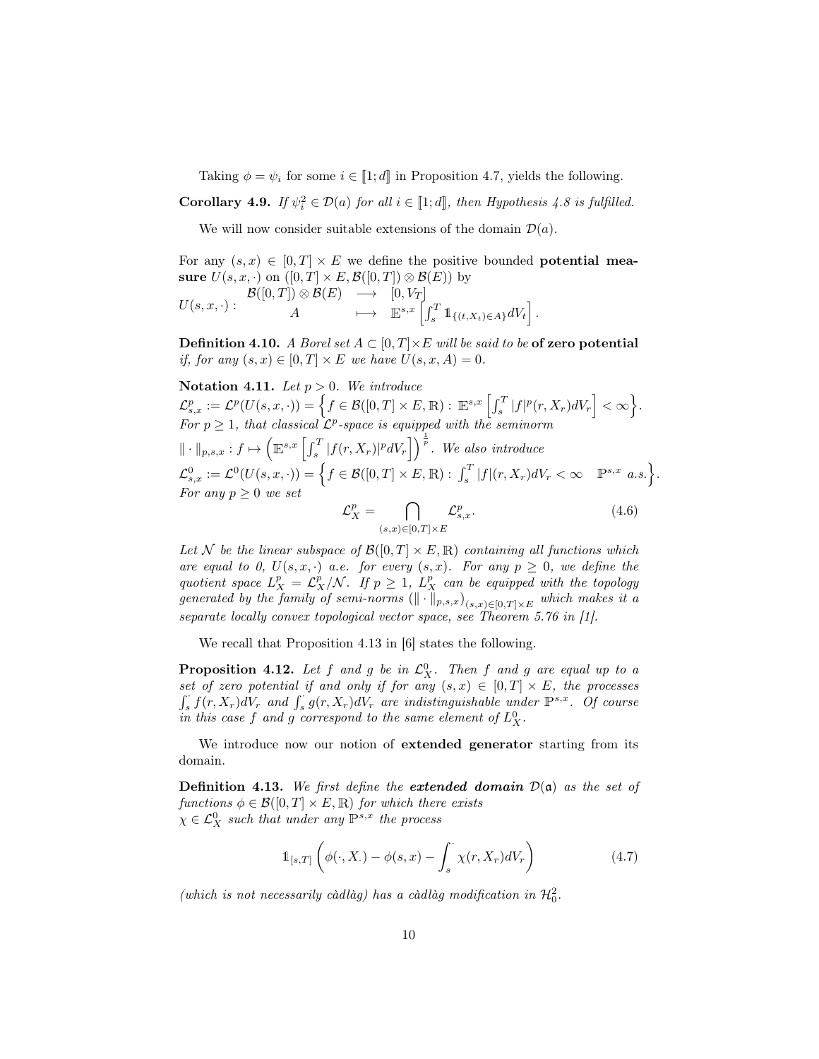Taking $\phi = \psi_i$ for some $i \in [\![1; d]\!]$ in Proposition 4.7, yields the following.

**Corollary 4.9.** *If $\psi_i^2 \in \mathcal{D}(a)$ for all $i \in [\![1; d]\!]$, then Hypothesis 4.8 is fulfilled.*

We will now consider suitable extensions of the domain $\mathcal{D}(a)$.

For any $(s, x) \in [0, T] \times E$ we define the positive bounded **potential measure** $U(s, x, \cdot)$ on $([0, T] \times E, \mathcal{B}([0, T]) \otimes \mathcal{B}(E))$ by

$$U(s,x,\cdot): \begin{array}{ccc} \mathcal{B}([0,T]) \otimes \mathcal{B}(E) & \longrightarrow & [0, V_T] \\ A & \longmapsto & \mathbb{E}^{s,x}\left[\int_s^T \mathbb{1}_{\{(t,X_t)\in A\}} dV_t\right]. \end{array}$$

**Definition 4.10.** *A Borel set $A \subset [0, T] \times E$ will be said to be* **of zero potential** *if, for any $(s, x) \in [0, T] \times E$ we have $U(s, x, A) = 0$.*

**Notation 4.11.** *Let $p > 0$. We introduce*
$\mathcal{L}^p_{s,x} := \mathcal{L}^p(U(s,x,\cdot)) = \left\{ f \in \mathcal{B}([0,T] \times E, \mathbb{R}) : \mathbb{E}^{s,x}\left[\int_s^T |f|^p(r, X_r) dV_r\right] < \infty \right\}$.
*For $p \geq 1$, that classical $\mathcal{L}^p$-space is equipped with the seminorm*
$\|\cdot\|_{p,s,x} : f \mapsto \left(\mathbb{E}^{s,x}\left[\int_s^T |f(r, X_r)|^p dV_r\right]\right)^{\frac{1}{p}}$. *We also introduce*
$\mathcal{L}^0_{s,x} := \mathcal{L}^0(U(s,x,\cdot)) = \left\{ f \in \mathcal{B}([0,T] \times E, \mathbb{R}) : \int_s^T |f|(r, X_r) dV_r < \infty \quad \mathbb{P}^{s,x} \text{ a.s.} \right\}$.
*For any $p \geq 0$ we set*

$$\mathcal{L}^p_X = \bigcap_{(s,x)\in[0,T]\times E} \mathcal{L}^p_{s,x}. \tag{4.6}$$

*Let $\mathcal{N}$ be the linear subspace of $\mathcal{B}([0, T] \times E, \mathbb{R})$ containing all functions which are equal to 0, $U(s, x, \cdot)$ a.e. for every $(s, x)$. For any $p \geq 0$, we define the quotient space $L^p_X = \mathcal{L}^p_X/\mathcal{N}$. If $p \geq 1$, $L^p_X$ can be equipped with the topology generated by the family of semi-norms $(\|\cdot\|_{p,s,x})_{(s,x)\in[0,T]\times E}$ which makes it a separate locally convex topological vector space, see Theorem 5.76 in [1].*

We recall that Proposition 4.13 in [6] states the following.

**Proposition 4.12.** *Let $f$ and $g$ be in $\mathcal{L}^0_X$. Then $f$ and $g$ are equal up to a set of zero potential if and only if for any $(s, x) \in [0, T] \times E$, the processes $\int_s^\cdot f(r, X_r)dV_r$ and $\int_s^\cdot g(r, X_r)dV_r$ are indistinguishable under $\mathbb{P}^{s,x}$. Of course in this case $f$ and $g$ correspond to the same element of $L^0_X$.*

We introduce now our notion of **extended generator** starting from its domain.

**Definition 4.13.** *We first define the* ***extended domain*** *$\mathcal{D}(\mathfrak{a})$ as the set of functions $\phi \in \mathcal{B}([0, T] \times E, \mathbb{R})$ for which there exists $\chi \in \mathcal{L}^0_X$ such that under any $\mathbb{P}^{s,x}$ the process*

$$\mathbb{1}_{[s,T]}\left(\phi(\cdot, X_\cdot) - \phi(s, x) - \int_s^\cdot \chi(r, X_r)dV_r\right) \tag{4.7}$$

*(which is not necessarily càdlàg) has a càdlàg modification in $\mathcal{H}^2_0$.*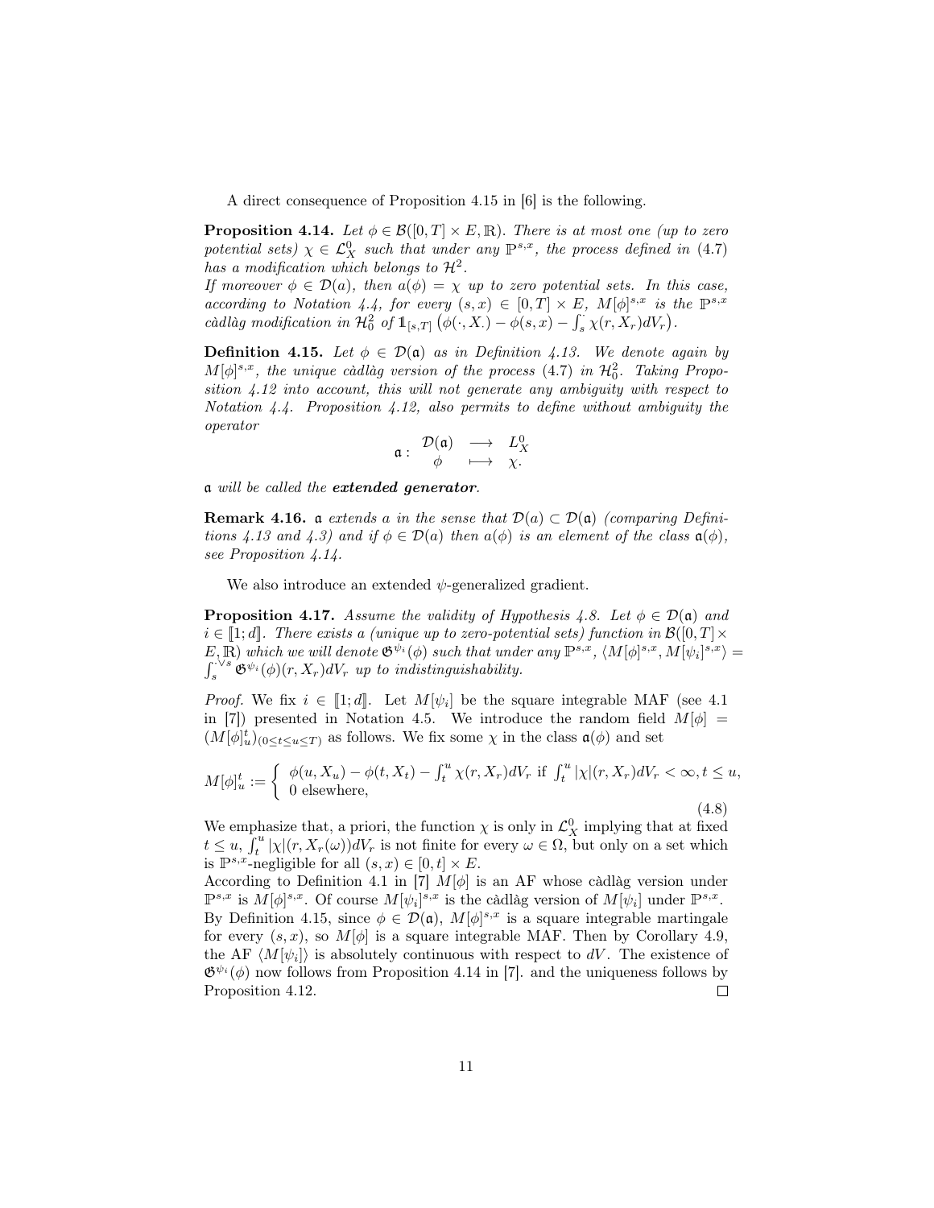A direct consequence of Proposition 4.15 in [6] is the following.

**Proposition 4.14.** *Let $\phi \in \mathcal{B}([0,T] \times E, \mathbb{R})$. There is at most one (up to zero potential sets) $\chi \in \mathcal{L}^0_X$ such that under any $\mathbb{P}^{s,x}$, the process defined in (4.7) has a modification which belongs to $\mathcal{H}^2$.*
*If moreover $\phi \in \mathcal{D}(a)$, then $a(\phi) = \chi$ up to zero potential sets. In this case, according to Notation 4.4, for every $(s,x) \in [0,T] \times E$, $M[\phi]^{s,x}$ is the $\mathbb{P}^{s,x}$ càdlàg modification in $\mathcal{H}^2_0$ of $\mathbb{1}_{[s,T]}\left(\phi(\cdot, X_\cdot) - \phi(s,x) - \int_s^{\cdot} \chi(r, X_r)dV_r\right)$.*

**Definition 4.15.** *Let $\phi \in \mathcal{D}(\mathfrak{a})$ as in Definition 4.13. We denote again by $M[\phi]^{s,x}$, the unique càdlàg version of the process (4.7) in $\mathcal{H}^2_0$. Taking Proposition 4.12 into account, this will not generate any ambiguity with respect to Notation 4.4. Proposition 4.12, also permits to define without ambiguity the operator*

$$\mathfrak{a} : \begin{array}{ccc} \mathcal{D}(\mathfrak{a}) & \longrightarrow & L^0_X \\ \phi & \longmapsto & \chi. \end{array}$$

*$\mathfrak{a}$ will be called the **extended generator**.*

**Remark 4.16.** *$\mathfrak{a}$ extends $a$ in the sense that $\mathcal{D}(a) \subset \mathcal{D}(\mathfrak{a})$ (comparing Definitions 4.13 and 4.3) and if $\phi \in \mathcal{D}(a)$ then $a(\phi)$ is an element of the class $\mathfrak{a}(\phi)$, see Proposition 4.14.*

We also introduce an extended $\psi$-generalized gradient.

**Proposition 4.17.** *Assume the validity of Hypothesis 4.8. Let $\phi \in \mathcal{D}(\mathfrak{a})$ and $i \in [\![1;d]\!]$. There exists a (unique up to zero-potential sets) function in $\mathcal{B}([0,T] \times E, \mathbb{R})$ which we will denote $\mathfrak{G}^{\psi_i}(\phi)$ such that under any $\mathbb{P}^{s,x}$, $\langle M[\phi]^{s,x}, M[\psi_i]^{s,x}\rangle = \int_s^{\cdot \vee s} \mathfrak{G}^{\psi_i}(\phi)(r, X_r)dV_r$ up to indistinguishability.*

*Proof.* We fix $i \in [\![1;d]\!]$. Let $M[\psi_i]$ be the square integrable MAF (see 4.1 in [7]) presented in Notation 4.5. We introduce the random field $M[\phi] = (M[\phi]^t_u)_{(0 \leq t \leq u \leq T)}$ as follows. We fix some $\chi$ in the class $\mathfrak{a}(\phi)$ and set

$$M[\phi]^t_u := \left\{ \begin{array}{l} \phi(u, X_u) - \phi(t, X_t) - \int_t^u \chi(r, X_r)dV_r \text{ if } \int_t^u |\chi|(r, X_r)dV_r < \infty, t \leq u, \\ 0 \text{ elsewhere,} \end{array} \right. \tag{4.8}$$

We emphasize that, a priori, the function $\chi$ is only in $\mathcal{L}^0_X$ implying that at fixed $t \leq u$, $\int_t^u |\chi|(r, X_r(\omega))dV_r$ is not finite for every $\omega \in \Omega$, but only on a set which is $\mathbb{P}^{s,x}$-negligible for all $(s,x) \in [0,t] \times E$.
According to Definition 4.1 in [7] $M[\phi]$ is an AF whose càdlàg version under $\mathbb{P}^{s,x}$ is $M[\phi]^{s,x}$. Of course $M[\psi_i]^{s,x}$ is the càdlàg version of $M[\psi_i]$ under $\mathbb{P}^{s,x}$.
By Definition 4.15, since $\phi \in \mathcal{D}(\mathfrak{a})$, $M[\phi]^{s,x}$ is a square integrable martingale for every $(s,x)$, so $M[\phi]$ is a square integrable MAF. Then by Corollary 4.9, the AF $\langle M[\psi_i]\rangle$ is absolutely continuous with respect to $dV$. The existence of $\mathfrak{G}^{\psi_i}(\phi)$ now follows from Proposition 4.14 in [7]. and the uniqueness follows by Proposition 4.12. $\square$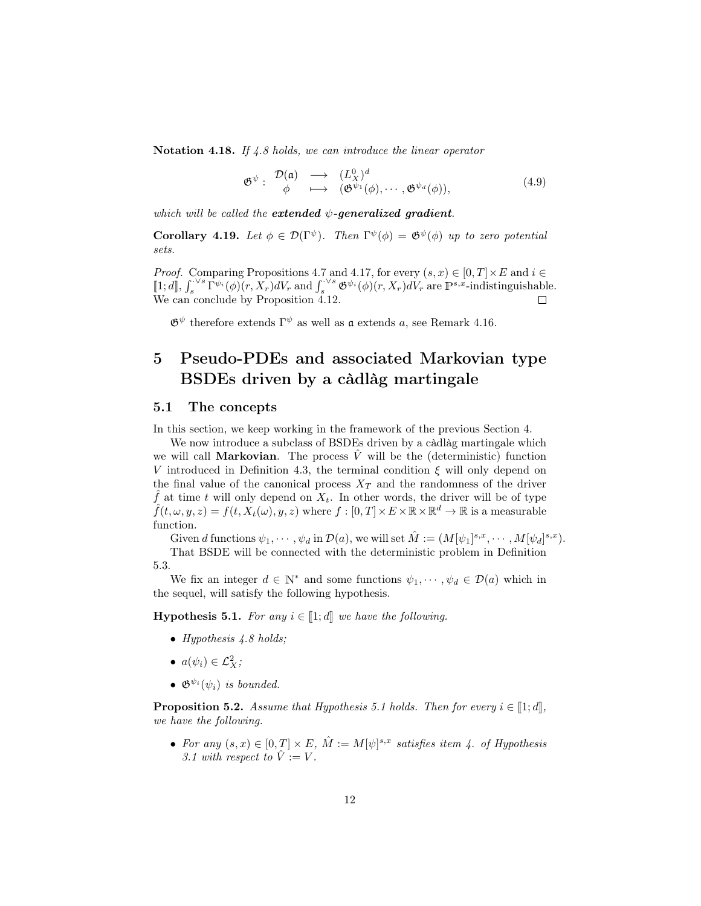**Notation 4.18.** *If 4.8 holds, we can introduce the linear operator*

$$\mathfrak{G}^{\psi}: \begin{array}{ccc} \mathcal{D}(\mathfrak{a}) & \longrightarrow & (L^0_X)^d \\ \phi & \longmapsto & (\mathfrak{G}^{\psi_1}(\phi), \cdots, \mathfrak{G}^{\psi_d}(\phi)), \end{array} \tag{4.9}$$

*which will be called the **extended** $\psi$**-generalized gradient**.*

**Corollary 4.19.** *Let $\phi \in \mathcal{D}(\Gamma^{\psi})$. Then $\Gamma^{\psi}(\phi) = \mathfrak{G}^{\psi}(\phi)$ up to zero potential sets.*

*Proof.* Comparing Propositions 4.7 and 4.17, for every $(s, x) \in [0, T] \times E$ and $i \in [\![1; d]\!]$, $\int_s^{\cdot \vee s} \Gamma^{\psi_i}(\phi)(r, X_r)dV_r$ and $\int_s^{\cdot \vee s} \mathfrak{G}^{\psi_i}(\phi)(r, X_r)dV_r$ are $\mathbb{P}^{s,x}$-indistinguishable. We can conclude by Proposition 4.12. ◻

$\mathfrak{G}^{\psi}$ therefore extends $\Gamma^{\psi}$ as well as $\mathfrak{a}$ extends $a$, see Remark 4.16.

# 5 Pseudo-PDEs and associated Markovian type BSDEs driven by a càdlàg martingale

## 5.1 The concepts

In this section, we keep working in the framework of the previous Section 4.

We now introduce a subclass of BSDEs driven by a càdlàg martingale which we will call **Markovian**. The process $\hat{V}$ will be the (deterministic) function $V$ introduced in Definition 4.3, the terminal condition $\xi$ will only depend on the final value of the canonical process $X_T$ and the randomness of the driver $\hat{f}$ at time $t$ will only depend on $X_t$. In other words, the driver will be of type $\hat{f}(t, \omega, y, z) = f(t, X_t(\omega), y, z)$ where $f : [0, T] \times E \times \mathbb{R} \times \mathbb{R}^d \to \mathbb{R}$ is a measurable function.

Given $d$ functions $\psi_1, \cdots, \psi_d$ in $\mathcal{D}(a)$, we will set $\hat{M} := (M[\psi_1]^{s,x}, \cdots, M[\psi_d]^{s,x})$.

That BSDE will be connected with the deterministic problem in Definition 5.3.

We fix an integer $d \in \mathbb{N}^*$ and some functions $\psi_1, \cdots, \psi_d \in \mathcal{D}(a)$ which in the sequel, will satisfy the following hypothesis.

**Hypothesis 5.1.** *For any $i \in [\![1; d]\!]$ we have the following.*

- *Hypothesis 4.8 holds;*
- *$a(\psi_i) \in \mathcal{L}^2_X$;*
- *$\mathfrak{G}^{\psi_i}(\psi_i)$ is bounded.*

**Proposition 5.2.** *Assume that Hypothesis 5.1 holds. Then for every $i \in [\![1; d]\!]$, we have the following.*

- *For any $(s, x) \in [0, T] \times E$, $\hat{M} := M[\psi]^{s,x}$ satisfies item 4. of Hypothesis 3.1 with respect to $\hat{V} := V$.*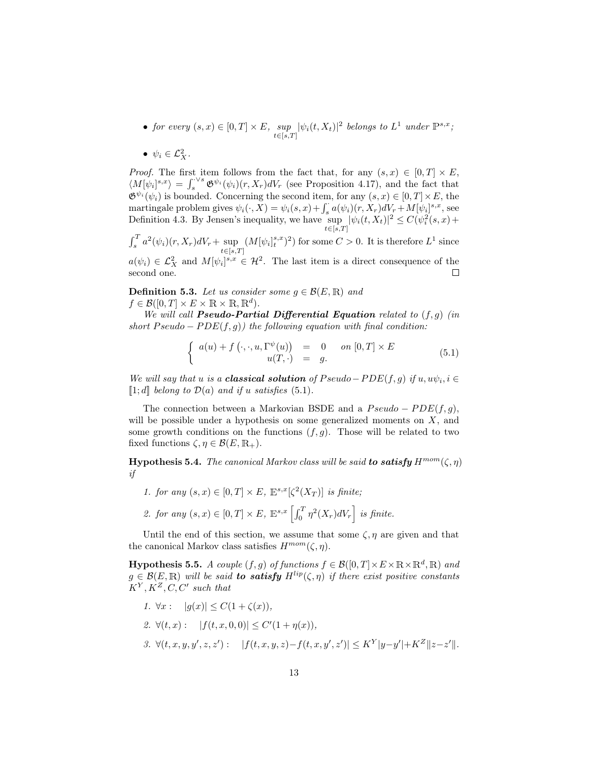- *for every* $(s,x) \in [0,T] \times E$, $\underset{t\in[s,T]}{sup} |\psi_i(t,X_t)|^2$ *belongs to* $L^1$ *under* $\mathbb{P}^{s,x}$*;*
- $\psi_i \in \mathcal{L}^2_X$.

*Proof.* The first item follows from the fact that, for any $(s,x) \in [0,T] \times E$, $\langle M[\psi_i]^{s,x}\rangle = \int_s^{\cdot\vee s} \mathfrak{G}^{\psi_i}(\psi_i)(r,X_r)dV_r$ (see Proposition 4.17), and the fact that $\mathfrak{G}^{\psi_i}(\psi_i)$ is bounded. Concerning the second item, for any $(s,x) \in [0,T]\times E$, the martingale problem gives $\psi_i(\cdot,X) = \psi_i(s,x) + \int_s^{\cdot} a(\psi_i)(r,X_r)dV_r + M[\psi_i]^{s,x}$, see Definition 4.3. By Jensen's inequality, we have $\underset{t\in[s,T]}{\sup} |\psi_i(t,X_t)|^2 \leq C(\psi_i^2(s,x) + \int_s^T a^2(\psi_i)(r,X_r)dV_r + \underset{t\in[s,T]}{\sup} (M[\psi_i]^{s,x}_t)^2)$ for some $C>0$. It is therefore $L^1$ since $a(\psi_i) \in \mathcal{L}^2_X$ and $M[\psi_i]^{s,x} \in \mathcal{H}^2$. The last item is a direct consequence of the second one. □

**Definition 5.3.** *Let us consider some* $g \in \mathcal{B}(E,\mathbb{R})$ *and* $f \in \mathcal{B}([0,T]\times E \times \mathbb{R} \times \mathbb{R}, \mathbb{R}^d)$.

*We will call* ***Pseudo-Partial Differential Equation*** *related to* $(f,g)$ *(in short* $Pseudo-PDE(f,g)$*) the following equation with final condition:*

$$\left\{ \begin{array}{rcll} a(u) + f\left(\cdot,\cdot,u,\Gamma^{\psi}(u)\right) & = & 0 & \text{on } [0,T]\times E \\ u(T,\cdot) & = & g. & \end{array}\right. \tag{5.1}$$

*We will say that* $u$ *is a* ***classical solution*** *of* $Pseudo-PDE(f,g)$ *if* $u, u\psi_i, i \in [\![1;d]\!]$ *belong to* $\mathcal{D}(a)$ *and if* $u$ *satisfies* (5.1).

The connection between a Markovian BSDE and a $Pseudo-PDE(f,g)$, will be possible under a hypothesis on some generalized moments on $X$, and some growth conditions on the functions $(f,g)$. Those will be related to two fixed functions $\zeta, \eta \in \mathcal{B}(E,\mathbb{R}_+)$.

**Hypothesis 5.4.** *The canonical Markov class will be said* ***to satisfy*** $H^{mom}(\zeta,\eta)$ *if*

1. *for any* $(s,x) \in [0,T]\times E$, $\mathbb{E}^{s,x}[\zeta^2(X_T)]$ *is finite;*
2. *for any* $(s,x) \in [0,T]\times E$, $\mathbb{E}^{s,x}\left[\int_0^T \eta^2(X_r)dV_r\right]$ *is finite.*

Until the end of this section, we assume that some $\zeta,\eta$ are given and that the canonical Markov class satisfies $H^{mom}(\zeta,\eta)$.

**Hypothesis 5.5.** *A couple* $(f,g)$ *of functions* $f \in \mathcal{B}([0,T]\times E\times\mathbb{R}\times\mathbb{R}^d,\mathbb{R})$ *and* $g \in \mathcal{B}(E,\mathbb{R})$ *will be said* ***to satisfy*** $H^{lip}(\zeta,\eta)$ *if there exist positive constants* $K^Y, K^Z, C, C'$ *such that*

1. $\forall x:\quad |g(x)| \leq C(1+\zeta(x))$,
2. $\forall (t,x):\quad |f(t,x,0,0)| \leq C'(1+\eta(x))$,
3. $\forall (t,x,y,y',z,z'):\quad |f(t,x,y,z) - f(t,x,y',z')| \leq K^Y|y-y'| + K^Z\|z-z'\|$.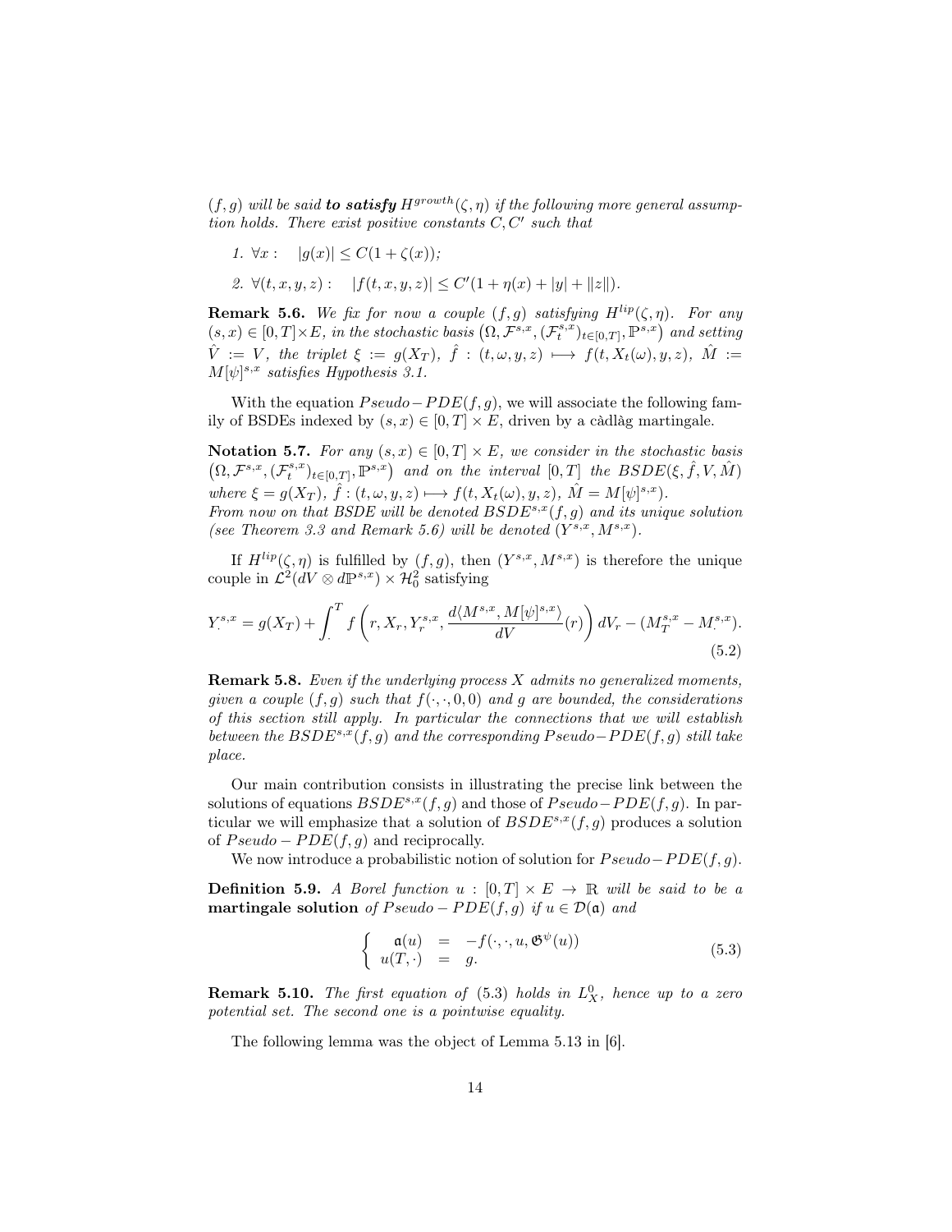$(f,g)$ will be said **to satisfy** $H^{growth}(\zeta,\eta)$ if the following more general assumption holds. There exist positive constants $C, C'$ such that

1. $\forall x: \quad |g(x)| \leq C(1+\zeta(x))$;
2. $\forall (t,x,y,z): \quad |f(t,x,y,z)| \leq C'(1+\eta(x)+|y|+\|z\|)$.

**Remark 5.6.** *We fix for now a couple $(f,g)$ satisfying $H^{lip}(\zeta,\eta)$. For any $(s,x)\in[0,T]\times E$, in the stochastic basis $\left(\Omega,\mathcal{F}^{s,x},(\mathcal{F}^{s,x}_t)_{t\in[0,T]},\mathbb{P}^{s,x}\right)$ and setting $\hat{V}:=V$, the triplet $\xi:=g(X_T)$, $\hat{f}:(t,\omega,y,z)\longmapsto f(t,X_t(\omega),y,z)$, $\hat{M}:=M[\psi]^{s,x}$ satisfies Hypothesis 3.1.*

With the equation $Pseudo-PDE(f,g)$, we will associate the following family of BSDEs indexed by $(s,x)\in[0,T]\times E$, driven by a càdlàg martingale.

**Notation 5.7.** *For any $(s,x)\in[0,T]\times E$, we consider in the stochastic basis $\left(\Omega,\mathcal{F}^{s,x},(\mathcal{F}^{s,x}_t)_{t\in[0,T]},\mathbb{P}^{s,x}\right)$ and on the interval $[0,T]$ the $BSDE(\xi,\hat{f},V,\hat{M})$ where $\xi=g(X_T)$, $\hat{f}:(t,\omega,y,z)\longmapsto f(t,X_t(\omega),y,z)$, $\hat{M}=M[\psi]^{s,x})$.*
*From now on that BSDE will be denoted $BSDE^{s,x}(f,g)$ and its unique solution (see Theorem 3.3 and Remark 5.6) will be denoted $(Y^{s,x},M^{s,x})$.*

If $H^{lip}(\zeta,\eta)$ is fulfilled by $(f,g)$, then $(Y^{s,x},M^{s,x})$ is therefore the unique couple in $\mathcal{L}^2(dV\otimes d\mathbb{P}^{s,x})\times\mathcal{H}^2_0$ satisfying

$$Y^{s,x}_{\cdot}=g(X_T)+\int_{\cdot}^{T}f\left(r,X_r,Y^{s,x}_r,\frac{d\langle M^{s,x},M[\psi]^{s,x}\rangle}{dV}(r)\right)dV_r-(M^{s,x}_T-M^{s,x}_{\cdot}). \tag{5.2}$$

**Remark 5.8.** *Even if the underlying process $X$ admits no generalized moments, given a couple $(f,g)$ such that $f(\cdot,\cdot,0,0)$ and $g$ are bounded, the considerations of this section still apply. In particular the connections that we will establish between the $BSDE^{s,x}(f,g)$ and the corresponding $Pseudo-PDE(f,g)$ still take place.*

Our main contribution consists in illustrating the precise link between the solutions of equations $BSDE^{s,x}(f,g)$ and those of $Pseudo-PDE(f,g)$. In particular we will emphasize that a solution of $BSDE^{s,x}(f,g)$ produces a solution of $Pseudo-PDE(f,g)$ and reciprocally.

We now introduce a probabilistic notion of solution for $Pseudo-PDE(f,g)$.

**Definition 5.9.** *A Borel function $u:[0,T]\times E\rightarrow\mathbb{R}$ will be said to be a* **martingale solution** *of $Pseudo-PDE(f,g)$ if $u\in\mathcal{D}(\mathfrak{a})$ and*

$$\left\{\begin{array}{rcl}\mathfrak{a}(u)&=&-f(\cdot,\cdot,u,\mathfrak{G}^{\psi}(u))\\ u(T,\cdot)&=&g.\end{array}\right. \tag{5.3}$$

**Remark 5.10.** *The first equation of (5.3) holds in $L^0_X$, hence up to a zero potential set. The second one is a pointwise equality.*

The following lemma was the object of Lemma 5.13 in [6].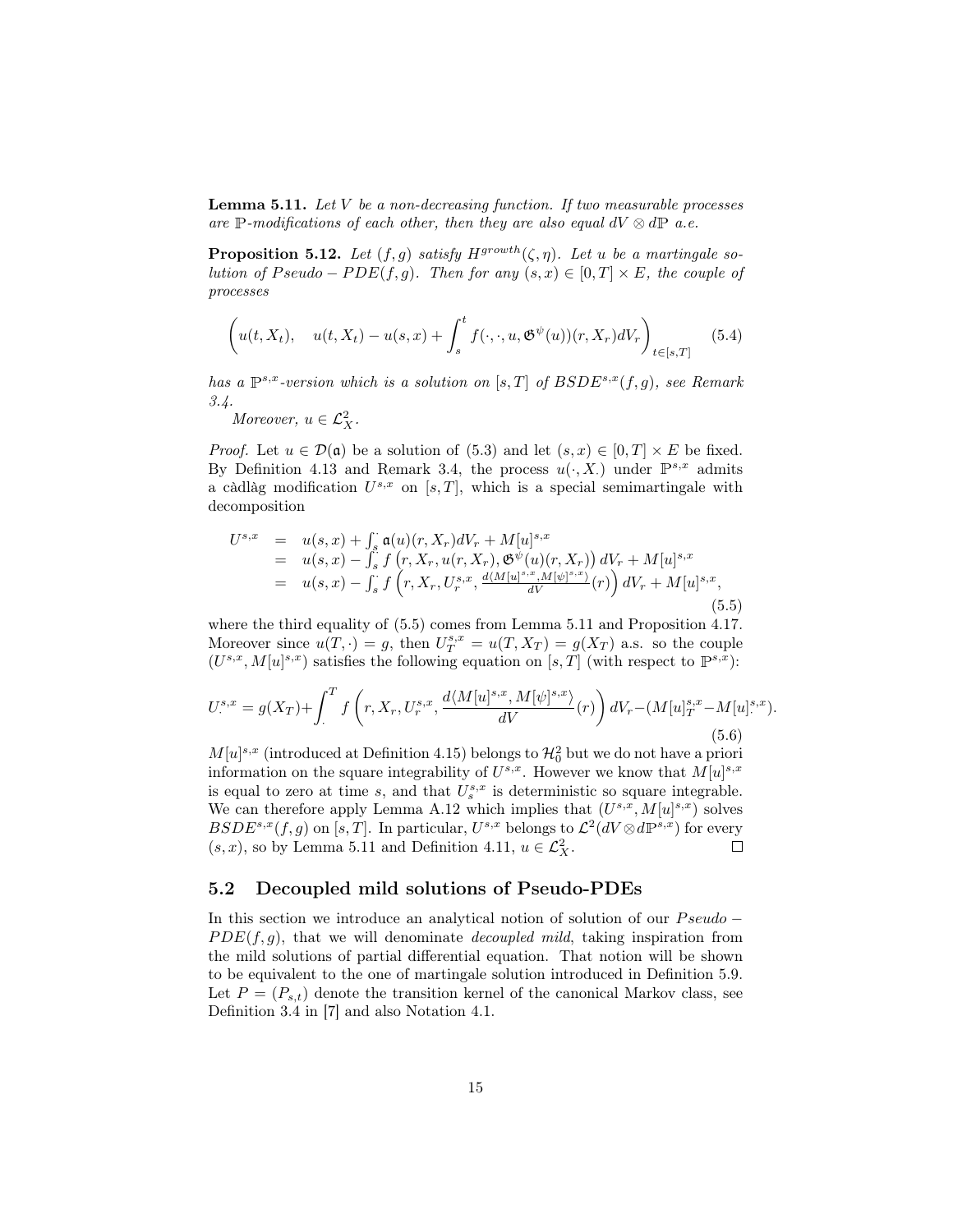**Lemma 5.11.** *Let $V$ be a non-decreasing function. If two measurable processes are $\mathbb{P}$-modifications of each other, then they are also equal $dV \otimes d\mathbb{P}$ a.e.*

**Proposition 5.12.** *Let $(f, g)$ satisfy $H^{growth}(\zeta, \eta)$. Let $u$ be a martingale solution of $Pseudo - PDE(f, g)$. Then for any $(s, x) \in [0, T] \times E$, the couple of processes*

$$\left( u(t, X_t), \quad u(t, X_t) - u(s, x) + \int_s^t f(\cdot, \cdot, u, \mathfrak{G}^\psi(u))(r, X_r) dV_r \right)_{t \in [s,T]} \tag{5.4}$$

*has a $\mathbb{P}^{s,x}$-version which is a solution on $[s, T]$ of $BSDE^{s,x}(f, g)$, see Remark 3.4.*

*Moreover, $u \in \mathcal{L}^2_X$.*

*Proof.* Let $u \in \mathcal{D}(\mathfrak{a})$ be a solution of (5.3) and let $(s, x) \in [0, T] \times E$ be fixed. By Definition 4.13 and Remark 3.4, the process $u(\cdot, X_\cdot)$ under $\mathbb{P}^{s,x}$ admits a càdlàg modification $U^{s,x}$ on $[s, T]$, which is a special semimartingale with decomposition

$$\begin{array}{rcl} U^{s,x} & = & u(s,x) + \int_s^\cdot \mathfrak{a}(u)(r, X_r) dV_r + M[u]^{s,x} \\ & = & u(s,x) - \int_s^\cdot f\left(r, X_r, u(r, X_r), \mathfrak{G}^\psi(u)(r, X_r)\right) dV_r + M[u]^{s,x} \\ & = & u(s,x) - \int_s^\cdot f\left(r, X_r, U_r^{s,x}, \frac{d\langle M[u]^{s,x}, M[\psi]^{s,x}\rangle}{dV}(r)\right) dV_r + M[u]^{s,x}, \end{array} \tag{5.5}$$

where the third equality of (5.5) comes from Lemma 5.11 and Proposition 4.17. Moreover since $u(T, \cdot) = g$, then $U_T^{s,x} = u(T, X_T) = g(X_T)$ a.s. so the couple $(U^{s,x}, M[u]^{s,x})$ satisfies the following equation on $[s, T]$ (with respect to $\mathbb{P}^{s,x}$):

$$U_\cdot^{s,x} = g(X_T) + \int_\cdot^T f\left(r, X_r, U_r^{s,x}, \frac{d\langle M[u]^{s,x}, M[\psi]^{s,x}\rangle}{dV}(r)\right) dV_r - (M[u]_T^{s,x} - M[u]_\cdot^{s,x}). \tag{5.6}$$

$M[u]^{s,x}$ (introduced at Definition 4.15) belongs to $\mathcal{H}^2_0$ but we do not have a priori information on the square integrability of $U^{s,x}$. However we know that $M[u]^{s,x}$ is equal to zero at time $s$, and that $U_s^{s,x}$ is deterministic so square integrable. We can therefore apply Lemma A.12 which implies that $(U^{s,x}, M[u]^{s,x})$ solves $BSDE^{s,x}(f, g)$ on $[s, T]$. In particular, $U^{s,x}$ belongs to $\mathcal{L}^2(dV \otimes d\mathbb{P}^{s,x})$ for every $(s, x)$, so by Lemma 5.11 and Definition 4.11, $u \in \mathcal{L}^2_X$. □

## 5.2 Decoupled mild solutions of Pseudo-PDEs

In this section we introduce an analytical notion of solution of our $Pseudo - PDE(f, g)$, that we will denominate *decoupled mild*, taking inspiration from the mild solutions of partial differential equation. That notion will be shown to be equivalent to the one of martingale solution introduced in Definition 5.9. Let $P = (P_{s,t})$ denote the transition kernel of the canonical Markov class, see Definition 3.4 in [7] and also Notation 4.1.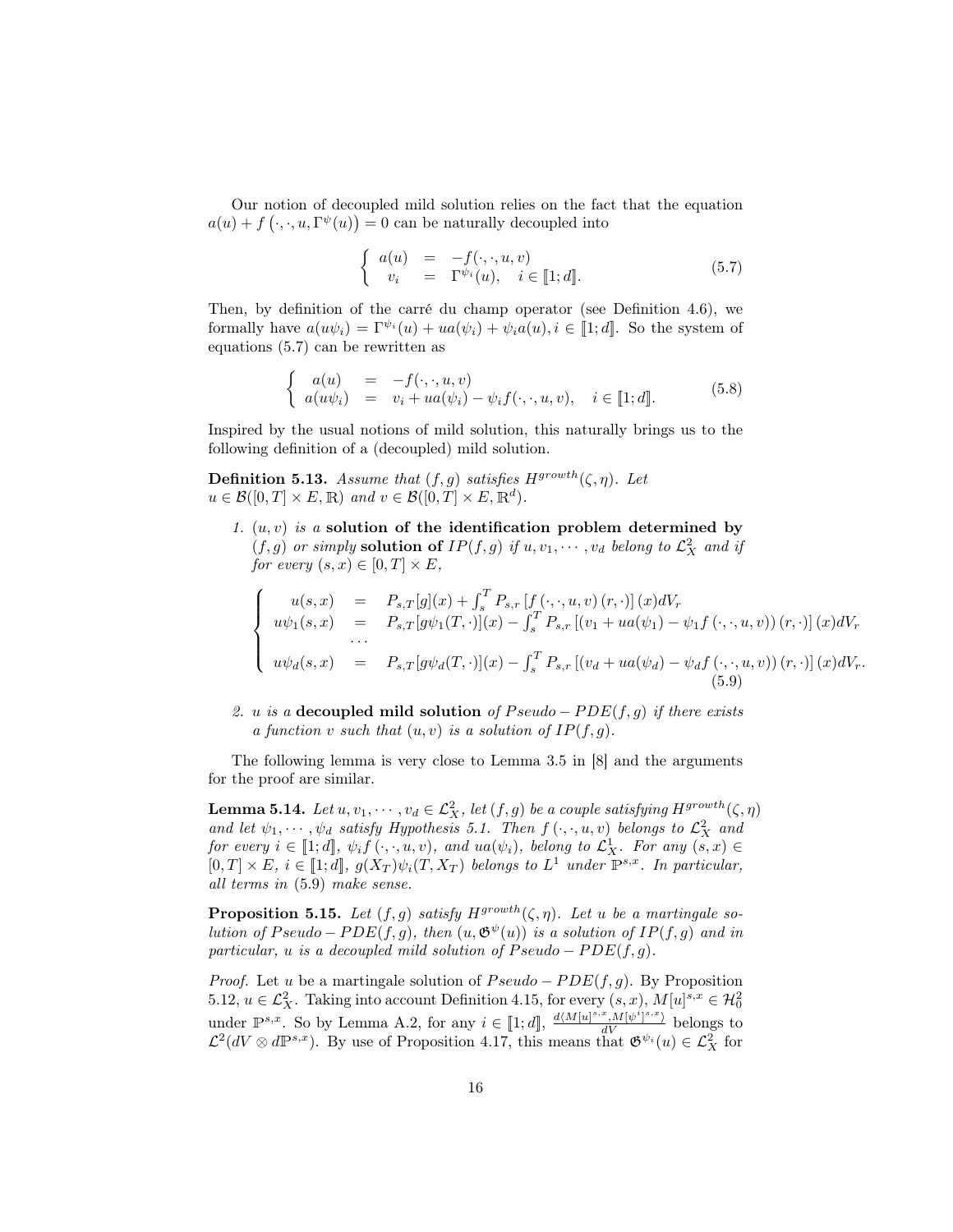Our notion of decoupled mild solution relies on the fact that the equation $a(u) + f\left(\cdot,\cdot,u,\Gamma^{\psi}(u)\right) = 0$ can be naturally decoupled into

$$\left\{ \begin{array}{rcl} a(u) & = & -f(\cdot,\cdot,u,v) \\ v_i & = & \Gamma^{\psi_i}(u), \quad i \in [\![1;d]\!]. \end{array} \right. \tag{5.7}$$

Then, by definition of the carré du champ operator (see Definition 4.6), we formally have $a(u\psi_i) = \Gamma^{\psi_i}(u) + ua(\psi_i) + \psi_i a(u), i \in [\![1;d]\!]$. So the system of equations (5.7) can be rewritten as

$$\left\{ \begin{array}{rcl} a(u) & = & -f(\cdot,\cdot,u,v) \\ a(u\psi_i) & = & v_i + ua(\psi_i) - \psi_i f(\cdot,\cdot,u,v), \quad i \in [\![1;d]\!]. \end{array} \right. \tag{5.8}$$

Inspired by the usual notions of mild solution, this naturally brings us to the following definition of a (decoupled) mild solution.

**Definition 5.13.** *Assume that $(f,g)$ satisfies $H^{growth}(\zeta,\eta)$. Let $u \in \mathcal{B}([0,T]\times E,\mathbb{R})$ and $v \in \mathcal{B}([0,T]\times E,\mathbb{R}^d)$.*

1. *$(u,v)$ is a* **solution of the identification problem determined by** *$(f,g)$ or simply* **solution of** *$IP(f,g)$ if $u, v_1,\cdots,v_d$ belong to $\mathcal{L}^2_X$ and if for every $(s,x) \in [0,T]\times E$,*

$$\left\{ \begin{array}{rcl} u(s,x) & = & P_{s,T}[g](x) + \int_s^T P_{s,r}\left[f\left(\cdot,\cdot,u,v\right)(r,\cdot)\right](x)dV_r \\ u\psi_1(s,x) & = & P_{s,T}[g\psi_1(T,\cdot)](x) - \int_s^T P_{s,r}\left[\left(v_1 + ua(\psi_1) - \psi_1 f\left(\cdot,\cdot,u,v\right)\right)(r,\cdot)\right](x)dV_r \\ & \cdots & \\ u\psi_d(s,x) & = & P_{s,T}[g\psi_d(T,\cdot)](x) - \int_s^T P_{s,r}\left[\left(v_d + ua(\psi_d) - \psi_d f\left(\cdot,\cdot,u,v\right)\right)(r,\cdot)\right](x)dV_r. \end{array} \right. \tag{5.9}$$

2. *$u$ is a* **decoupled mild solution** *of $Pseudo-PDE(f,g)$ if there exists a function $v$ such that $(u,v)$ is a solution of $IP(f,g)$.*

The following lemma is very close to Lemma 3.5 in [8] and the arguments for the proof are similar.

**Lemma 5.14.** *Let $u, v_1,\cdots,v_d \in \mathcal{L}^2_X$, let $(f,g)$ be a couple satisfying $H^{growth}(\zeta,\eta)$ and let $\psi_1,\cdots,\psi_d$ satisfy Hypothesis 5.1. Then $f\left(\cdot,\cdot,u,v\right)$ belongs to $\mathcal{L}^2_X$ and for every $i \in [\![1;d]\!]$, $\psi_i f\left(\cdot,\cdot,u,v\right)$, and $ua(\psi_i)$, belong to $\mathcal{L}^1_X$. For any $(s,x) \in [0,T]\times E$, $i \in [\![1;d]\!]$, $g(X_T)\psi_i(T,X_T)$ belongs to $L^1$ under $\mathbb{P}^{s,x}$. In particular, all terms in (5.9) make sense.*

**Proposition 5.15.** *Let $(f,g)$ satisfy $H^{growth}(\zeta,\eta)$. Let $u$ be a martingale solution of $Pseudo-PDE(f,g)$, then $(u,\mathfrak{G}^{\psi}(u))$ is a solution of $IP(f,g)$ and in particular, $u$ is a decoupled mild solution of $Pseudo-PDE(f,g)$.*

*Proof.* Let $u$ be a martingale solution of $Pseudo-PDE(f,g)$. By Proposition 5.12, $u \in \mathcal{L}^2_X$. Taking into account Definition 4.15, for every $(s,x)$, $M[u]^{s,x} \in \mathcal{H}^2_0$ under $\mathbb{P}^{s,x}$. So by Lemma A.2, for any $i \in [\![1;d]\!]$, $\frac{d\langle M[u]^{s,x},M[\psi^i]^{s,x}\rangle}{dV}$ belongs to $\mathcal{L}^2(dV\otimes d\mathbb{P}^{s,x})$. By use of Proposition 4.17, this means that $\mathfrak{G}^{\psi_i}(u) \in \mathcal{L}^2_X$ for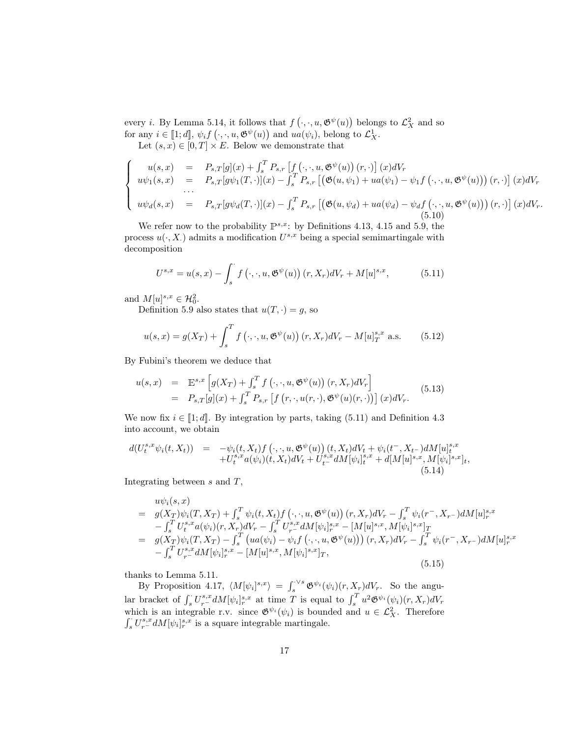every $i$. By Lemma 5.14, it follows that $f\left(\cdot,\cdot,u,\mathfrak{G}^{\psi}(u)\right)$ belongs to $\mathcal{L}^2_X$ and so for any $i\in[\![1;d]\!]$, $\psi_i f\left(\cdot,\cdot,u,\mathfrak{G}^{\psi}(u)\right)$ and $ua(\psi_i)$, belong to $\mathcal{L}^1_X$.

Let $(s,x)\in[0,T]\times E$. Below we demonstrate that

$$
\left\{
\begin{array}{rcl}
u(s,x) &=& P_{s,T}[g](x)+\int_s^T P_{s,r}\left[f\left(\cdot,\cdot,u,\mathfrak{G}^{\psi}(u)\right)(r,\cdot)\right](x)dV_r\\
u\psi_1(s,x) &=& P_{s,T}[g\psi_1(T,\cdot)](x)-\int_s^T P_{s,r}\left[\left(\mathfrak{G}(u,\psi_1)+ua(\psi_1)-\psi_1 f\left(\cdot,\cdot,u,\mathfrak{G}^{\psi}(u)\right)\right)(r,\cdot)\right](x)dV_r\\
&\cdots&\\
u\psi_d(s,x) &=& P_{s,T}[g\psi_d(T,\cdot)](x)-\int_s^T P_{s,r}\left[\left(\mathfrak{G}(u,\psi_d)+ua(\psi_d)-\psi_d f\left(\cdot,\cdot,u,\mathfrak{G}^{\psi}(u)\right)\right)(r,\cdot)\right](x)dV_r.
\end{array}
\right.
\tag{5.10}
$$

We refer now to the probability $\mathbb{P}^{s,x}$: by Definitions 4.13, 4.15 and 5.9, the process $u(\cdot,X_\cdot)$ admits a modification $U^{s,x}$ being a special semimartingale with decomposition

$$
U^{s,x}=u(s,x)-\int_s^{\cdot} f\left(\cdot,\cdot,u,\mathfrak{G}^{\psi}(u)\right)(r,X_r)dV_r+M[u]^{s,x},
\tag{5.11}
$$

and $M[u]^{s,x}\in\mathcal{H}^2_0$.

Definition 5.9 also states that $u(T,\cdot)=g$, so

$$
u(s,x)=g(X_T)+\int_s^T f\left(\cdot,\cdot,u,\mathfrak{G}^{\psi}(u)\right)(r,X_r)dV_r-M[u]^{s,x}_T \text{ a.s.}
\tag{5.12}
$$

By Fubini's theorem we deduce that

$$
\begin{array}{rcl}
u(s,x) &=& \mathbb{E}^{s,x}\left[g(X_T)+\int_s^T f\left(\cdot,\cdot,u,\mathfrak{G}^{\psi}(u)\right)(r,X_r)dV_r\right]\\
&=& P_{s,T}[g](x)+\int_s^T P_{s,r}\left[f\left(r,\cdot,u(r,\cdot),\mathfrak{G}^{\psi}(u)(r,\cdot)\right)\right](x)dV_r.
\end{array}
\tag{5.13}
$$

We now fix $i\in[\![1;d]\!]$. By integration by parts, taking (5.11) and Definition 4.3 into account, we obtain

$$
\begin{array}{rcl}
d(U^{s,x}_t\psi_i(t,X_t)) &=& -\psi_i(t,X_t)f\left(\cdot,\cdot,u,\mathfrak{G}^{\psi}(u)\right)(t,X_t)dV_t+\psi_i(t^-,X_{t^-})dM[u]^{s,x}_t\\
&& +U^{s,x}_t a(\psi_i)(t,X_t)dV_t+U^{s,x}_{t^-}dM[\psi_i]^{s,x}_t+d[M[u]^{s,x},M[\psi_i]^{s,x}]_t,
\end{array}
\tag{5.14}
$$

Integrating between $s$ and $T$,

$$
\begin{array}{rl}
& u\psi_i(s,x)\\
= & g(X_T)\psi_i(T,X_T)+\int_s^T\psi_i(t,X_t)f\left(\cdot,\cdot,u,\mathfrak{G}^{\psi}(u)\right)(r,X_r)dV_r-\int_s^T\psi_i(r^-,X_{r^-})dM[u]^{s,x}_r\\
& -\int_s^T U^{s,x}_t a(\psi_i)(r,X_r)dV_r-\int_s^T U^{s,x}_{r^-}dM[\psi_i]^{s,x}_r-[M[u]^{s,x},M[\psi_i]^{s,x}]_T\\
= & g(X_T)\psi_i(T,X_T)-\int_s^T\left(ua(\psi_i)-\psi_i f\left(\cdot,\cdot,u,\mathfrak{G}^{\psi}(u)\right)\right)(r,X_r)dV_r-\int_s^T\psi_i(r^-,X_{r^-})dM[u]^{s,x}_r\\
& -\int_s^T U^{s,x}_{r^-}dM[\psi_i]^{s,x}_r-[M[u]^{s,x},M[\psi_i]^{s,x}]_T,
\end{array}
\tag{5.15}
$$

thanks to Lemma 5.11.

By Proposition 4.17, $\langle M[\psi_i]^{s,x}\rangle=\int_s^{\cdot\vee s}\mathfrak{G}^{\psi_i}(\psi_i)(r,X_r)dV_r$. So the angular bracket of $\int_s^{\cdot} U^{s,x}_{r^-}dM[\psi_i]^{s,x}_r$ at time $T$ is equal to $\int_s^T u^2\mathfrak{G}^{\psi_i}(\psi_i)(r,X_r)dV_r$ which is an integrable r.v. since $\mathfrak{G}^{\psi_i}(\psi_i)$ is bounded and $u\in\mathcal{L}^2_X$. Therefore $\int_s^{\cdot} U^{s,x}_{r^-}dM[\psi_i]^{s,x}_r$ is a square integrable martingale.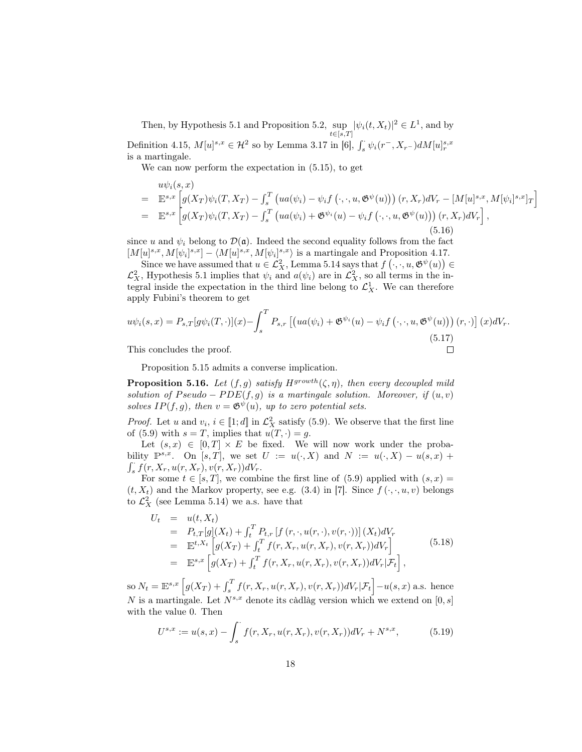Then, by Hypothesis 5.1 and Proposition 5.2, $\sup_{t\in[s,T]} |\psi_i(t, X_t)|^2 \in L^1$, and by Definition 4.15, $M[u]^{s,x} \in \mathcal{H}^2$ so by Lemma 3.17 in [6], $\int_s^\cdot \psi_i(r^-, X_{r^-})dM[u]^{s,x}_r$ is a martingale.

We can now perform the expectation in (5.15), to get

$$
\begin{array}{rl}
& u\psi_i(s,x) \\
= & \mathbb{E}^{s,x}\left[g(X_T)\psi_i(T,X_T) - \int_s^T \left(ua(\psi_i) - \psi_i f\left(\cdot,\cdot,u,\mathfrak{G}^\psi(u)\right)\right)(r,X_r)dV_r - [M[u]^{s,x}, M[\psi_i]^{s,x}]_T\right] \\
= & \mathbb{E}^{s,x}\left[g(X_T)\psi_i(T,X_T) - \int_s^T \left(ua(\psi_i) + \mathfrak{G}^{\psi_i}(u) - \psi_i f\left(\cdot,\cdot,u,\mathfrak{G}^\psi(u)\right)\right)(r,X_r)dV_r\right],
\end{array}
\tag{5.16}
$$

since $u$ and $\psi_i$ belong to $\mathcal{D}(\mathfrak{a})$. Indeed the second equality follows from the fact $[M[u]^{s,x}, M[\psi_i]^{s,x}] - \langle M[u]^{s,x}, M[\psi_i]^{s,x}\rangle$ is a martingale and Proposition 4.17.

Since we have assumed that $u \in \mathcal{L}^2_X$, Lemma 5.14 says that $f\left(\cdot,\cdot,u,\mathfrak{G}^\psi(u)\right) \in \mathcal{L}^2_X$, Hypothesis 5.1 implies that $\psi_i$ and $a(\psi_i)$ are in $\mathcal{L}^2_X$, so all terms in the integral inside the expectation in the third line belong to $\mathcal{L}^1_X$. We can therefore apply Fubini's theorem to get

$$
u\psi_i(s,x) = P_{s,T}[g\psi_i(T,\cdot)](x) - \int_s^T P_{s,r}\left[\left(ua(\psi_i) + \mathfrak{G}^{\psi_i}(u) - \psi_i f\left(\cdot,\cdot,u,\mathfrak{G}^\psi(u)\right)\right)(r,\cdot)\right](x)dV_r.
\tag{5.17}
$$

This concludes the proof. $\square$

Proposition 5.15 admits a converse implication.

**Proposition 5.16.** *Let $(f,g)$ satisfy $H^{growth}(\zeta,\eta)$, then every decoupled mild solution of $Pseudo-PDE(f,g)$ is a martingale solution. Moreover, if $(u,v)$ solves $IP(f,g)$, then $v = \mathfrak{G}^\psi(u)$, up to zero potential sets.*

*Proof.* Let $u$ and $v_i$, $i \in [\![1;d]\!]$ in $\mathcal{L}^2_X$ satisfy (5.9). We observe that the first line of (5.9) with $s = T$, implies that $u(T,\cdot) = g$.

Let $(s,x) \in [0,T]\times E$ be fixed. We will now work under the probability $\mathbb{P}^{s,x}$. On $[s,T]$, we set $U := u(\cdot,X)$ and $N := u(\cdot,X) - u(s,x) + \int_s^\cdot f(r,X_r,u(r,X_r),v(r,X_r))dV_r$.

For some $t \in [s,T]$, we combine the first line of (5.9) applied with $(s,x) = (t,X_t)$ and the Markov property, see e.g. (3.4) in [7]. Since $f(\cdot,\cdot,u,v)$ belongs to $\mathcal{L}^2_X$ (see Lemma 5.14) we a.s. have that

$$
\begin{array}{rcl}
U_t & = & u(t,X_t) \\
& = & P_{t,T}[g](X_t) + \int_t^T P_{t,r}\left[f\left(r,\cdot,u(r,\cdot),v(r,\cdot)\right)\right](X_t)dV_r \\
& = & \mathbb{E}^{t,X_t}\left[g(X_T) + \int_t^T f(r,X_r,u(r,X_r),v(r,X_r))dV_r\right] \\
& = & \mathbb{E}^{s,x}\left[g(X_T) + \int_t^T f(r,X_r,u(r,X_r),v(r,X_r))dV_r|\mathcal{F}_t\right],
\end{array}
\tag{5.18}
$$

so $N_t = \mathbb{E}^{s,x}\left[g(X_T) + \int_s^T f(r,X_r,u(r,X_r),v(r,X_r))dV_r|\mathcal{F}_t\right] - u(s,x)$ a.s. hence $N$ is a martingale. Let $N^{s,x}$ denote its càdlàg version which we extend on $[0,s]$ with the value 0. Then

$$
U^{s,x} := u(s,x) - \int_s^\cdot f(r,X_r,u(r,X_r),v(r,X_r))dV_r + N^{s,x},
\tag{5.19}
$$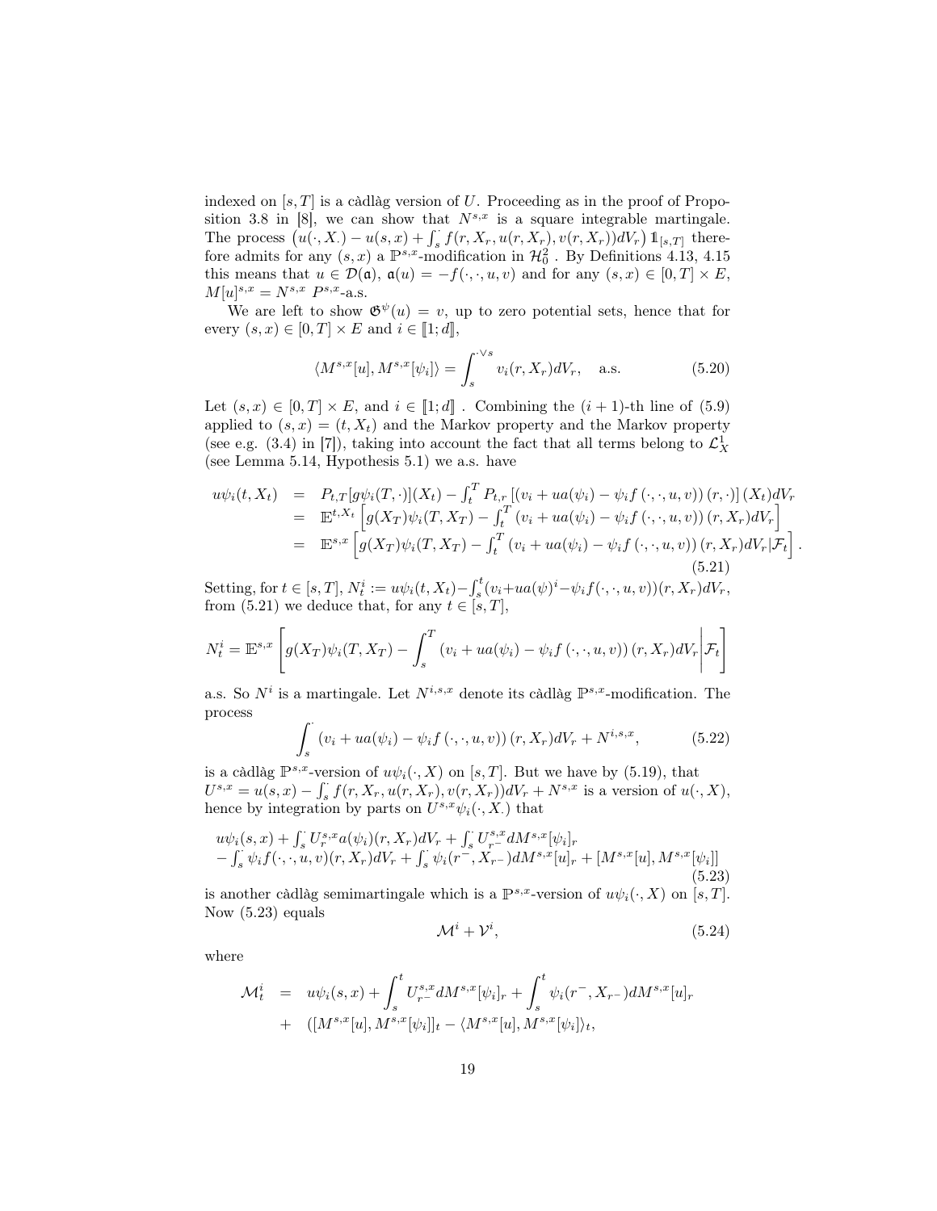indexed on $[s,T]$ is a càdlàg version of $U$. Proceeding as in the proof of Proposition 3.8 in [8], we can show that $N^{s,x}$ is a square integrable martingale. The process $\left(u(\cdot,X_\cdot) - u(s,x) + \int_s^\cdot f(r,X_r,u(r,X_r),v(r,X_r))dV_r\right)\mathbb{1}_{[s,T]}$ therefore admits for any $(s,x)$ a $\mathbb{P}^{s,x}$-modification in $\mathcal{H}^2_0$ . By Definitions 4.13, 4.15 this means that $u \in \mathcal{D}(\mathfrak{a})$, $\mathfrak{a}(u) = -f(\cdot,\cdot,u,v)$ and for any $(s,x) \in [0,T]\times E$, $M[u]^{s,x} = N^{s,x}$ $P^{s,x}$-a.s.

We are left to show $\mathfrak{G}^\psi(u) = v$, up to zero potential sets, hence that for every $(s,x) \in [0,T]\times E$ and $i \in [\![1;d]\!]$,

$$\langle M^{s,x}[u], M^{s,x}[\psi_i]\rangle = \int_s^{\cdot\vee s} v_i(r,X_r)dV_r, \quad \text{a.s.} \tag{5.20}$$

Let $(s,x) \in [0,T]\times E$, and $i \in [\![1;d]\!]$ . Combining the $(i+1)$-th line of (5.9) applied to $(s,x) = (t,X_t)$ and the Markov property and the Markov property (see e.g. (3.4) in [7]), taking into account the fact that all terms belong to $\mathcal{L}^1_X$ (see Lemma 5.14, Hypothesis 5.1) we a.s. have

$$\begin{array}{rcl} u\psi_i(t,X_t) &=& P_{t,T}[g\psi_i(T,\cdot)](X_t) - \int_t^T P_{t,r}\left[\left(v_i + ua(\psi_i) - \psi_i f\left(\cdot,\cdot,u,v\right)\right)(r,\cdot)\right](X_t)dV_r \\ &=& \mathbb{E}^{t,X_t}\left[g(X_T)\psi_i(T,X_T) - \int_t^T \left(v_i + ua(\psi_i) - \psi_i f\left(\cdot,\cdot,u,v\right)\right)(r,X_r)dV_r\right] \\ &=& \mathbb{E}^{s,x}\left[g(X_T)\psi_i(T,X_T) - \int_t^T \left(v_i + ua(\psi_i) - \psi_i f\left(\cdot,\cdot,u,v\right)\right)(r,X_r)dV_r|\mathcal{F}_t\right]. \end{array} \tag{5.21}$$

Setting, for $t \in [s,T]$, $N^i_t := u\psi_i(t,X_t) - \int_s^t (v_i + ua(\psi)^i - \psi_i f(\cdot,\cdot,u,v))(r,X_r)dV_r$, from (5.21) we deduce that, for any $t \in [s,T]$,

$$N^i_t = \mathbb{E}^{s,x}\left[g(X_T)\psi_i(T,X_T) - \int_s^T \left(v_i + ua(\psi_i) - \psi_i f\left(\cdot,\cdot,u,v\right)\right)(r,X_r)dV_r\middle|\mathcal{F}_t\right]$$

a.s. So $N^i$ is a martingale. Let $N^{i,s,x}$ denote its càdlàg $\mathbb{P}^{s,x}$-modification. The process

$$\int_s^\cdot \left(v_i + ua(\psi_i) - \psi_i f\left(\cdot,\cdot,u,v\right)\right)(r,X_r)dV_r + N^{i,s,x}, \tag{5.22}$$

is a càdlàg $\mathbb{P}^{s,x}$-version of $u\psi_i(\cdot,X)$ on $[s,T]$. But we have by (5.19), that $U^{s,x} = u(s,x) - \int_s^\cdot f(r,X_r,u(r,X_r),v(r,X_r))dV_r + N^{s,x}$ is a version of $u(\cdot,X)$, hence by integration by parts on $U^{s,x}\psi_i(\cdot,X_\cdot)$ that

$$\begin{array}{l} u\psi_i(s,x) + \int_s^\cdot U^{s,x}_r a(\psi_i)(r,X_r)dV_r + \int_s^\cdot U^{s,x}_{r^-}dM^{s,x}[\psi_i]_r \\ -\int_s^\cdot \psi_i f(\cdot,\cdot,u,v)(r,X_r)dV_r + \int_s^\cdot \psi_i(r^-,X_{r^-})dM^{s,x}[u]_r + [M^{s,x}[u],M^{s,x}[\psi_i]] \end{array} \tag{5.23}$$

is another càdlàg semimartingale which is a $\mathbb{P}^{s,x}$-version of $u\psi_i(\cdot,X)$ on $[s,T]$. Now (5.23) equals

$$\mathcal{M}^i + \mathcal{V}^i, \tag{5.24}$$

where

$$\begin{array}{rcl} \mathcal{M}^i_t &=& u\psi_i(s,x) + \displaystyle\int_s^t U^{s,x}_{r^-}dM^{s,x}[\psi_i]_r + \int_s^t \psi_i(r^-,X_{r^-})dM^{s,x}[u]_r \\ &+& ([M^{s,x}[u],M^{s,x}[\psi_i]]_t - \langle M^{s,x}[u],M^{s,x}[\psi_i]\rangle_t, \end{array}$$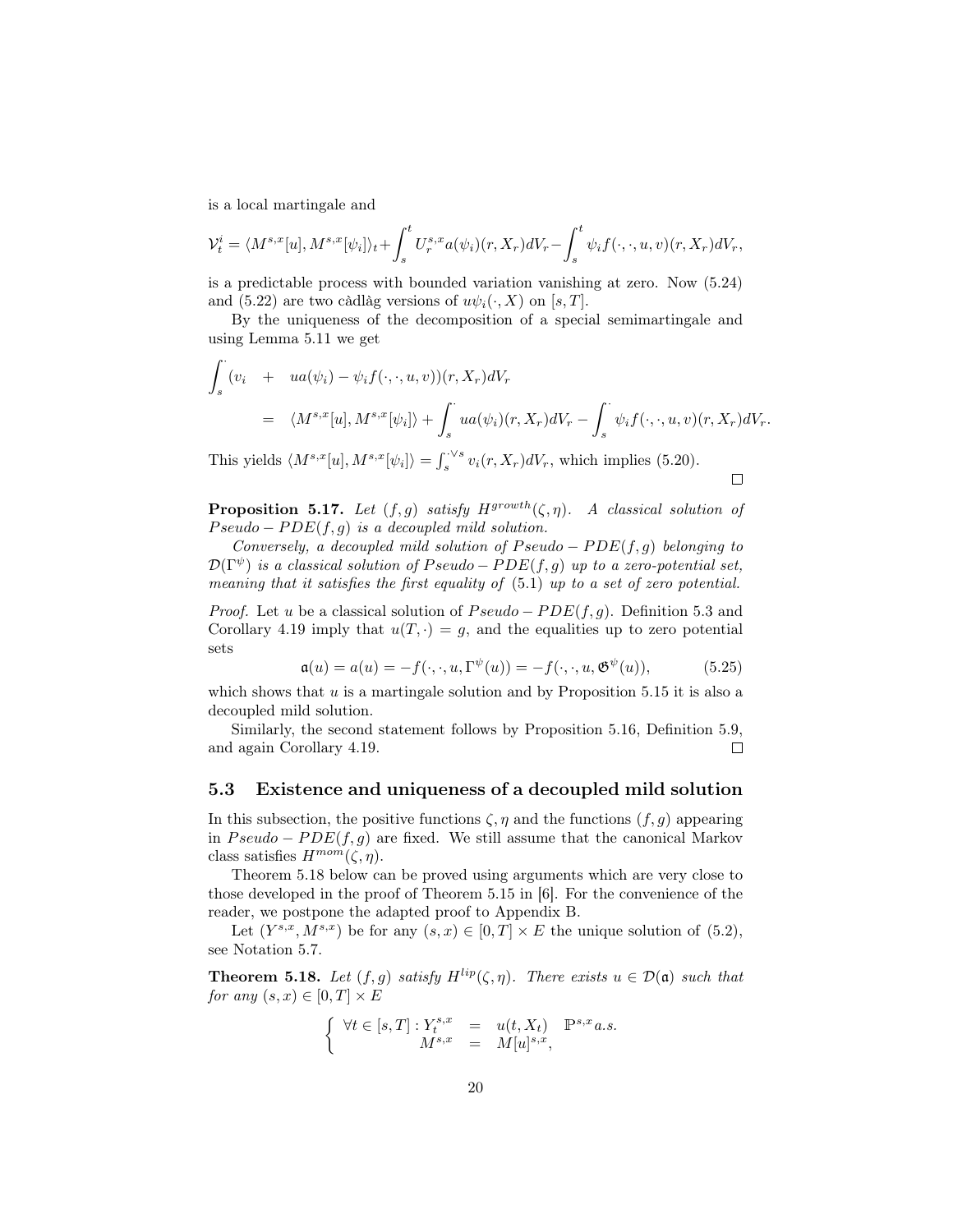is a local martingale and

$$\mathcal{V}^i_t = \langle M^{s,x}[u], M^{s,x}[\psi_i]\rangle_t + \int_s^t U^{s,x}_r a(\psi_i)(r,X_r)dV_r - \int_s^t \psi_i f(\cdot,\cdot,u,v)(r,X_r)dV_r,$$

is a predictable process with bounded variation vanishing at zero. Now (5.24) and (5.22) are two càdlàg versions of $u\psi_i(\cdot,X)$ on $[s,T]$.

By the uniqueness of the decomposition of a special semimartingale and using Lemma 5.11 we get

$$\begin{aligned}\int_s^{\cdot}(v_i \quad &+ \quad ua(\psi_i) - \psi_i f(\cdot,\cdot,u,v))(r,X_r)dV_r \\ &= \quad \langle M^{s,x}[u], M^{s,x}[\psi_i]\rangle + \int_s^{\cdot} ua(\psi_i)(r,X_r)dV_r - \int_s^{\cdot} \psi_i f(\cdot,\cdot,u,v)(r,X_r)dV_r.\end{aligned}$$

This yields $\langle M^{s,x}[u], M^{s,x}[\psi_i]\rangle = \int_s^{\cdot\vee s} v_i(r,X_r)dV_r$, which implies (5.20). □

**Proposition 5.17.** *Let $(f,g)$ satisfy $H^{growth}(\zeta,\eta)$. A classical solution of $Pseudo-PDE(f,g)$ is a decoupled mild solution.*

*Conversely, a decoupled mild solution of $Pseudo-PDE(f,g)$ belonging to $\mathcal{D}(\Gamma^\psi)$ is a classical solution of $Pseudo-PDE(f,g)$ up to a zero-potential set, meaning that it satisfies the first equality of (5.1) up to a set of zero potential.*

*Proof.* Let $u$ be a classical solution of $Pseudo-PDE(f,g)$. Definition 5.3 and Corollary 4.19 imply that $u(T,\cdot) = g$, and the equalities up to zero potential sets

$$\mathfrak{a}(u) = a(u) = -f(\cdot,\cdot,u,\Gamma^\psi(u)) = -f(\cdot,\cdot,u,\mathfrak{G}^\psi(u)), \tag{5.25}$$

which shows that $u$ is a martingale solution and by Proposition 5.15 it is also a decoupled mild solution.

Similarly, the second statement follows by Proposition 5.16, Definition 5.9, and again Corollary 4.19. □

### 5.3 Existence and uniqueness of a decoupled mild solution

In this subsection, the positive functions $\zeta,\eta$ and the functions $(f,g)$ appearing in $Pseudo-PDE(f,g)$ are fixed. We still assume that the canonical Markov class satisfies $H^{mom}(\zeta,\eta)$.

Theorem 5.18 below can be proved using arguments which are very close to those developed in the proof of Theorem 5.15 in [6]. For the convenience of the reader, we postpone the adapted proof to Appendix B.

Let $(Y^{s,x},M^{s,x})$ be for any $(s,x)\in[0,T]\times E$ the unique solution of (5.2), see Notation 5.7.

**Theorem 5.18.** *Let $(f,g)$ satisfy $H^{lip}(\zeta,\eta)$. There exists $u\in\mathcal{D}(\mathfrak{a})$ such that for any $(s,x)\in[0,T]\times E$*

$$\left\{\begin{array}{rcl}\forall t\in[s,T]: Y^{s,x}_t &=& u(t,X_t)\quad \mathbb{P}^{s,x} a.s.\\ M^{s,x} &=& M[u]^{s,x},\end{array}\right.$$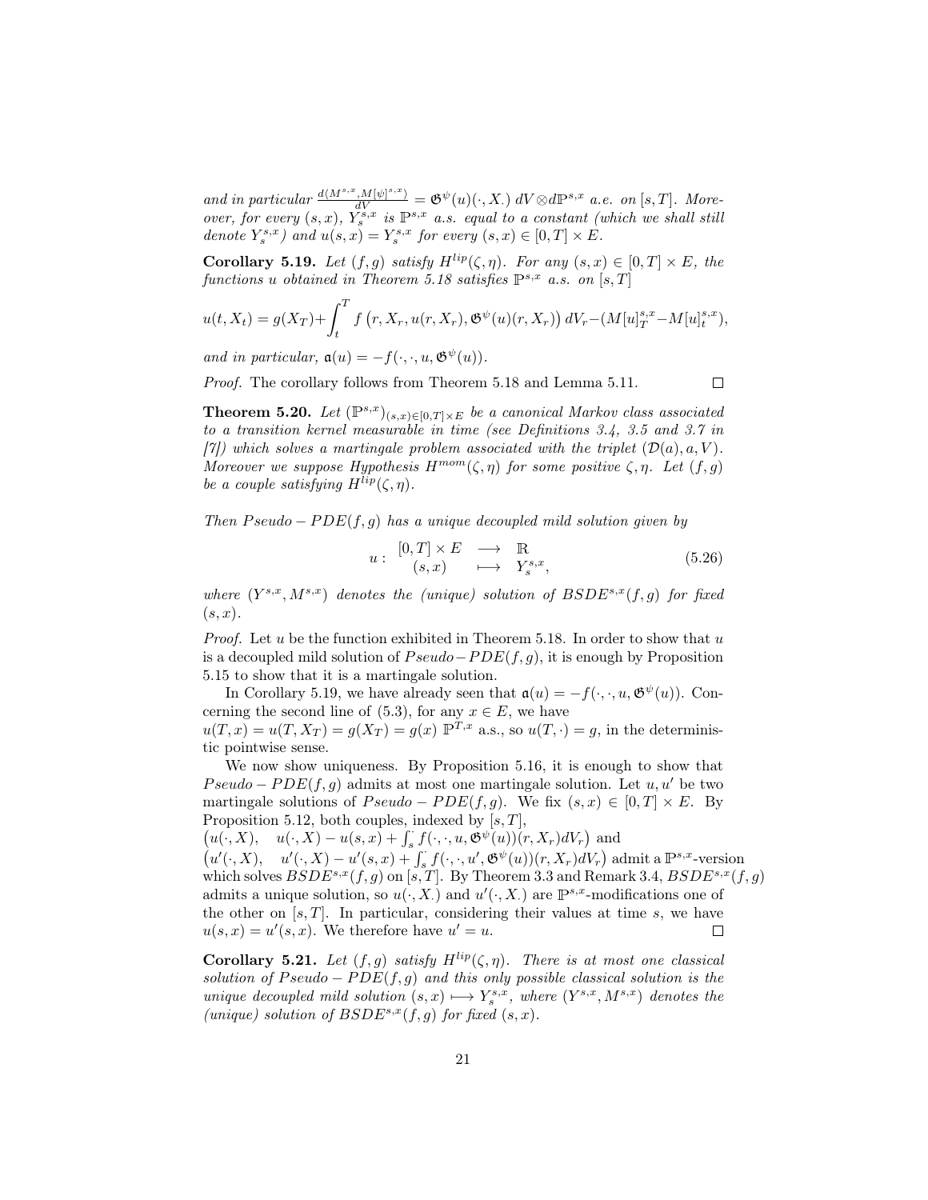*and in particular* $\frac{d\langle M^{s,x}, M[\psi]^{s,x}\rangle}{dV} = \mathfrak{G}^{\psi}(u)(\cdot, X_\cdot)\, dV \otimes d\mathbb{P}^{s,x}$ *a.e. on* $[s,T]$*. Moreover, for every* $(s,x)$*,* $Y^{s,x}_s$ *is* $\mathbb{P}^{s,x}$ *a.s. equal to a constant (which we shall still denote* $Y^{s,x}_s$*) and* $u(s,x) = Y^{s,x}_s$ *for every* $(s,x) \in [0,T] \times E$*.*

**Corollary 5.19.** *Let* $(f,g)$ *satisfy* $H^{lip}(\zeta,\eta)$*. For any* $(s,x) \in [0,T] \times E$*, the functions* $u$ *obtained in Theorem 5.18 satisfies* $\mathbb{P}^{s,x}$ *a.s. on* $[s,T]$

$$u(t,X_t) = g(X_T) + \int_t^T f\left(r, X_r, u(r,X_r), \mathfrak{G}^{\psi}(u)(r,X_r)\right) dV_r - (M[u]^{s,x}_T - M[u]^{s,x}_t),$$

*and in particular,* $\mathfrak{a}(u) = -f(\cdot,\cdot,u,\mathfrak{G}^{\psi}(u))$*.*

*Proof.* The corollary follows from Theorem 5.18 and Lemma 5.11. □

**Theorem 5.20.** *Let* $(\mathbb{P}^{s,x})_{(s,x)\in[0,T]\times E}$ *be a canonical Markov class associated to a transition kernel measurable in time (see Definitions 3.4, 3.5 and 3.7 in [7]) which solves a martingale problem associated with the triplet* $(\mathcal{D}(a), a, V)$*. Moreover we suppose Hypothesis* $H^{mom}(\zeta,\eta)$ *for some positive* $\zeta,\eta$*. Let* $(f,g)$ *be a couple satisfying* $H^{lip}(\zeta,\eta)$*.*

*Then* $Pseudo-PDE(f,g)$ *has a unique decoupled mild solution given by*

$$u: \begin{array}{ccc} [0,T]\times E & \longrightarrow & \mathbb{R} \\ (s,x) & \longmapsto & Y^{s,x}_s, \end{array} \tag{5.26}$$

*where* $(Y^{s,x}, M^{s,x})$ *denotes the (unique) solution of* $BSDE^{s,x}(f,g)$ *for fixed* $(s,x)$*.*

*Proof.* Let $u$ be the function exhibited in Theorem 5.18. In order to show that $u$ is a decoupled mild solution of $Pseudo-PDE(f,g)$, it is enough by Proposition 5.15 to show that it is a martingale solution.

In Corollary 5.19, we have already seen that $\mathfrak{a}(u) = -f(\cdot,\cdot,u,\mathfrak{G}^{\psi}(u))$. Concerning the second line of (5.3), for any $x \in E$, we have $u(T,x) = u(T,X_T) = g(X_T) = g(x)$ $\mathbb{P}^{T,x}$ a.s., so $u(T,\cdot) = g$, in the deterministic pointwise sense.

We now show uniqueness. By Proposition 5.16, it is enough to show that $Pseudo-PDE(f,g)$ admits at most one martingale solution. Let $u, u'$ be two martingale solutions of $Pseudo-PDE(f,g)$. We fix $(s,x) \in [0,T]\times E$. By Proposition 5.12, both couples, indexed by $[s,T]$, $\left(u(\cdot,X),\quad u(\cdot,X) - u(s,x) + \int_s^{\cdot} f(\cdot,\cdot,u,\mathfrak{G}^{\psi}(u))(r,X_r)dV_r\right)$ and $\left(u'(\cdot,X),\quad u'(\cdot,X) - u'(s,x) + \int_s^{\cdot} f(\cdot,\cdot,u',\mathfrak{G}^{\psi}(u))(r,X_r)dV_r\right)$ admit a $\mathbb{P}^{s,x}$-version which solves $BSDE^{s,x}(f,g)$ on $[s,T]$. By Theorem 3.3 and Remark 3.4, $BSDE^{s,x}(f,g)$ admits a unique solution, so $u(\cdot,X_\cdot)$ and $u'(\cdot,X_\cdot)$ are $\mathbb{P}^{s,x}$-modifications one of the other on $[s,T]$. In particular, considering their values at time $s$, we have $u(s,x) = u'(s,x)$. We therefore have $u' = u$. □

**Corollary 5.21.** *Let* $(f,g)$ *satisfy* $H^{lip}(\zeta,\eta)$*. There is at most one classical solution of* $Pseudo-PDE(f,g)$ *and this only possible classical solution is the unique decoupled mild solution* $(s,x) \longmapsto Y^{s,x}_s$*, where* $(Y^{s,x}, M^{s,x})$ *denotes the (unique) solution of* $BSDE^{s,x}(f,g)$ *for fixed* $(s,x)$*.*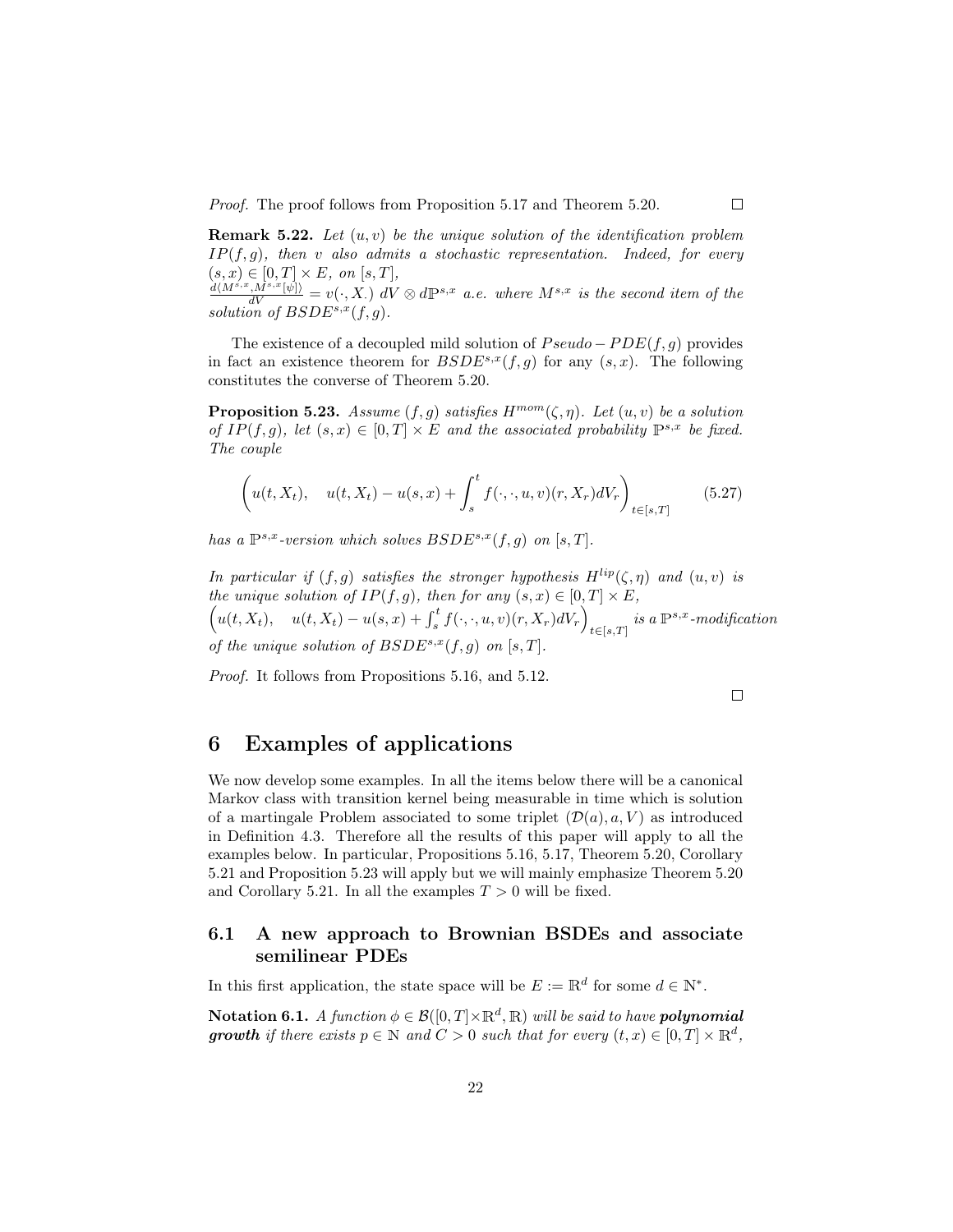*Proof.* The proof follows from Proposition 5.17 and Theorem 5.20. □

**Remark 5.22.** *Let $(u, v)$ be the unique solution of the identification problem $IP(f, g)$, then $v$ also admits a stochastic representation. Indeed, for every $(s, x) \in [0, T] \times E$, on $[s, T]$,*
$\frac{d\langle M^{s,x}, M^{s,x}[\psi]\rangle}{dV} = v(\cdot, X_\cdot)\ dV \otimes d\mathbb{P}^{s,x}$ *a.e. where $M^{s,x}$ is the second item of the solution of $BSDE^{s,x}(f, g)$.*

The existence of a decoupled mild solution of $Pseudo - PDE(f, g)$ provides in fact an existence theorem for $BSDE^{s,x}(f, g)$ for any $(s, x)$. The following constitutes the converse of Theorem 5.20.

**Proposition 5.23.** *Assume $(f, g)$ satisfies $H^{mom}(\zeta, \eta)$. Let $(u, v)$ be a solution of $IP(f, g)$, let $(s, x) \in [0, T] \times E$ and the associated probability $\mathbb{P}^{s,x}$ be fixed. The couple*

$$\left( u(t, X_t), \quad u(t, X_t) - u(s, x) + \int_s^t f(\cdot, \cdot, u, v)(r, X_r) dV_r \right)_{t \in [s,T]} \tag{5.27}$$

*has a $\mathbb{P}^{s,x}$-version which solves $BSDE^{s,x}(f, g)$ on $[s, T]$.*

*In particular if $(f, g)$ satisfies the stronger hypothesis $H^{lip}(\zeta, \eta)$ and $(u, v)$ is the unique solution of $IP(f, g)$, then for any $(s, x) \in [0, T] \times E$,*
$\left( u(t, X_t), \quad u(t, X_t) - u(s, x) + \int_s^t f(\cdot, \cdot, u, v)(r, X_r) dV_r \right)_{t \in [s,T]}$ *is a $\mathbb{P}^{s,x}$-modification of the unique solution of $BSDE^{s,x}(f, g)$ on $[s, T]$.*

*Proof.* It follows from Propositions 5.16, and 5.12. □

# 6 Examples of applications

We now develop some examples. In all the items below there will be a canonical Markov class with transition kernel being measurable in time which is solution of a martingale Problem associated to some triplet $(\mathcal{D}(a), a, V)$ as introduced in Definition 4.3. Therefore all the results of this paper will apply to all the examples below. In particular, Propositions 5.16, 5.17, Theorem 5.20, Corollary 5.21 and Proposition 5.23 will apply but we will mainly emphasize Theorem 5.20 and Corollary 5.21. In all the examples $T > 0$ will be fixed.

## 6.1 A new approach to Brownian BSDEs and associate semilinear PDEs

In this first application, the state space will be $E := \mathbb{R}^d$ for some $d \in \mathbb{N}^*$.

**Notation 6.1.** *A function $\phi \in \mathcal{B}([0, T] \times \mathbb{R}^d, \mathbb{R})$ will be said to have **polynomial growth** if there exists $p \in \mathbb{N}$ and $C > 0$ such that for every $(t, x) \in [0, T] \times \mathbb{R}^d$,*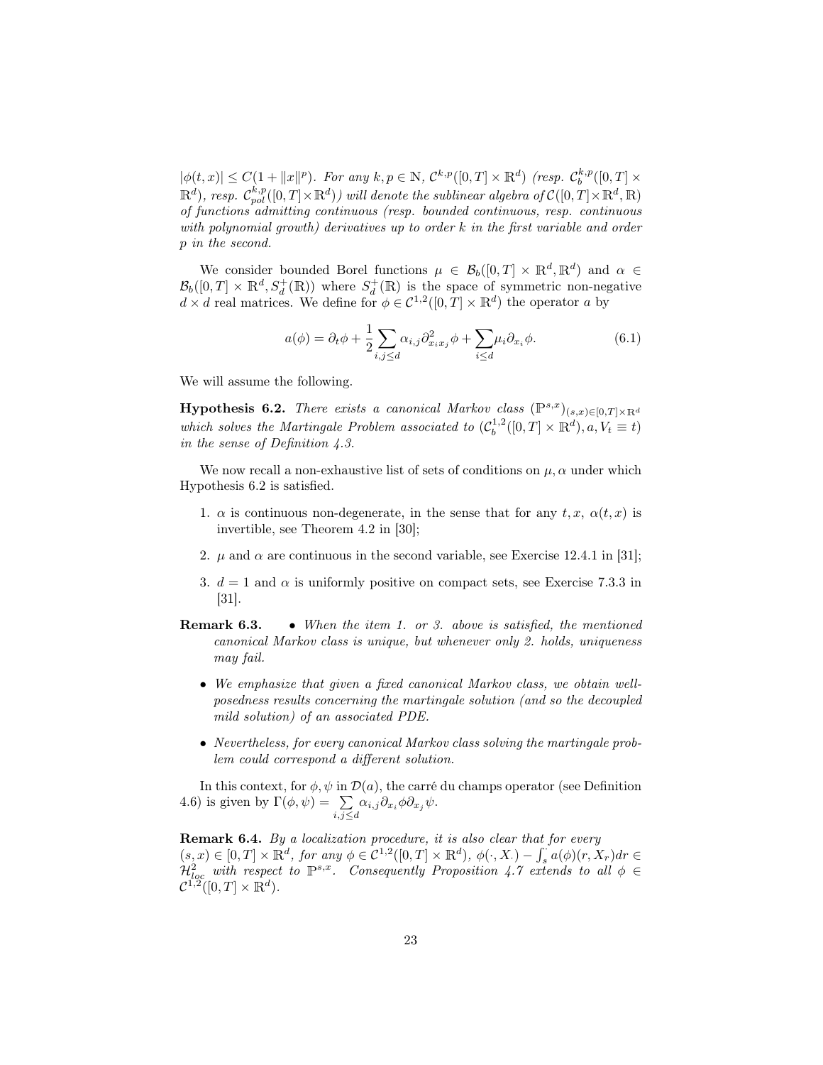$|\phi(t,x)| \leq C(1+\|x\|^p)$. *For any* $k,p \in \mathbb{N}$, $\mathcal{C}^{k,p}([0,T]\times\mathbb{R}^d)$ *(resp.* $\mathcal{C}_b^{k,p}([0,T]\times\mathbb{R}^d)$*, resp.* $\mathcal{C}_{pol}^{k,p}([0,T]\times\mathbb{R}^d)$*) will denote the sublinear algebra of* $\mathcal{C}([0,T]\times\mathbb{R}^d,\mathbb{R})$ *of functions admitting continuous (resp. bounded continuous, resp. continuous with polynomial growth) derivatives up to order* $k$ *in the first variable and order* $p$ *in the second.*

We consider bounded Borel functions $\mu \in \mathcal{B}_b([0,T]\times\mathbb{R}^d,\mathbb{R}^d)$ and $\alpha \in \mathcal{B}_b([0,T]\times\mathbb{R}^d,S_d^+(\mathbb{R}))$ where $S_d^+(\mathbb{R})$ is the space of symmetric non-negative $d\times d$ real matrices. We define for $\phi \in \mathcal{C}^{1,2}([0,T]\times\mathbb{R}^d)$ the operator $a$ by

$$a(\phi) = \partial_t\phi + \frac{1}{2}\sum_{i,j\leq d}\alpha_{i,j}\partial^2_{x_ix_j}\phi + \sum_{i\leq d}\mu_i\partial_{x_i}\phi. \tag{6.1}$$

We will assume the following.

**Hypothesis 6.2.** *There exists a canonical Markov class* $(\mathbb{P}^{s,x})_{(s,x)\in[0,T]\times\mathbb{R}^d}$ *which solves the Martingale Problem associated to* $(\mathcal{C}_b^{1,2}([0,T]\times\mathbb{R}^d), a, V_t \equiv t)$ *in the sense of Definition 4.3.*

We now recall a non-exhaustive list of sets of conditions on $\mu,\alpha$ under which Hypothesis 6.2 is satisfied.

1. $\alpha$ is continuous non-degenerate, in the sense that for any $t,x$, $\alpha(t,x)$ is invertible, see Theorem 4.2 in [30];
2. $\mu$ and $\alpha$ are continuous in the second variable, see Exercise 12.4.1 in [31];
3. $d=1$ and $\alpha$ is uniformly positive on compact sets, see Exercise 7.3.3 in [31].

**Remark 6.3.**
- *When the item 1. or 3. above is satisfied, the mentioned canonical Markov class is unique, but whenever only 2. holds, uniqueness may fail.*
- *We emphasize that given a fixed canonical Markov class, we obtain well-posedness results concerning the martingale solution (and so the decoupled mild solution) of an associated PDE.*
- *Nevertheless, for every canonical Markov class solving the martingale problem could correspond a different solution.*

In this context, for $\phi,\psi$ in $\mathcal{D}(a)$, the carré du champs operator (see Definition 4.6) is given by $\Gamma(\phi,\psi) = \sum_{i,j\leq d}\alpha_{i,j}\partial_{x_i}\phi\partial_{x_j}\psi$.

**Remark 6.4.** *By a localization procedure, it is also clear that for every* $(s,x)\in[0,T]\times\mathbb{R}^d$*, for any* $\phi\in\mathcal{C}^{1,2}([0,T]\times\mathbb{R}^d)$*,* $\phi(\cdot,X_\cdot) - \int_s^\cdot a(\phi)(r,X_r)dr \in \mathcal{H}^2_{loc}$ *with respect to* $\mathbb{P}^{s,x}$*. Consequently Proposition 4.7 extends to all* $\phi\in\mathcal{C}^{1,2}([0,T]\times\mathbb{R}^d)$*.*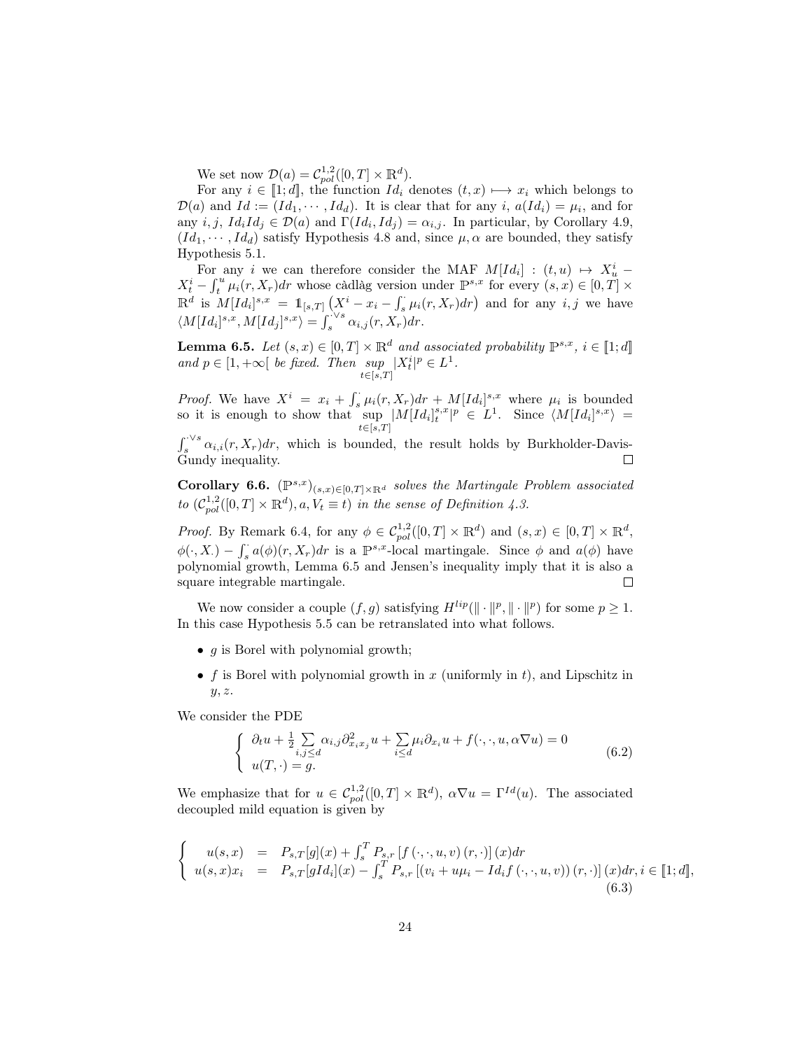We set now $\mathcal{D}(a) = \mathcal{C}^{1,2}_{pol}([0,T] \times \mathbb{R}^d)$.

For any $i \in [\![1;d]\!]$, the function $Id_i$ denotes $(t,x) \longmapsto x_i$ which belongs to $\mathcal{D}(a)$ and $Id := (Id_1, \cdots, Id_d)$. It is clear that for any $i$, $a(Id_i) = \mu_i$, and for any $i,j$, $Id_i Id_j \in \mathcal{D}(a)$ and $\Gamma(Id_i, Id_j) = \alpha_{i,j}$. In particular, by Corollary 4.9, $(Id_1, \cdots, Id_d)$ satisfy Hypothesis 4.8 and, since $\mu, \alpha$ are bounded, they satisfy Hypothesis 5.1.

For any $i$ we can therefore consider the MAF $M[Id_i] : (t,u) \mapsto X^i_u - X^i_t - \int_t^u \mu_i(r, X_r)dr$ whose càdlàg version under $\mathbb{P}^{s,x}$ for every $(s,x) \in [0,T] \times \mathbb{R}^d$ is $M[Id_i]^{s,x} = \mathbb{1}_{[s,T]}\left(X^i - x_i - \int_s^{\cdot} \mu_i(r, X_r)dr\right)$ and for any $i,j$ we have $\langle M[Id_i]^{s,x}, M[Id_j]^{s,x}\rangle = \int_s^{\cdot \vee s} \alpha_{i,j}(r, X_r)dr$.

**Lemma 6.5.** *Let $(s,x) \in [0,T] \times \mathbb{R}^d$ and associated probability $\mathbb{P}^{s,x}$, $i \in [\![1;d]\!]$ and $p \in [1, +\infty[$ be fixed. Then $\underset{t \in [s,T]}{sup} |X^i_t|^p \in L^1$.*

*Proof.* We have $X^i = x_i + \int_s^{\cdot} \mu_i(r, X_r)dr + M[Id_i]^{s,x}$ where $\mu_i$ is bounded so it is enough to show that $\underset{t \in [s,T]}{\sup} |M[Id_i]^{s,x}_t|^p \in L^1$. Since $\langle M[Id_i]^{s,x}\rangle = \int_s^{\cdot \vee s} \alpha_{i,i}(r, X_r)dr$, which is bounded, the result holds by Burkholder-Davis-Gundy inequality. $\square$

**Corollary 6.6.** *$(\mathbb{P}^{s,x})_{(s,x) \in [0,T] \times \mathbb{R}^d}$ solves the Martingale Problem associated to $(\mathcal{C}^{1,2}_{pol}([0,T] \times \mathbb{R}^d), a, V_t \equiv t)$ in the sense of Definition 4.3.*

*Proof.* By Remark 6.4, for any $\phi \in \mathcal{C}^{1,2}_{pol}([0,T] \times \mathbb{R}^d)$ and $(s,x) \in [0,T] \times \mathbb{R}^d$, $\phi(\cdot, X_\cdot) - \int_s^{\cdot} a(\phi)(r, X_r)dr$ is a $\mathbb{P}^{s,x}$-local martingale. Since $\phi$ and $a(\phi)$ have polynomial growth, Lemma 6.5 and Jensen's inequality imply that it is also a square integrable martingale. $\square$

We now consider a couple $(f,g)$ satisfying $H^{lip}(\|\cdot\|^p, \|\cdot\|^p)$ for some $p \geq 1$. In this case Hypothesis 5.5 can be retranslated into what follows.

- $g$ is Borel with polynomial growth;
- $f$ is Borel with polynomial growth in $x$ (uniformly in $t$), and Lipschitz in $y, z$.

We consider the PDE

$$\left\{ \begin{array}{l} \partial_t u + \frac{1}{2}\sum\limits_{i,j \leq d} \alpha_{i,j}\partial^2_{x_i x_j} u + \sum\limits_{i \leq d} \mu_i \partial_{x_i} u + f(\cdot, \cdot, u, \alpha\nabla u) = 0 \\ u(T, \cdot) = g. \end{array} \right. \tag{6.2}$$

We emphasize that for $u \in \mathcal{C}^{1,2}_{pol}([0,T] \times \mathbb{R}^d)$, $\alpha\nabla u = \Gamma^{Id}(u)$. The associated decoupled mild equation is given by

$$\left\{ \begin{array}{rcl} u(s,x) & = & P_{s,T}[g](x) + \int_s^T P_{s,r}\left[f\left(\cdot, \cdot, u, v\right)(r, \cdot)\right](x)dr \\ u(s,x)x_i & = & P_{s,T}[gId_i](x) - \int_s^T P_{s,r}\left[\left(v_i + u\mu_i - Id_i f\left(\cdot, \cdot, u, v\right)\right)(r, \cdot)\right](x)dr, i \in [\![1;d]\!], \end{array} \right. \tag{6.3}$$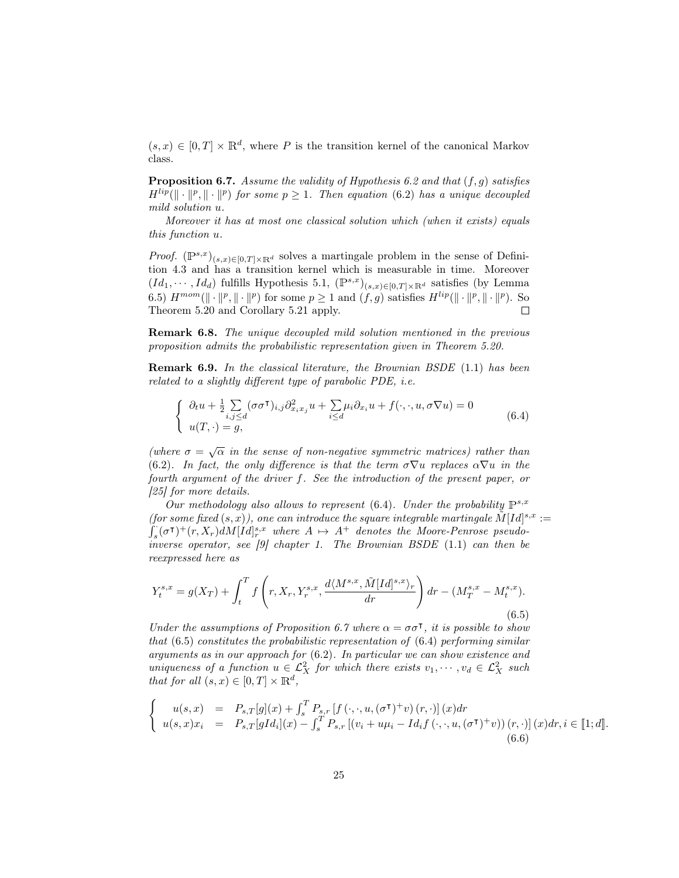$(s,x) \in [0,T] \times \mathbb{R}^d$, where $P$ is the transition kernel of the canonical Markov class.

**Proposition 6.7.** *Assume the validity of Hypothesis 6.2 and that $(f,g)$ satisfies $H^{lip}(\|\cdot\|^p, \|\cdot\|^p)$ for some $p \geq 1$. Then equation (6.2) has a unique decoupled mild solution $u$.*

*Moreover it has at most one classical solution which (when it exists) equals this function $u$.*

*Proof.* $(\mathbb{P}^{s,x})_{(s,x)\in[0,T]\times\mathbb{R}^d}$ solves a martingale problem in the sense of Definition 4.3 and has a transition kernel which is measurable in time. Moreover $(Id_1, \cdots, Id_d)$ fulfills Hypothesis 5.1, $(\mathbb{P}^{s,x})_{(s,x)\in[0,T]\times\mathbb{R}^d}$ satisfies (by Lemma 6.5) $H^{mom}(\|\cdot\|^p, \|\cdot\|^p)$ for some $p \geq 1$ and $(f,g)$ satisfies $H^{lip}(\|\cdot\|^p, \|\cdot\|^p)$. So Theorem 5.20 and Corollary 5.21 apply. $\square$

**Remark 6.8.** *The unique decoupled mild solution mentioned in the previous proposition admits the probabilistic representation given in Theorem 5.20.*

**Remark 6.9.** *In the classical literature, the Brownian BSDE (1.1) has been related to a slightly different type of parabolic PDE, i.e.*

$$\begin{cases} \partial_t u + \frac{1}{2}\sum\limits_{i,j\leq d}(\sigma\sigma^\intercal)_{i,j}\partial^2_{x_i x_j}u + \sum\limits_{i\leq d}\mu_i\partial_{x_i}u + f(\cdot,\cdot,u,\sigma\nabla u) = 0 \\ u(T,\cdot) = g, \end{cases} \tag{6.4}$$

*(where $\sigma = \sqrt{\alpha}$ in the sense of non-negative symmetric matrices) rather than (6.2). In fact, the only difference is that the term $\sigma\nabla u$ replaces $\alpha\nabla u$ in the fourth argument of the driver $f$. See the introduction of the present paper, or [25] for more details.*

*Our methodology also allows to represent (6.4). Under the probability $\mathbb{P}^{s,x}$ (for some fixed $(s,x)$), one can introduce the square integrable martingale $\tilde{M}[Id]^{s,x} := \int_s^\cdot (\sigma^\intercal)^+(r,X_r)dM[Id]^{s,x}_r$ where $A \mapsto A^+$ denotes the Moore-Penrose pseudo-inverse operator, see [9] chapter 1. The Brownian BSDE (1.1) can then be reexpressed here as*

$$Y^{s,x}_t = g(X_T) + \int_t^T f\left(r, X_r, Y^{s,x}_r, \frac{d\langle M^{s,x}, \tilde{M}[Id]^{s,x}\rangle_r}{dr}\right)dr - (M^{s,x}_T - M^{s,x}_t). \tag{6.5}$$

*Under the assumptions of Proposition 6.7 where $\alpha = \sigma\sigma^\intercal$, it is possible to show that (6.5) constitutes the probabilistic representation of (6.4) performing similar arguments as in our approach for (6.2). In particular we can show existence and uniqueness of a function $u \in \mathcal{L}^2_X$ for which there exists $v_1, \cdots, v_d \in \mathcal{L}^2_X$ such that for all $(s,x) \in [0,T] \times \mathbb{R}^d$,*

$$\begin{cases} u(s,x) &= P_{s,T}[g](x) + \int_s^T P_{s,r}\left[f\left(\cdot,\cdot,u,(\sigma^\intercal)^+ v\right)(r,\cdot)\right](x)dr \\ u(s,x)x_i &= P_{s,T}[gId_i](x) - \int_s^T P_{s,r}\left[\left(v_i + u\mu_i - Id_i f\left(\cdot,\cdot,u,(\sigma^\intercal)^+ v\right)\right)(r,\cdot)\right](x)dr, i \in [\![1;d]\!]. \end{cases} \tag{6.6}$$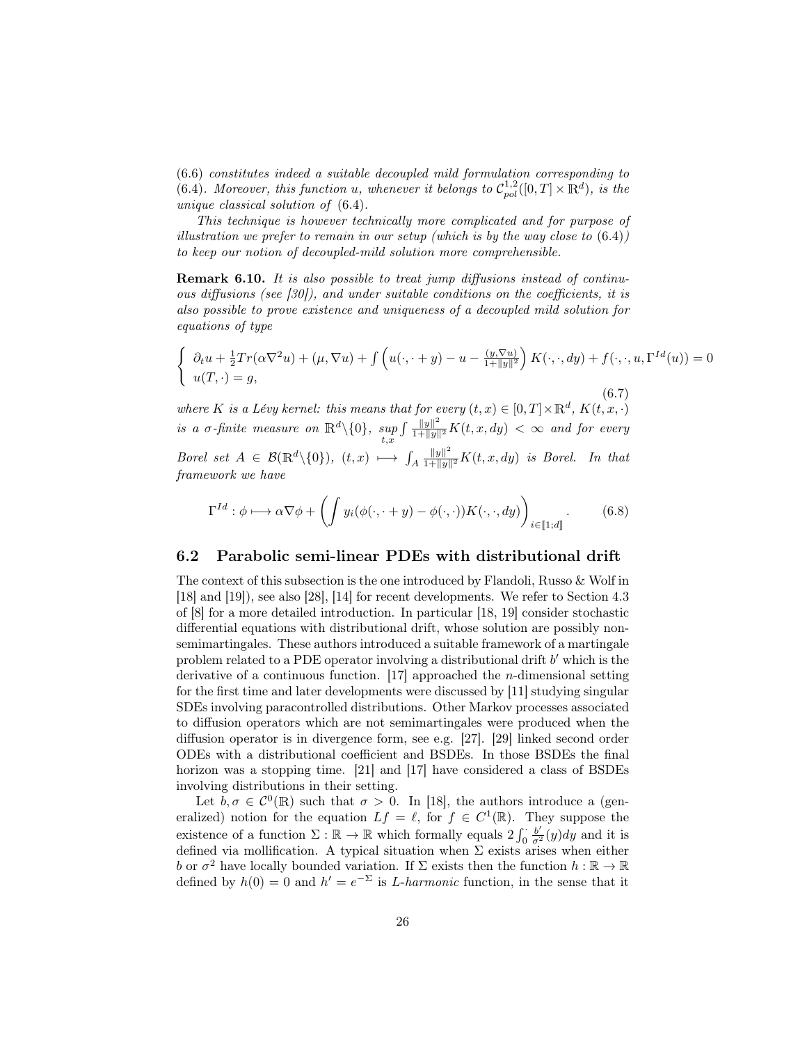*(6.6) constitutes indeed a suitable decoupled mild formulation corresponding to (6.4). Moreover, this function $u$, whenever it belongs to $\mathcal{C}^{1,2}_{pol}([0,T]\times\mathbb{R}^d)$, is the unique classical solution of (6.4).*

*This technique is however technically more complicated and for purpose of illustration we prefer to remain in our setup (which is by the way close to (6.4)) to keep our notion of decoupled-mild solution more comprehensible.*

**Remark 6.10.** *It is also possible to treat jump diffusions instead of continuous diffusions (see [30]), and under suitable conditions on the coefficients, it is also possible to prove existence and uniqueness of a decoupled mild solution for equations of type*

$$\left\{\begin{array}{l} \partial_t u + \frac{1}{2}Tr(\alpha\nabla^2 u) + (\mu,\nabla u) + \int\left(u(\cdot,\cdot+y) - u - \frac{(y,\nabla u)}{1+\|y\|^2}\right)K(\cdot,\cdot,dy) + f(\cdot,\cdot,u,\Gamma^{Id}(u)) = 0 \\ u(T,\cdot) = g, \end{array}\right. \tag{6.7}$$

*where $K$ is a Lévy kernel: this means that for every $(t,x)\in[0,T]\times\mathbb{R}^d$, $K(t,x,\cdot)$ is a $\sigma$-finite measure on $\mathbb{R}^d\backslash\{0\}$, $\underset{t,x}{sup}\int\frac{\|y\|^2}{1+\|y\|^2}K(t,x,dy)<\infty$ and for every Borel set $A\in\mathcal{B}(\mathbb{R}^d\backslash\{0\})$, $(t,x)\longmapsto\int_A\frac{\|y\|^2}{1+\|y\|^2}K(t,x,dy)$ is Borel. In that framework we have*

$$\Gamma^{Id}:\phi\longmapsto\alpha\nabla\phi+\left(\int y_i(\phi(\cdot,\cdot+y)-\phi(\cdot,\cdot))K(\cdot,\cdot,dy)\right)_{i\in[\![1;d]\!]}. \tag{6.8}$$

## 6.2 Parabolic semi-linear PDEs with distributional drift

The context of this subsection is the one introduced by Flandoli, Russo & Wolf in [18] and [19]), see also [28], [14] for recent developments. We refer to Section 4.3 of [8] for a more detailed introduction. In particular [18, 19] consider stochastic differential equations with distributional drift, whose solution are possibly non-semimartingales. These authors introduced a suitable framework of a martingale problem related to a PDE operator involving a distributional drift $b'$ which is the derivative of a continuous function. [17] approached the $n$-dimensional setting for the first time and later developments were discussed by [11] studying singular SDEs involving paracontrolled distributions. Other Markov processes associated to diffusion operators which are not semimartingales were produced when the diffusion operator is in divergence form, see e.g. [27]. [29] linked second order ODEs with a distributional coefficient and BSDEs. In those BSDEs the final horizon was a stopping time. [21] and [17] have considered a class of BSDEs involving distributions in their setting.

Let $b,\sigma\in\mathcal{C}^0(\mathbb{R})$ such that $\sigma>0$. In [18], the authors introduce a (generalized) notion for the equation $Lf=\ell$, for $f\in C^1(\mathbb{R})$. They suppose the existence of a function $\Sigma:\mathbb{R}\to\mathbb{R}$ which formally equals $2\int_0^{\cdot}\frac{b'}{\sigma^2}(y)dy$ and it is defined via mollification. A typical situation when $\Sigma$ exists arises when either $b$ or $\sigma^2$ have locally bounded variation. If $\Sigma$ exists then the function $h:\mathbb{R}\to\mathbb{R}$ defined by $h(0)=0$ and $h'=e^{-\Sigma}$ is *L-harmonic* function, in the sense that it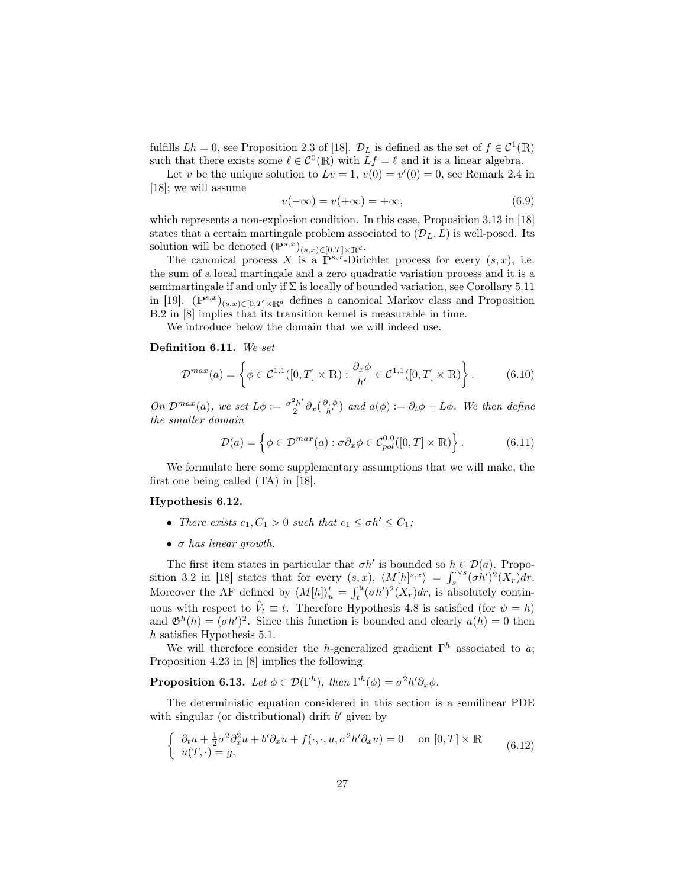fulfills $Lh = 0$, see Proposition 2.3 of [18]. $\mathcal{D}_L$ is defined as the set of $f \in \mathcal{C}^1(\mathbb{R})$ such that there exists some $\ell \in \mathcal{C}^0(\mathbb{R})$ with $Lf = \ell$ and it is a linear algebra.

Let $v$ be the unique solution to $Lv = 1$, $v(0) = v'(0) = 0$, see Remark 2.4 in [18]; we will assume

$$v(-\infty) = v(+\infty) = +\infty, \tag{6.9}$$

which represents a non-explosion condition. In this case, Proposition 3.13 in [18] states that a certain martingale problem associated to $(\mathcal{D}_L, L)$ is well-posed. Its solution will be denoted $(\mathbb{P}^{s,x})_{(s,x)\in[0,T]\times\mathbb{R}^d}$.

The canonical process $X$ is a $\mathbb{P}^{s,x}$-Dirichlet process for every $(s,x)$, i.e. the sum of a local martingale and a zero quadratic variation process and it is a semimartingale if and only if $\Sigma$ is locally of bounded variation, see Corollary 5.11 in [19]. $(\mathbb{P}^{s,x})_{(s,x)\in[0,T]\times\mathbb{R}^d}$ defines a canonical Markov class and Proposition B.2 in [8] implies that its transition kernel is measurable in time.

We introduce below the domain that we will indeed use.

**Definition 6.11.** *We set*

$$\mathcal{D}^{max}(a) = \left\{ \phi \in \mathcal{C}^{1,1}([0,T]\times\mathbb{R}) : \frac{\partial_x \phi}{h'} \in \mathcal{C}^{1,1}([0,T]\times\mathbb{R}) \right\}. \tag{6.10}$$

*On $\mathcal{D}^{max}(a)$, we set $L\phi := \frac{\sigma^2 h'}{2}\partial_x(\frac{\partial_x \phi}{h'})$ and $a(\phi) := \partial_t \phi + L\phi$. We then define the smaller domain*

$$\mathcal{D}(a) = \left\{ \phi \in \mathcal{D}^{max}(a) : \sigma \partial_x \phi \in \mathcal{C}^{0,0}_{pol}([0,T]\times\mathbb{R}) \right\}. \tag{6.11}$$

We formulate here some supplementary assumptions that we will make, the first one being called (TA) in [18].

**Hypothesis 6.12.**

- *There exists $c_1, C_1 > 0$ such that $c_1 \leq \sigma h' \leq C_1$;*
- *$\sigma$ has linear growth.*

The first item states in particular that $\sigma h'$ is bounded so $h \in \mathcal{D}(a)$. Proposition 3.2 in [18] states that for every $(s,x)$, $\langle M[h]^{s,x}\rangle = \int_s^{\cdot\vee s}(\sigma h')^2(X_r)dr$. Moreover the AF defined by $\langle M[h]\rangle_u^t = \int_t^u (\sigma h')^2(X_r)dr$, is absolutely continuous with respect to $\hat{V}_t \equiv t$. Therefore Hypothesis 4.8 is satisfied (for $\psi = h$) and $\mathfrak{G}^h(h) = (\sigma h')^2$. Since this function is bounded and clearly $a(h) = 0$ then $h$ satisfies Hypothesis 5.1.

We will therefore consider the $h$-generalized gradient $\Gamma^h$ associated to $a$; Proposition 4.23 in [8] implies the following.

**Proposition 6.13.** *Let $\phi \in \mathcal{D}(\Gamma^h)$, then $\Gamma^h(\phi) = \sigma^2 h' \partial_x \phi$.*

The deterministic equation considered in this section is a semilinear PDE with singular (or distributional) drift $b'$ given by

$$\left\{ \begin{array}{ll} \partial_t u + \frac{1}{2}\sigma^2 \partial_x^2 u + b'\partial_x u + f(\cdot,\cdot,u,\sigma^2 h'\partial_x u) = 0 & \text{on } [0,T]\times\mathbb{R} \\ u(T,\cdot) = g. & \end{array} \right. \tag{6.12}$$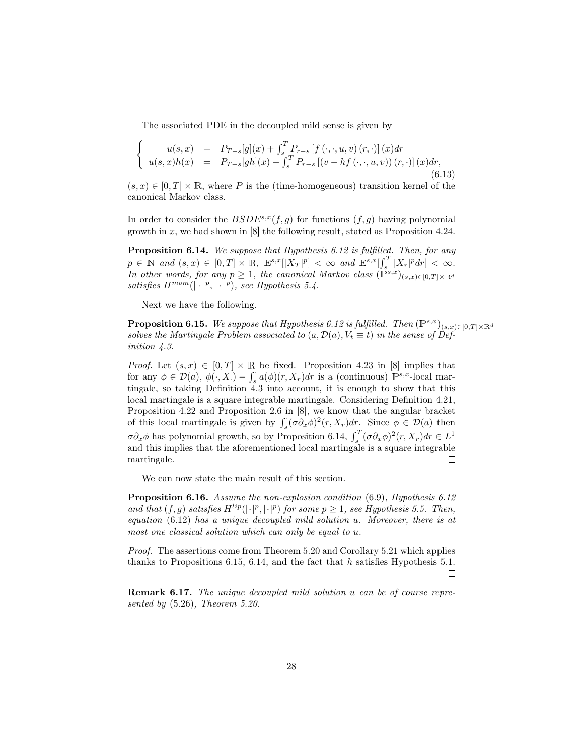The associated PDE in the decoupled mild sense is given by

$$
\left\{
\begin{array}{rcl}
u(s,x) & = & P_{T-s}[g](x) + \int_s^T P_{r-s}\left[f\left(\cdot,\cdot,u,v\right)(r,\cdot)\right](x)dr \\
u(s,x)h(x) & = & P_{T-s}[gh](x) - \int_s^T P_{r-s}\left[\left(v - hf\left(\cdot,\cdot,u,v\right)\right)(r,\cdot)\right](x)dr,
\end{array}
\right.
\tag{6.13}
$$

$(s,x) \in [0,T] \times \mathbb{R}$, where $P$ is the (time-homogeneous) transition kernel of the canonical Markov class.

In order to consider the $BSDE^{s,x}(f,g)$ for functions $(f,g)$ having polynomial growth in $x$, we had shown in [8] the following result, stated as Proposition 4.24.

**Proposition 6.14.** *We suppose that Hypothesis 6.12 is fulfilled. Then, for any $p \in \mathbb{N}$ and $(s,x) \in [0,T] \times \mathbb{R}$, $\mathbb{E}^{s,x}[|X_T|^p] < \infty$ and $\mathbb{E}^{s,x}[\int_s^T |X_r|^p dr] < \infty$. In other words, for any $p \geq 1$, the canonical Markov class $(\mathbb{P}^{s,x})_{(s,x)\in[0,T]\times\mathbb{R}^d}$ satisfies $H^{mom}(|\cdot|^p, |\cdot|^p)$, see Hypothesis 5.4.*

Next we have the following.

**Proposition 6.15.** *We suppose that Hypothesis 6.12 is fulfilled. Then $(\mathbb{P}^{s,x})_{(s,x)\in[0,T]\times\mathbb{R}^d}$ solves the Martingale Problem associated to $(a, \mathcal{D}(a), V_t \equiv t)$ in the sense of Definition 4.3.*

*Proof.* Let $(s,x) \in [0,T] \times \mathbb{R}$ be fixed. Proposition 4.23 in [8] implies that for any $\phi \in \mathcal{D}(a)$, $\phi(\cdot, X_\cdot) - \int_s^{\cdot} a(\phi)(r, X_r)dr$ is a (continuous) $\mathbb{P}^{s,x}$-local martingale, so taking Definition 4.3 into account, it is enough to show that this local martingale is a square integrable martingale. Considering Definition 4.21, Proposition 4.22 and Proposition 2.6 in [8], we know that the angular bracket of this local martingale is given by $\int_s^{\cdot} (\sigma\partial_x\phi)^2(r, X_r)dr$. Since $\phi \in \mathcal{D}(a)$ then $\sigma\partial_x\phi$ has polynomial growth, so by Proposition 6.14, $\int_s^T (\sigma\partial_x\phi)^2(r, X_r)dr \in L^1$ and this implies that the aforementioned local martingale is a square integrable martingale. $\square$

We can now state the main result of this section.

**Proposition 6.16.** *Assume the non-explosion condition* (6.9)*, Hypothesis 6.12 and that $(f,g)$ satisfies $H^{lip}(|\cdot|^p, |\cdot|^p)$ for some $p \geq 1$, see Hypothesis 5.5. Then, equation* (6.12) *has a unique decoupled mild solution $u$. Moreover, there is at most one classical solution which can only be equal to $u$.*

*Proof.* The assertions come from Theorem 5.20 and Corollary 5.21 which applies thanks to Propositions 6.15, 6.14, and the fact that $h$ satisfies Hypothesis 5.1. $\square$

**Remark 6.17.** *The unique decoupled mild solution $u$ can be of course represented by* (5.26)*, Theorem 5.20.*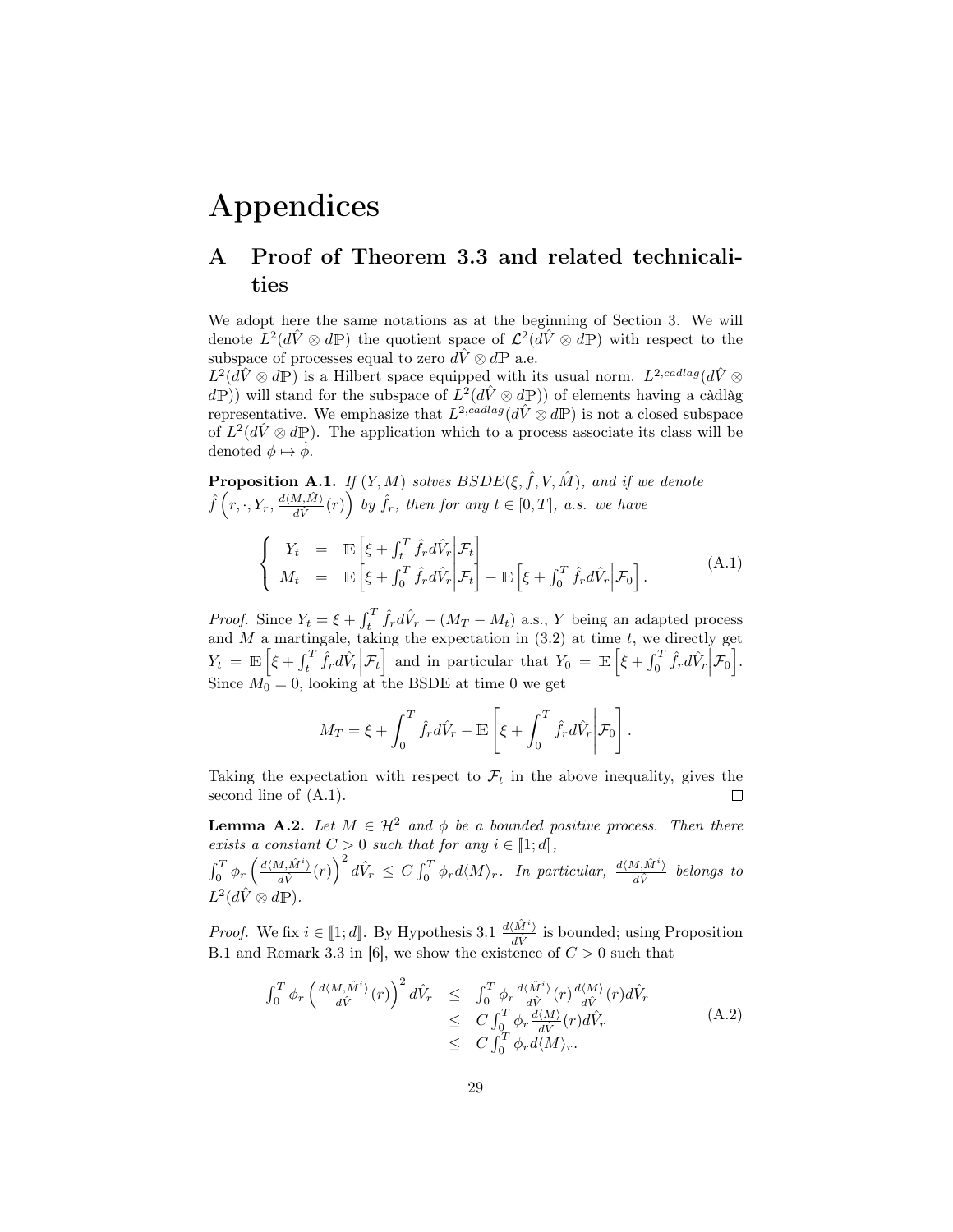# Appendices

## A Proof of Theorem 3.3 and related technicalities

We adopt here the same notations as at the beginning of Section 3. We will denote $L^2(d\hat{V}\otimes d\mathbb{P})$ the quotient space of $\mathcal{L}^2(d\hat{V}\otimes d\mathbb{P})$ with respect to the subspace of processes equal to zero $d\hat{V}\otimes d\mathbb{P}$ a.e.

$L^2(d\hat{V}\otimes d\mathbb{P})$ is a Hilbert space equipped with its usual norm. $L^{2,cadlag}(d\hat{V}\otimes d\mathbb{P}))$ will stand for the subspace of $L^2(d\hat{V}\otimes d\mathbb{P}))$ of elements having a càdlàg representative. We emphasize that $L^{2,cadlag}(d\hat{V}\otimes d\mathbb{P})$ is not a closed subspace of $L^2(d\hat{V}\otimes d\mathbb{P})$. The application which to a process associate its class will be denoted $\phi \mapsto \dot{\phi}$.

**Proposition A.1.** *If $(Y,M)$ solves $BSDE(\xi,\hat{f},V,\hat{M})$, and if we denote $\hat{f}\left(r,\cdot,Y_r,\frac{d\langle M,\hat{M}\rangle}{d\hat{V}}(r)\right)$ by $\hat{f}_r$, then for any $t\in[0,T]$, a.s. we have*

$$
\left\{\begin{array}{lll}
Y_t & = & \mathbb{E}\left[\xi+\int_t^T \hat{f}_r d\hat{V}_r\middle|\mathcal{F}_t\right]\\
M_t & = & \mathbb{E}\left[\xi+\int_0^T \hat{f}_r d\hat{V}_r\middle|\mathcal{F}_t\right]-\mathbb{E}\left[\xi+\int_0^T \hat{f}_r d\hat{V}_r\middle|\mathcal{F}_0\right].
\end{array}\right. \tag{A.1}
$$

*Proof.* Since $Y_t=\xi+\int_t^T \hat{f}_r d\hat{V}_r-(M_T-M_t)$ a.s., $Y$ being an adapted process and $M$ a martingale, taking the expectation in (3.2) at time $t$, we directly get $Y_t=\mathbb{E}\left[\xi+\int_t^T \hat{f}_r d\hat{V}_r\middle|\mathcal{F}_t\right]$ and in particular that $Y_0=\mathbb{E}\left[\xi+\int_0^T \hat{f}_r d\hat{V}_r\middle|\mathcal{F}_0\right]$. Since $M_0=0$, looking at the BSDE at time 0 we get

$$
M_T=\xi+\int_0^T \hat{f}_r d\hat{V}_r-\mathbb{E}\left[\xi+\int_0^T \hat{f}_r d\hat{V}_r\middle|\mathcal{F}_0\right].
$$

Taking the expectation with respect to $\mathcal{F}_t$ in the above inequality, gives the second line of (A.1). $\square$

**Lemma A.2.** *Let $M\in\mathcal{H}^2$ and $\phi$ be a bounded positive process. Then there exists a constant $C>0$ such that for any $i\in[\![1;d]\!]$, $\int_0^T\phi_r\left(\frac{d\langle M,\hat{M}^i\rangle}{d\hat{V}}(r)\right)^2 d\hat{V}_r\leq C\int_0^T\phi_r d\langle M\rangle_r$. In particular, $\frac{d\langle M,\hat{M}^i\rangle}{d\hat{V}}$ belongs to $L^2(d\hat{V}\otimes d\mathbb{P})$.*

*Proof.* We fix $i\in[\![1;d]\!]$. By Hypothesis 3.1 $\frac{d\langle\hat{M}^i\rangle}{d\hat{V}}$ is bounded; using Proposition B.1 and Remark 3.3 in [6], we show the existence of $C>0$ such that

$$
\begin{array}{lll}
\int_0^T\phi_r\left(\frac{d\langle M,\hat{M}^i\rangle}{d\hat{V}}(r)\right)^2 d\hat{V}_r & \leq & \int_0^T\phi_r\frac{d\langle\hat{M}^i\rangle}{d\hat{V}}(r)\frac{d\langle M\rangle}{d\hat{V}}(r)d\hat{V}_r\\
& \leq & C\int_0^T\phi_r\frac{d\langle M\rangle}{d\hat{V}}(r)d\hat{V}_r\\
& \leq & C\int_0^T\phi_r d\langle M\rangle_r.
\end{array} \tag{A.2}
$$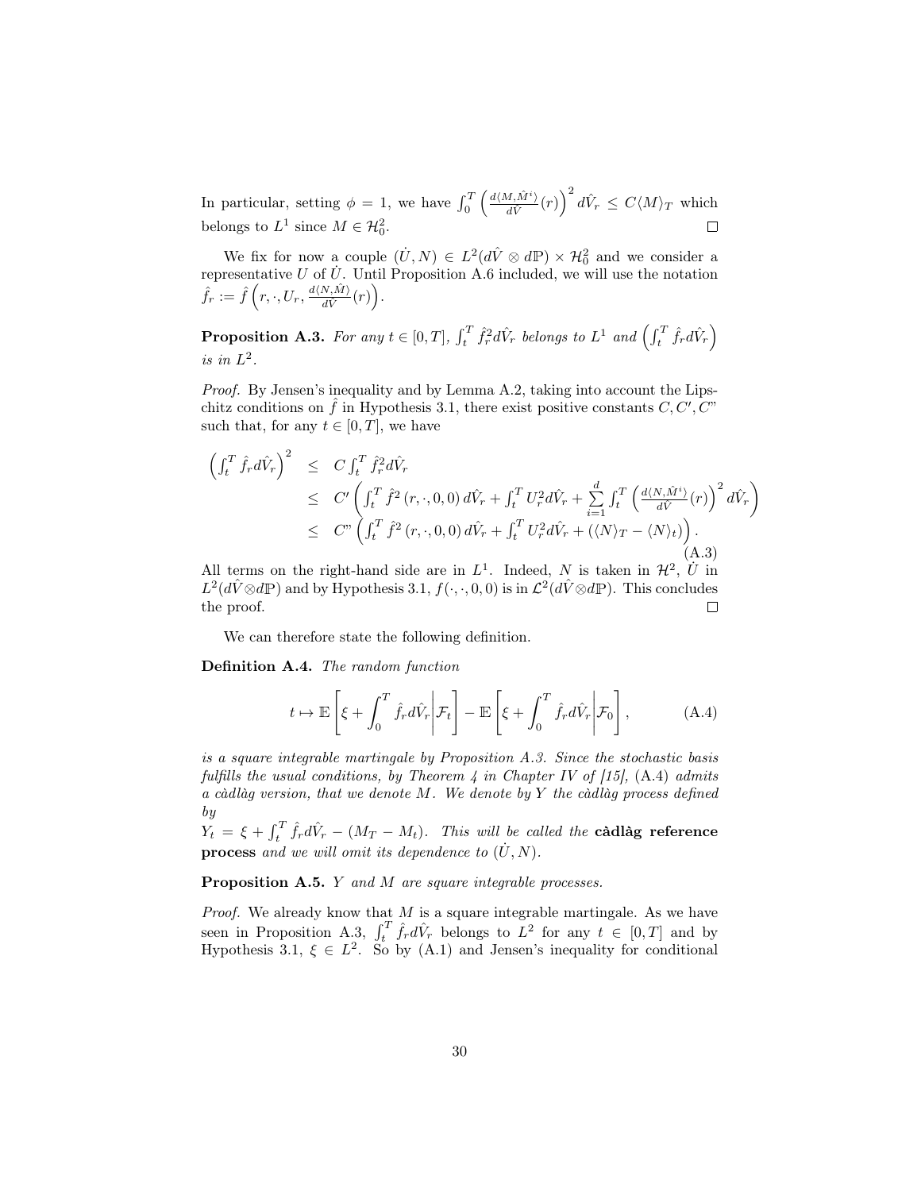In particular, setting $\phi = 1$, we have $\int_0^T \left(\frac{d\langle M, \hat{M}^i\rangle}{d\hat{V}}(r)\right)^2 d\hat{V}_r \leq C\langle M\rangle_T$ which belongs to $L^1$ since $M \in \mathcal{H}^2_0$. □

We fix for now a couple $(\dot{U}, N) \in L^2(d\hat{V} \otimes d\mathbb{P}) \times \mathcal{H}^2_0$ and we consider a representative $U$ of $\dot{U}$. Until Proposition A.6 included, we will use the notation $\hat{f}_r := \hat{f}\left(r, \cdot, U_r, \frac{d\langle N, \hat{M}\rangle}{d\hat{V}}(r)\right)$.

**Proposition A.3.** *For any $t \in [0,T]$, $\int_t^T \hat{f}_r^2 d\hat{V}_r$ belongs to $L^1$ and $\left(\int_t^T \hat{f}_r d\hat{V}_r\right)$ is in $L^2$.*

*Proof.* By Jensen's inequality and by Lemma A.2, taking into account the Lipschitz conditions on $\hat{f}$ in Hypothesis 3.1, there exist positive constants $C, C', C"$ such that, for any $t \in [0,T]$, we have

$$\begin{array}{rcl}\left(\int_t^T \hat{f}_r d\hat{V}_r\right)^2 & \leq & C\int_t^T \hat{f}_r^2 d\hat{V}_r \\ & \leq & C'\left(\int_t^T \hat{f}^2(r,\cdot,0,0)\, d\hat{V}_r + \int_t^T U_r^2 d\hat{V}_r + \sum_{i=1}^d \int_t^T \left(\frac{d\langle N, \hat{M}^i\rangle}{d\hat{V}}(r)\right)^2 d\hat{V}_r\right) \\ & \leq & C"\left(\int_t^T \hat{f}^2(r,\cdot,0,0)\, d\hat{V}_r + \int_t^T U_r^2 d\hat{V}_r + (\langle N\rangle_T - \langle N\rangle_t)\right).\end{array} \tag{A.3}$$

All terms on the right-hand side are in $L^1$. Indeed, $N$ is taken in $\mathcal{H}^2$, $\dot{U}$ in $L^2(d\hat{V} \otimes d\mathbb{P})$ and by Hypothesis 3.1, $f(\cdot,\cdot,0,0)$ is in $\mathcal{L}^2(d\hat{V} \otimes d\mathbb{P})$. This concludes the proof. □

We can therefore state the following definition.

**Definition A.4.** *The random function*

$$t \mapsto \mathbb{E}\left[\xi + \int_0^T \hat{f}_r d\hat{V}_r \middle| \mathcal{F}_t\right] - \mathbb{E}\left[\xi + \int_0^T \hat{f}_r d\hat{V}_r \middle| \mathcal{F}_0\right], \tag{A.4}$$

*is a square integrable martingale by Proposition A.3. Since the stochastic basis fulfills the usual conditions, by Theorem 4 in Chapter IV of [15],* (A.4) *admits a càdlàg version, that we denote $M$. We denote by $Y$ the càdlàg process defined by*
$Y_t = \xi + \int_t^T \hat{f}_r d\hat{V}_r - (M_T - M_t)$. *This will be called the* **càdlàg reference process** *and we will omit its dependence to $(\dot{U}, N)$.*

**Proposition A.5.** *$Y$ and $M$ are square integrable processes.*

*Proof.* We already know that $M$ is a square integrable martingale. As we have seen in Proposition A.3, $\int_t^T \hat{f}_r d\hat{V}_r$ belongs to $L^2$ for any $t \in [0,T]$ and by Hypothesis 3.1, $\xi \in L^2$. So by (A.1) and Jensen's inequality for conditional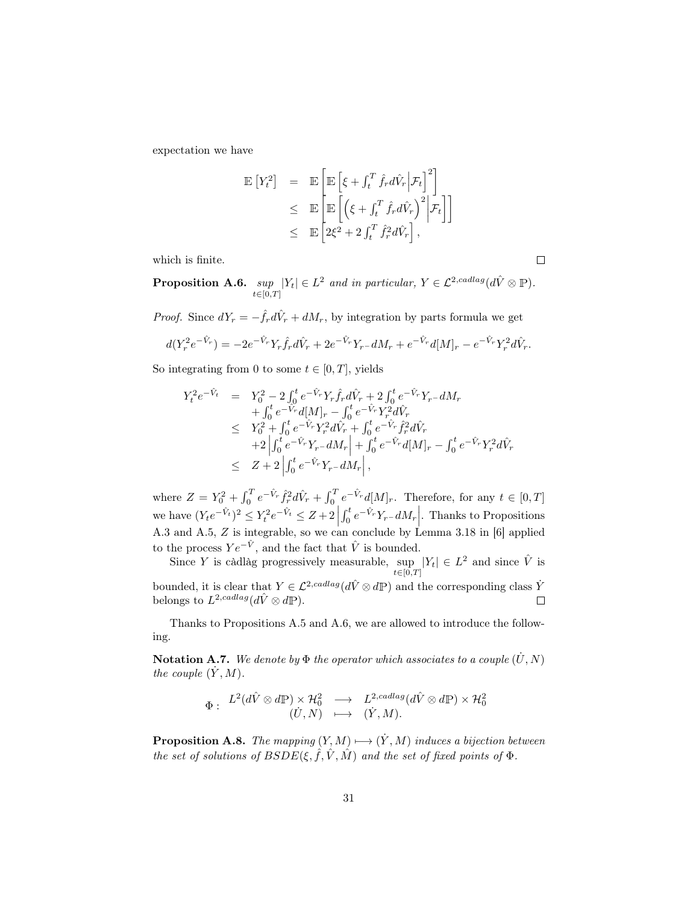expectation we have

$$
\begin{array}{rcl}
\mathbb{E}\left[Y_t^2\right] & = & \mathbb{E}\left[\mathbb{E}\left[\xi + \int_t^T \hat{f}_r d\hat{V}_r \middle| \mathcal{F}_t\right]^2\right] \\
& \leq & \mathbb{E}\left[\mathbb{E}\left[\left(\xi + \int_t^T \hat{f}_r d\hat{V}_r\right)^2 \middle| \mathcal{F}_t\right]\right] \\
& \leq & \mathbb{E}\left[2\xi^2 + 2\int_t^T \hat{f}_r^2 d\hat{V}_r\right],
\end{array}
$$

which is finite. □

**Proposition A.6.** *$\underset{t\in[0,T]}{sup} |Y_t| \in L^2$ and in particular, $Y \in \mathcal{L}^{2,cadlag}(d\hat{V} \otimes \mathbb{P})$.*

*Proof.* Since $dY_r = -\hat{f}_r d\hat{V}_r + dM_r$, by integration by parts formula we get

$$
d(Y_r^2 e^{-\hat{V}_r}) = -2e^{-\hat{V}_r} Y_r \hat{f}_r d\hat{V}_r + 2e^{-\hat{V}_r} Y_{r-} dM_r + e^{-\hat{V}_r} d[M]_r - e^{-\hat{V}_r} Y_r^2 d\hat{V}_r.
$$

So integrating from 0 to some $t \in [0, T]$, yields

$$
\begin{array}{rcl}
Y_t^2 e^{-\hat{V}_t} & = & Y_0^2 - 2\int_0^t e^{-\hat{V}_r} Y_r \hat{f}_r d\hat{V}_r + 2\int_0^t e^{-\hat{V}_r} Y_{r-} dM_r \\
& & + \int_0^t e^{-\hat{V}_r} d[M]_r - \int_0^t e^{-\hat{V}_r} Y_r^2 d\hat{V}_r \\
& \leq & Y_0^2 + \int_0^t e^{-\hat{V}_r} Y_r^2 d\hat{V}_r + \int_0^t e^{-\hat{V}_r} \hat{f}_r^2 d\hat{V}_r \\
& & + 2\left|\int_0^t e^{-\hat{V}_r} Y_{r-} dM_r\right| + \int_0^t e^{-\hat{V}_r} d[M]_r - \int_0^t e^{-\hat{V}_r} Y_r^2 d\hat{V}_r \\
& \leq & Z + 2\left|\int_0^t e^{-\hat{V}_r} Y_{r-} dM_r\right|,
\end{array}
$$

where $Z = Y_0^2 + \int_0^T e^{-\hat{V}_r} \hat{f}_r^2 d\hat{V}_r + \int_0^T e^{-\hat{V}_r} d[M]_r$. Therefore, for any $t \in [0, T]$ we have $(Y_t e^{-\hat{V}_t})^2 \leq Y_t^2 e^{-\hat{V}_t} \leq Z + 2\left|\int_0^t e^{-\hat{V}_r} Y_{r-} dM_r\right|$. Thanks to Propositions A.3 and A.5, $Z$ is integrable, so we can conclude by Lemma 3.18 in [6] applied to the process $Y e^{-\hat{V}}$, and the fact that $\hat{V}$ is bounded.

Since $Y$ is càdlàg progressively measurable, $\underset{t\in[0,T]}{\sup} |Y_t| \in L^2$ and since $\hat{V}$ is bounded, it is clear that $Y \in \mathcal{L}^{2,cadlag}(d\hat{V} \otimes d\mathbb{P})$ and the corresponding class $\dot{Y}$ belongs to $L^{2,cadlag}(d\hat{V} \otimes d\mathbb{P})$. □

Thanks to Propositions A.5 and A.6, we are allowed to introduce the following.

**Notation A.7.** *We denote by $\Phi$ the operator which associates to a couple $(\dot{U}, N)$ the couple $(\dot{Y}, M)$.*

$$
\Phi: \begin{array}{rcl}
L^2(d\hat{V} \otimes d\mathbb{P}) \times \mathcal{H}_0^2 & \longrightarrow & L^{2,cadlag}(d\hat{V} \otimes d\mathbb{P}) \times \mathcal{H}_0^2 \\
(\dot{U}, N) & \longmapsto & (\dot{Y}, M).
\end{array}
$$

**Proposition A.8.** *The mapping $(Y, M) \longmapsto (\dot{Y}, M)$ induces a bijection between the set of solutions of $BSDE(\xi, \hat{f}, \hat{V}, \hat{M})$ and the set of fixed points of $\Phi$.*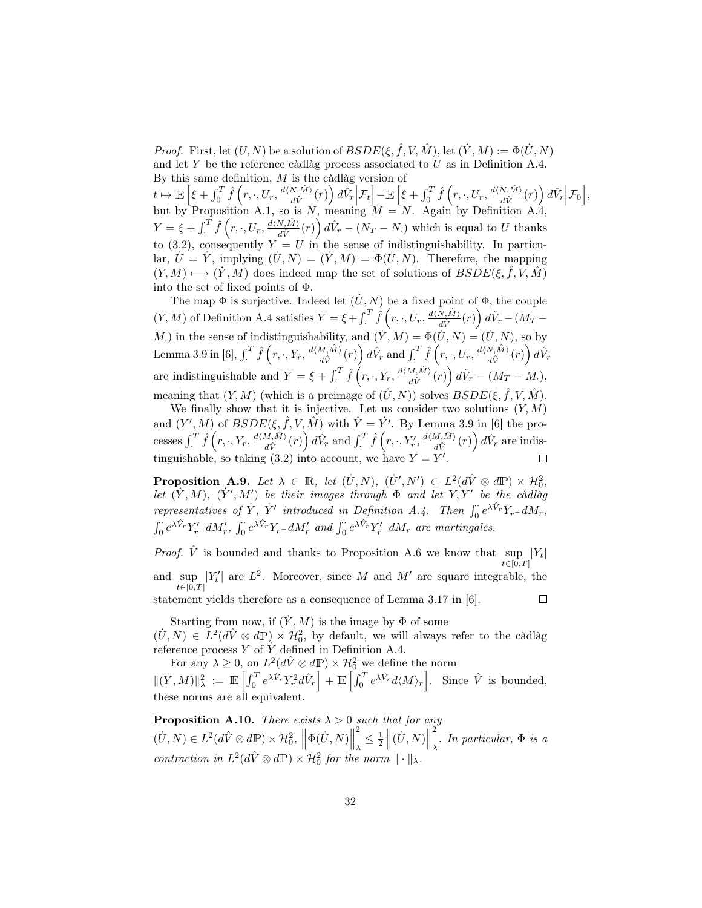*Proof.* First, let $(U, N)$ be a solution of $BSDE(\xi, \hat{f}, V, \hat{M})$, let $(\dot{Y}, M) := \Phi(\dot{U}, N)$ and let $Y$ be the reference càdlàg process associated to $U$ as in Definition A.4. By this same definition, $M$ is the càdlàg version of

$t \mapsto \mathbb{E}\left[\xi + \int_0^T \hat{f}\left(r, \cdot, U_r, \frac{d\langle N, \hat{M}\rangle}{d\hat{V}}(r)\right) d\hat{V}_r \middle| \mathcal{F}_t\right] - \mathbb{E}\left[\xi + \int_0^T \hat{f}\left(r, \cdot, U_r, \frac{d\langle N, \hat{M}\rangle}{d\hat{V}}(r)\right) d\hat{V}_r \middle| \mathcal{F}_0\right]$, but by Proposition A.1, so is $N$, meaning $M = N$. Again by Definition A.4, $Y = \xi + \int_\cdot^T \hat{f}\left(r, \cdot, U_r, \frac{d\langle N, \hat{M}\rangle}{d\hat{V}}(r)\right) d\hat{V}_r - (N_T - N_\cdot)$ which is equal to $U$ thanks to (3.2), consequently $Y = U$ in the sense of indistinguishability. In particular, $\dot{U} = \dot{Y}$, implying $(\dot{U}, N) = (\dot{Y}, M) = \Phi(\dot{U}, N)$. Therefore, the mapping $(Y, M) \longmapsto (\dot{Y}, M)$ does indeed map the set of solutions of $BSDE(\xi, \hat{f}, V, \hat{M})$ into the set of fixed points of $\Phi$.

The map $\Phi$ is surjective. Indeed let $(\dot{U}, N)$ be a fixed point of $\Phi$, the couple $(Y, M)$ of Definition A.4 satisfies $Y = \xi + \int_\cdot^T \hat{f}\left(r, \cdot, U_r, \frac{d\langle N, \hat{M}\rangle}{d\hat{V}}(r)\right) d\hat{V}_r - (M_T - M_\cdot)$ in the sense of indistinguishability, and $(\dot{Y}, M) = \Phi(\dot{U}, N) = (\dot{U}, N)$, so by Lemma 3.9 in [6], $\int_\cdot^T \hat{f}\left(r, \cdot, Y_r, \frac{d\langle M, \hat{M}\rangle}{d\hat{V}}(r)\right) d\hat{V}_r$ and $\int_\cdot^T \hat{f}\left(r, \cdot, U_r, \frac{d\langle N, \hat{M}\rangle}{d\hat{V}}(r)\right) d\hat{V}_r$ are indistinguishable and $Y = \xi + \int_\cdot^T \hat{f}\left(r, \cdot, Y_r, \frac{d\langle M, \hat{M}\rangle}{d\hat{V}}(r)\right) d\hat{V}_r - (M_T - M_\cdot)$, meaning that $(Y, M)$ (which is a preimage of $(\dot{U}, N)$) solves $BSDE(\xi, \hat{f}, V, \hat{M})$.

We finally show that it is injective. Let us consider two solutions $(Y, M)$ and $(Y', M)$ of $BSDE(\xi, \hat{f}, V, \hat{M})$ with $\dot{Y} = \dot{Y}'$. By Lemma 3.9 in [6] the processes $\int_\cdot^T \hat{f}\left(r, \cdot, Y_r, \frac{d\langle M, \hat{M}\rangle}{d\hat{V}}(r)\right) d\hat{V}_r$ and $\int_\cdot^T \hat{f}\left(r, \cdot, Y'_r, \frac{d\langle M, \hat{M}\rangle}{d\hat{V}}(r)\right) d\hat{V}_r$ are indistinguishable, so taking (3.2) into account, we have $Y = Y'$. □

**Proposition A.9.** *Let $\lambda \in \mathbb{R}$, let $(\dot{U}, N)$, $(\dot{U}', N') \in L^2(d\hat{V} \otimes d\mathbb{P}) \times \mathcal{H}_0^2$, let $(\dot{Y}, M)$, $(\dot{Y}', M')$ be their images through $\Phi$ and let $Y, Y'$ be the càdlàg representatives of $\dot{Y}$, $\dot{Y}'$ introduced in Definition A.4. Then $\int_0^\cdot e^{\lambda \hat{V}_r} Y_{r-} dM_r$, $\int_0^\cdot e^{\lambda \hat{V}_r} Y'_{r-} dM'_r$, $\int_0^\cdot e^{\lambda \hat{V}_r} Y_{r-} dM'_r$ and $\int_0^\cdot e^{\lambda \hat{V}_r} Y'_{r-} dM_r$ are martingales.*

*Proof.* $\hat{V}$ is bounded and thanks to Proposition A.6 we know that $\sup_{t \in [0,T]} |Y_t|$ and $\sup_{t \in [0,T]} |Y'_t|$ are $L^2$. Moreover, since $M$ and $M'$ are square integrable, the statement yields therefore as a consequence of Lemma 3.17 in [6]. □

Starting from now, if $(\dot{Y}, M)$ is the image by $\Phi$ of some $(\dot{U}, N) \in L^2(d\hat{V} \otimes d\mathbb{P}) \times \mathcal{H}_0^2$, by default, we will always refer to the càdlàg reference process $Y$ of $\dot{Y}$ defined in Definition A.4.

For any $\lambda \geq 0$, on $L^2(d\hat{V} \otimes d\mathbb{P}) \times \mathcal{H}_0^2$ we define the norm $\|(\dot{Y}, M)\|_\lambda^2 := \mathbb{E}\left[\int_0^T e^{\lambda \hat{V}_r} Y_r^2 d\hat{V}_r\right] + \mathbb{E}\left[\int_0^T e^{\lambda \hat{V}_r} d\langle M\rangle_r\right]$. Since $\hat{V}$ is bounded, these norms are all equivalent.

**Proposition A.10.** *There exists $\lambda > 0$ such that for any $(\dot{U}, N) \in L^2(d\hat{V} \otimes d\mathbb{P}) \times \mathcal{H}_0^2$, $\left\|\Phi(\dot{U}, N)\right\|_\lambda^2 \leq \frac{1}{2}\left\|(\dot{U}, N)\right\|_\lambda^2$. In particular, $\Phi$ is a contraction in $L^2(d\hat{V} \otimes d\mathbb{P}) \times \mathcal{H}_0^2$ for the norm $\|\cdot\|_\lambda$.*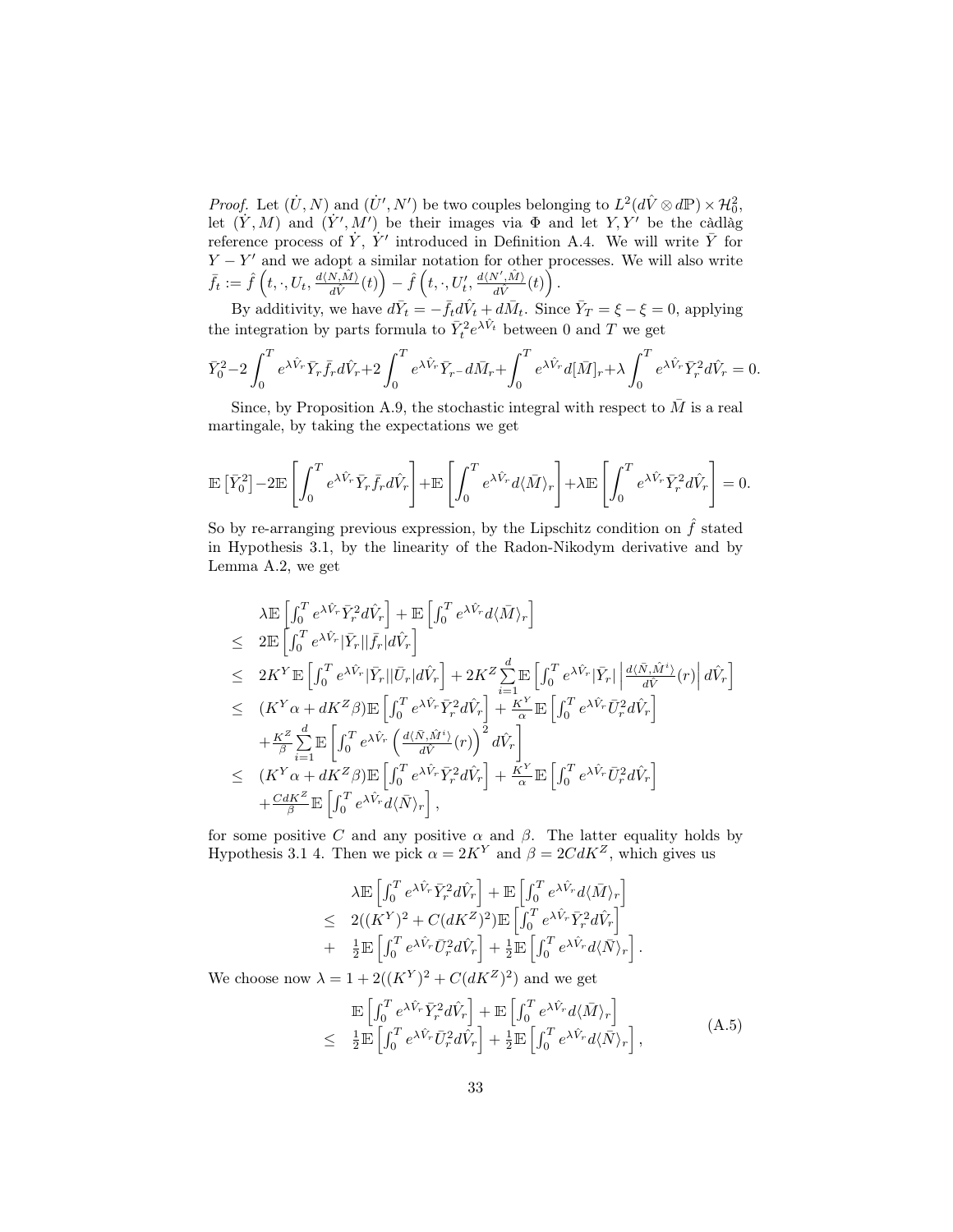*Proof.* Let $(\dot{U}, N)$ and $(\dot{U}', N')$ be two couples belonging to $L^2(d\hat{V} \otimes d\mathbb{P}) \times \mathcal{H}^2_0$, let $(\dot{Y}, M)$ and $(\dot{Y}', M')$ be their images via $\Phi$ and let $Y, Y'$ be the càdlàg reference process of $\dot{Y}$, $\dot{Y}'$ introduced in Definition A.4. We will write $\bar{Y}$ for $Y - Y'$ and we adopt a similar notation for other processes. We will also write $\bar{f}_t := \hat{f}\left(t, \cdot, U_t, \frac{d\langle N, \hat{M}\rangle}{d\hat{V}}(t)\right) - \hat{f}\left(t, \cdot, U'_t, \frac{d\langle N', \hat{M}\rangle}{d\hat{V}}(t)\right)$.

By additivity, we have $d\bar{Y}_t = -\bar{f}_t d\hat{V}_t + d\bar{M}_t$. Since $\bar{Y}_T = \xi - \xi = 0$, applying the integration by parts formula to $\bar{Y}_t^2 e^{\lambda \hat{V}_t}$ between 0 and $T$ we get

$$\bar{Y}_0^2 - 2\int_0^T e^{\lambda \hat{V}_r} \bar{Y}_r \bar{f}_r d\hat{V}_r + 2\int_0^T e^{\lambda \hat{V}_r} \bar{Y}_{r^-} d\bar{M}_r + \int_0^T e^{\lambda \hat{V}_r} d[\bar{M}]_r + \lambda \int_0^T e^{\lambda \hat{V}_r} \bar{Y}_r^2 d\hat{V}_r = 0.$$

Since, by Proposition A.9, the stochastic integral with respect to $\bar{M}$ is a real martingale, by taking the expectations we get

$$\mathbb{E}\left[\bar{Y}_0^2\right] - 2\mathbb{E}\left[\int_0^T e^{\lambda \hat{V}_r} \bar{Y}_r \bar{f}_r d\hat{V}_r\right] + \mathbb{E}\left[\int_0^T e^{\lambda \hat{V}_r} d\langle \bar{M}\rangle_r\right] + \lambda \mathbb{E}\left[\int_0^T e^{\lambda \hat{V}_r} \bar{Y}_r^2 d\hat{V}_r\right] = 0.$$

So by re-arranging previous expression, by the Lipschitz condition on $\hat{f}$ stated in Hypothesis 3.1, by the linearity of the Radon-Nikodym derivative and by Lemma A.2, we get

$$\begin{array}{ll}
& \lambda \mathbb{E}\left[\int_0^T e^{\lambda \hat{V}_r} \bar{Y}_r^2 d\hat{V}_r\right] + \mathbb{E}\left[\int_0^T e^{\lambda \hat{V}_r} d\langle \bar{M}\rangle_r\right] \\
\leq & 2\mathbb{E}\left[\int_0^T e^{\lambda \hat{V}_r} |\bar{Y}_r||\bar{f}_r| d\hat{V}_r\right] \\
\leq & 2K^Y \mathbb{E}\left[\int_0^T e^{\lambda \hat{V}_r} |\bar{Y}_r||\bar{U}_r| d\hat{V}_r\right] + 2K^Z \sum_{i=1}^d \mathbb{E}\left[\int_0^T e^{\lambda \hat{V}_r} |\bar{Y}_r| \left|\frac{d\langle \bar{N}, \hat{M}^i\rangle}{d\hat{V}}(r)\right| d\hat{V}_r\right] \\
\leq & (K^Y\alpha + dK^Z\beta)\mathbb{E}\left[\int_0^T e^{\lambda \hat{V}_r} \bar{Y}_r^2 d\hat{V}_r\right] + \frac{K^Y}{\alpha}\mathbb{E}\left[\int_0^T e^{\lambda \hat{V}_r} \bar{U}_r^2 d\hat{V}_r\right] \\
& + \frac{K^Z}{\beta}\sum_{i=1}^d \mathbb{E}\left[\int_0^T e^{\lambda \hat{V}_r} \left(\frac{d\langle \bar{N}, \hat{M}^i\rangle}{d\hat{V}}(r)\right)^2 d\hat{V}_r\right] \\
\leq & (K^Y\alpha + dK^Z\beta)\mathbb{E}\left[\int_0^T e^{\lambda \hat{V}_r} \bar{Y}_r^2 d\hat{V}_r\right] + \frac{K^Y}{\alpha}\mathbb{E}\left[\int_0^T e^{\lambda \hat{V}_r} \bar{U}_r^2 d\hat{V}_r\right] \\
& + \frac{CdK^Z}{\beta}\mathbb{E}\left[\int_0^T e^{\lambda \hat{V}_r} d\langle \bar{N}\rangle_r\right],
\end{array}$$

for some positive $C$ and any positive $\alpha$ and $\beta$. The latter equality holds by Hypothesis 3.1 4. Then we pick $\alpha = 2K^Y$ and $\beta = 2CdK^Z$, which gives us

$$\begin{array}{ll}
& \lambda \mathbb{E}\left[\int_0^T e^{\lambda \hat{V}_r} \bar{Y}_r^2 d\hat{V}_r\right] + \mathbb{E}\left[\int_0^T e^{\lambda \hat{V}_r} d\langle \bar{M}\rangle_r\right] \\
\leq & 2((K^Y)^2 + C(dK^Z)^2)\mathbb{E}\left[\int_0^T e^{\lambda \hat{V}_r} \bar{Y}_r^2 d\hat{V}_r\right] \\
+ & \frac{1}{2}\mathbb{E}\left[\int_0^T e^{\lambda \hat{V}_r} \bar{U}_r^2 d\hat{V}_r\right] + \frac{1}{2}\mathbb{E}\left[\int_0^T e^{\lambda \hat{V}_r} d\langle \bar{N}\rangle_r\right].
\end{array}$$

We choose now $\lambda = 1 + 2((K^Y)^2 + C(dK^Z)^2)$ and we get

$$\begin{array}{ll}
& \mathbb{E}\left[\int_0^T e^{\lambda \hat{V}_r} \bar{Y}_r^2 d\hat{V}_r\right] + \mathbb{E}\left[\int_0^T e^{\lambda \hat{V}_r} d\langle \bar{M}\rangle_r\right] \\
\leq & \frac{1}{2}\mathbb{E}\left[\int_0^T e^{\lambda \hat{V}_r} \bar{U}_r^2 d\hat{V}_r\right] + \frac{1}{2}\mathbb{E}\left[\int_0^T e^{\lambda \hat{V}_r} d\langle \bar{N}\rangle_r\right],
\end{array} \tag{A.5}$$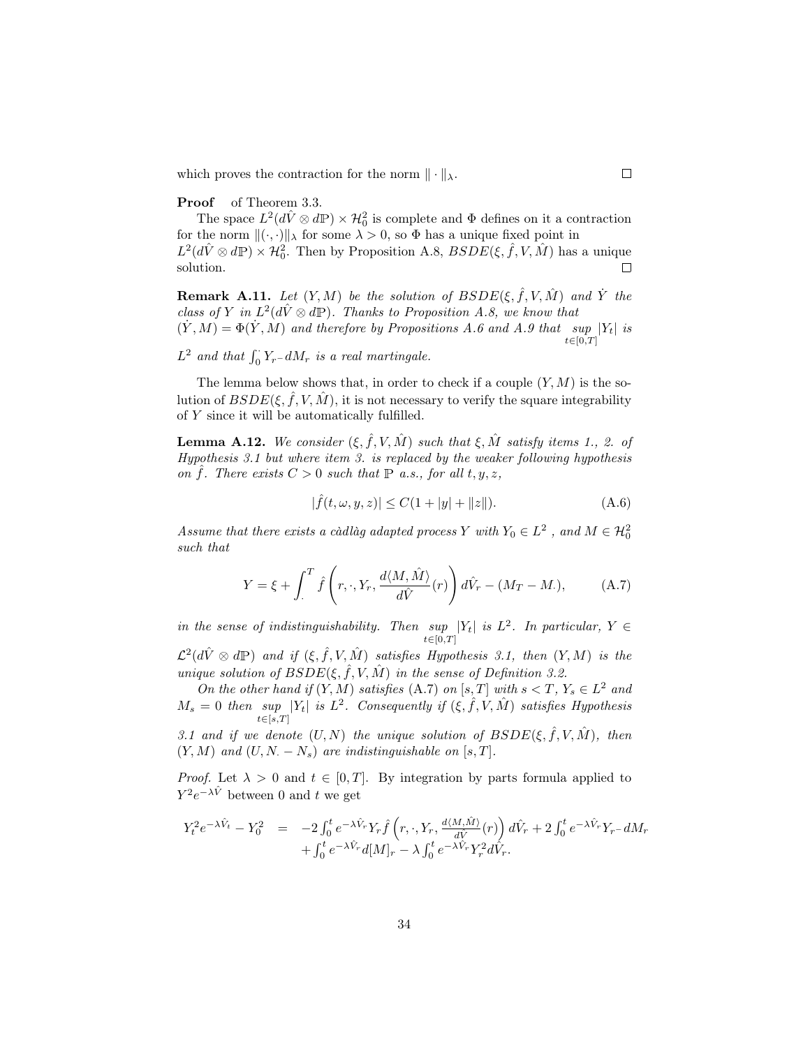which proves the contraction for the norm $\| \cdot \|_\lambda$. □

**Proof** of Theorem 3.3.

The space $L^2(d\hat{V} \otimes d\mathbb{P}) \times \mathcal{H}^2_0$ is complete and $\Phi$ defines on it a contraction for the norm $\|(\cdot,\cdot)\|_\lambda$ for some $\lambda > 0$, so $\Phi$ has a unique fixed point in $L^2(d\hat{V} \otimes d\mathbb{P}) \times \mathcal{H}^2_0$. Then by Proposition A.8, $BSDE(\xi, \hat{f}, V, \hat{M})$ has a unique solution. □

**Remark A.11.** *Let $(Y, M)$ be the solution of $BSDE(\xi, \hat{f}, V, \hat{M})$ and $\dot{Y}$ the class of $Y$ in $L^2(d\hat{V} \otimes d\mathbb{P})$. Thanks to Proposition A.8, we know that $(\dot{Y}, M) = \Phi(\dot{Y}, M)$ and therefore by Propositions A.6 and A.9 that $\underset{t\in[0,T]}{sup} |Y_t|$ is $L^2$ and that $\int_0^{\cdot} Y_{r^-} dM_r$ is a real martingale.*

The lemma below shows that, in order to check if a couple $(Y, M)$ is the solution of $BSDE(\xi, \hat{f}, V, \hat{M})$, it is not necessary to verify the square integrability of $Y$ since it will be automatically fulfilled.

**Lemma A.12.** *We consider $(\xi, \hat{f}, V, \hat{M})$ such that $\xi, \hat{M}$ satisfy items 1., 2. of Hypothesis 3.1 but where item 3. is replaced by the weaker following hypothesis on $\hat{f}$. There exists $C > 0$ such that $\mathbb{P}$ a.s., for all $t, y, z$,*

$$|\hat{f}(t, \omega, y, z)| \leq C(1 + |y| + \|z\|). \tag{A.6}$$

*Assume that there exists a càdlàg adapted process $Y$ with $Y_0 \in L^2$ , and $M \in \mathcal{H}^2_0$ such that*

$$Y = \xi + \int_{\cdot}^{T} \hat{f}\left(r, \cdot, Y_r, \frac{d\langle M, \hat{M}\rangle}{d\hat{V}}(r)\right) d\hat{V}_r - (M_T - M_\cdot), \tag{A.7}$$

*in the sense of indistinguishability. Then $\underset{t\in[0,T]}{sup} |Y_t|$ is $L^2$. In particular, $Y \in \mathcal{L}^2(d\hat{V} \otimes d\mathbb{P})$ and if $(\xi, \hat{f}, V, \hat{M})$ satisfies Hypothesis 3.1, then $(Y, M)$ is the unique solution of $BSDE(\xi, \hat{f}, V, \hat{M})$ in the sense of Definition 3.2.*

*On the other hand if $(Y, M)$ satisfies (A.7) on $[s, T]$ with $s < T$, $Y_s \in L^2$ and $M_s = 0$ then $\underset{t\in[s,T]}{sup} |Y_t|$ is $L^2$. Consequently if $(\xi, \hat{f}, V, \hat{M})$ satisfies Hypothesis 3.1 and if we denote $(U, N)$ the unique solution of $BSDE(\xi, \hat{f}, V, \hat{M})$, then $(Y, M)$ and $(U, N_\cdot - N_s)$ are indistinguishable on $[s, T]$.*

*Proof.* Let $\lambda > 0$ and $t \in [0, T]$. By integration by parts formula applied to $Y^2 e^{-\lambda\hat{V}}$ between 0 and $t$ we get

$$\begin{array}{rcl} Y_t^2 e^{-\lambda\hat{V}_t} - Y_0^2 & = & -2\int_0^t e^{-\lambda\hat{V}_r} Y_r \hat{f}\left(r, \cdot, Y_r, \frac{d\langle M,\hat{M}\rangle}{d\hat{V}}(r)\right) d\hat{V}_r + 2\int_0^t e^{-\lambda\hat{V}_r} Y_{r^-} dM_r \\ & & + \int_0^t e^{-\lambda\hat{V}_r} d[M]_r - \lambda \int_0^t e^{-\lambda\hat{V}_r} Y_r^2 d\hat{V}_r. \end{array}$$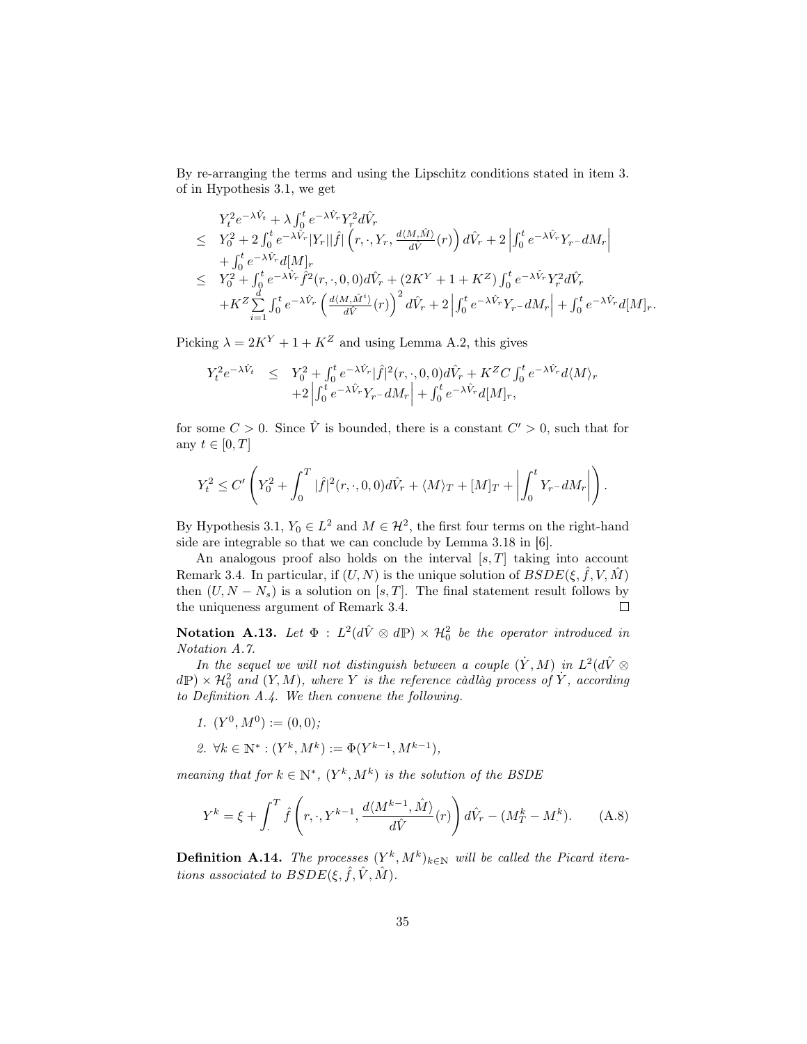By re-arranging the terms and using the Lipschitz conditions stated in item 3. of in Hypothesis 3.1, we get

$$
\begin{array}{ll}
& Y_t^2 e^{-\lambda \hat{V}_t} + \lambda \int_0^t e^{-\lambda \hat{V}_r} Y_r^2 d\hat{V}_r \\
\leq & Y_0^2 + 2\int_0^t e^{-\lambda \hat{V}_r} |Y_r||\hat{f}| \left(r, \cdot, Y_r, \frac{d\langle M, \hat{M}\rangle}{d\hat{V}}(r)\right) d\hat{V}_r + 2\left|\int_0^t e^{-\lambda \hat{V}_r} Y_{r-} dM_r\right| \\
& + \int_0^t e^{-\lambda \hat{V}_r} d[M]_r \\
\leq & Y_0^2 + \int_0^t e^{-\lambda \hat{V}_r} \hat{f}^2(r, \cdot, 0, 0) d\hat{V}_r + (2K^Y + 1 + K^Z) \int_0^t e^{-\lambda \hat{V}_r} Y_r^2 d\hat{V}_r \\
& + K^Z \sum_{i=1}^d \int_0^t e^{-\lambda \hat{V}_r} \left(\frac{d\langle M, \hat{M}^i\rangle}{d\hat{V}}(r)\right)^2 d\hat{V}_r + 2\left|\int_0^t e^{-\lambda \hat{V}_r} Y_{r-} dM_r\right| + \int_0^t e^{-\lambda \hat{V}_r} d[M]_r.
\end{array}
$$

Picking $\lambda = 2K^Y + 1 + K^Z$ and using Lemma A.2, this gives

$$
\begin{array}{rcl}
Y_t^2 e^{-\lambda \hat{V}_t} & \leq & Y_0^2 + \int_0^t e^{-\lambda \hat{V}_r} |\hat{f}|^2(r, \cdot, 0, 0) d\hat{V}_r + K^Z C \int_0^t e^{-\lambda \hat{V}_r} d\langle M\rangle_r \\
& & + 2\left|\int_0^t e^{-\lambda \hat{V}_r} Y_{r-} dM_r\right| + \int_0^t e^{-\lambda \hat{V}_r} d[M]_r,
\end{array}
$$

for some $C > 0$. Since $\hat{V}$ is bounded, there is a constant $C' > 0$, such that for any $t \in [0, T]$

$$
Y_t^2 \leq C' \left( Y_0^2 + \int_0^T |\hat{f}|^2(r, \cdot, 0, 0) d\hat{V}_r + \langle M\rangle_T + [M]_T + \left|\int_0^t Y_{r-} dM_r\right| \right).
$$

By Hypothesis 3.1, $Y_0 \in L^2$ and $M \in \mathcal{H}^2$, the first four terms on the right-hand side are integrable so that we can conclude by Lemma 3.18 in [6].

An analogous proof also holds on the interval $[s, T]$ taking into account Remark 3.4. In particular, if $(U, N)$ is the unique solution of $BSDE(\xi, \hat{f}, V, \hat{M})$ then $(U, N - N_s)$ is a solution on $[s, T]$. The final statement result follows by the uniqueness argument of Remark 3.4. □

**Notation A.13.** *Let* $\Phi : L^2(d\hat{V} \otimes d\mathbb{P}) \times \mathcal{H}_0^2$ *be the operator introduced in Notation A.7.*

*In the sequel we will not distinguish between a couple* $(\dot{Y}, M)$ *in* $L^2(d\hat{V} \otimes d\mathbb{P}) \times \mathcal{H}_0^2$ *and* $(Y, M)$*, where* $Y$ *is the reference càdlàg process of* $\dot{Y}$*, according to Definition A.4. We then convene the following.*

1. $(Y^0, M^0) := (0, 0)$*;*
2. $\forall k \in \mathbb{N}^* : (Y^k, M^k) := \Phi(Y^{k-1}, M^{k-1})$*,*

*meaning that for* $k \in \mathbb{N}^*$*,* $(Y^k, M^k)$ *is the solution of the BSDE*

$$
Y^k = \xi + \int_{\cdot}^T \hat{f}\left(r, \cdot, Y^{k-1}, \frac{d\langle M^{k-1}, \hat{M}\rangle}{d\hat{V}}(r)\right) d\hat{V}_r - (M_T^k - M_{\cdot}^k). \qquad \text{(A.8)}
$$

**Definition A.14.** *The processes* $(Y^k, M^k)_{k \in \mathbb{N}}$ *will be called the Picard iterations associated to* $BSDE(\xi, \hat{f}, \hat{V}, \hat{M})$*.*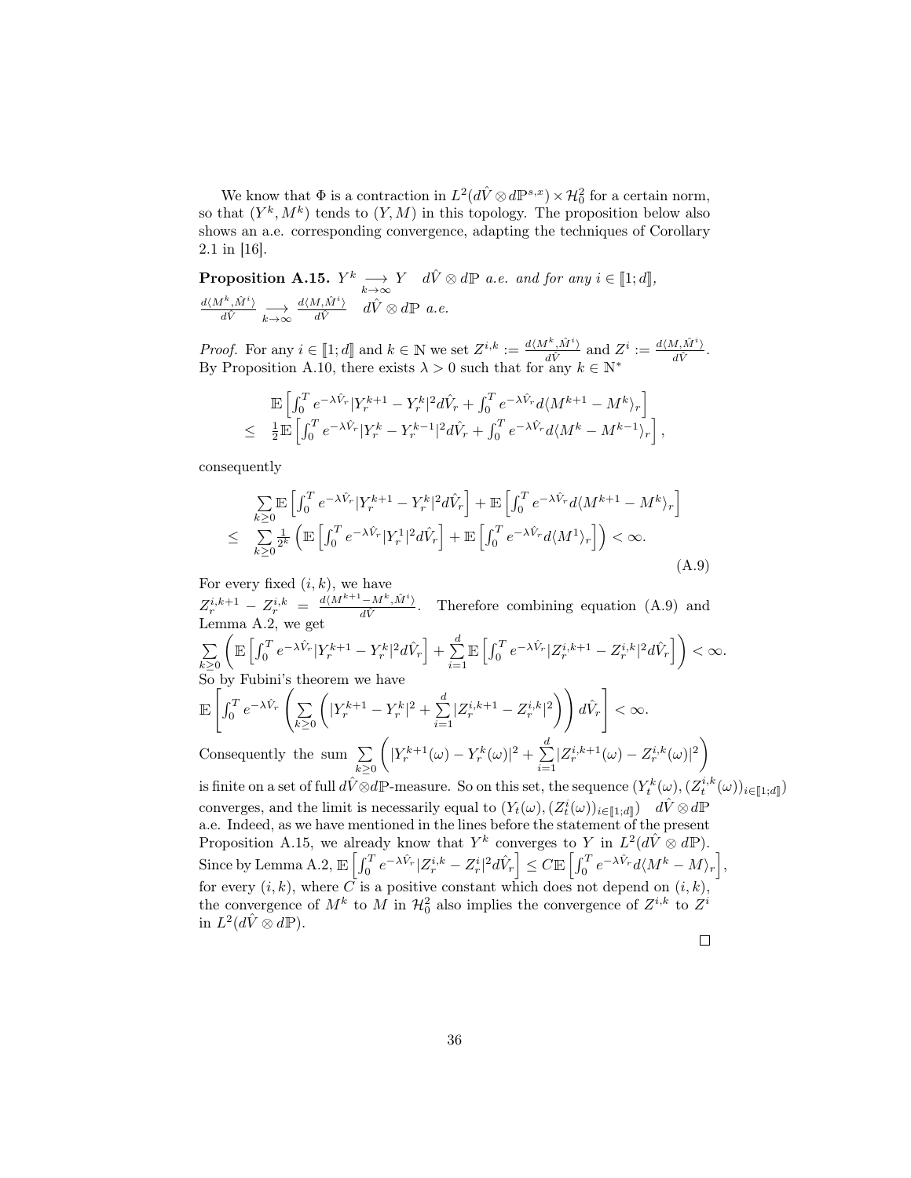We know that $\Phi$ is a contraction in $L^2(d\hat{V} \otimes d\mathbb{P}^{s,x}) \times \mathcal{H}^2_0$ for a certain norm, so that $(Y^k, M^k)$ tends to $(Y, M)$ in this topology. The proposition below also shows an a.e. corresponding convergence, adapting the techniques of Corollary 2.1 in [16].

**Proposition A.15.** $Y^k \underset{k\to\infty}{\longrightarrow} Y \quad d\hat{V} \otimes d\mathbb{P}$ *a.e. and for any* $i \in [\![1;d]\!]$, $\frac{d\langle M^k, \hat{M}^i\rangle}{d\hat{V}} \underset{k\to\infty}{\longrightarrow} \frac{d\langle M, \hat{M}^i\rangle}{d\hat{V}} \quad d\hat{V} \otimes d\mathbb{P}$ *a.e.*

*Proof.* For any $i \in [\![1;d]\!]$ and $k \in \mathbb{N}$ we set $Z^{i,k} := \frac{d\langle M^k, \hat{M}^i\rangle}{d\hat{V}}$ and $Z^i := \frac{d\langle M, \hat{M}^i\rangle}{d\hat{V}}$. By Proposition A.10, there exists $\lambda > 0$ such that for any $k \in \mathbb{N}^*$

$$
\begin{array}{rl}
 & \mathbb{E}\left[\int_0^T e^{-\lambda \hat{V}_r}|Y^{k+1}_r - Y^k_r|^2 d\hat{V}_r + \int_0^T e^{-\lambda \hat{V}_r} d\langle M^{k+1} - M^k\rangle_r\right] \\
\leq & \frac{1}{2}\mathbb{E}\left[\int_0^T e^{-\lambda \hat{V}_r}|Y^k_r - Y^{k-1}_r|^2 d\hat{V}_r + \int_0^T e^{-\lambda \hat{V}_r} d\langle M^k - M^{k-1}\rangle_r\right],
\end{array}
$$

consequently

$$
\begin{array}{rl}
 & \sum\limits_{k\geq 0}\mathbb{E}\left[\int_0^T e^{-\lambda \hat{V}_r}|Y^{k+1}_r - Y^k_r|^2 d\hat{V}_r\right] + \mathbb{E}\left[\int_0^T e^{-\lambda \hat{V}_r} d\langle M^{k+1} - M^k\rangle_r\right] \\
\leq & \sum\limits_{k\geq 0}\frac{1}{2^k}\left(\mathbb{E}\left[\int_0^T e^{-\lambda \hat{V}_r}|Y^1_r|^2 d\hat{V}_r\right] + \mathbb{E}\left[\int_0^T e^{-\lambda \hat{V}_r} d\langle M^1\rangle_r\right]\right) < \infty.
\end{array}
\tag{A.9}
$$

For every fixed $(i,k)$, we have $Z^{i,k+1}_r - Z^{i,k}_r = \frac{d\langle M^{k+1} - M^k, \hat{M}^i\rangle}{d\hat{V}}$. Therefore combining equation (A.9) and Lemma A.2, we get

$$\sum_{k\geq 0}\left(\mathbb{E}\left[\int_0^T e^{-\lambda \hat{V}_r}|Y^{k+1}_r - Y^k_r|^2 d\hat{V}_r\right] + \sum_{i=1}^d \mathbb{E}\left[\int_0^T e^{-\lambda \hat{V}_r}|Z^{i,k+1}_r - Z^{i,k}_r|^2 d\hat{V}_r\right]\right) < \infty.$$

So by Fubini's theorem we have

$$\mathbb{E}\left[\int_0^T e^{-\lambda \hat{V}_r}\left(\sum_{k\geq 0}\left(|Y^{k+1}_r - Y^k_r|^2 + \sum_{i=1}^d |Z^{i,k+1}_r - Z^{i,k}_r|^2\right)\right) d\hat{V}_r\right] < \infty.$$

Consequently the sum $\sum\limits_{k\geq 0}\left(|Y^{k+1}_r(\omega) - Y^k_r(\omega)|^2 + \sum\limits_{i=1}^d |Z^{i,k+1}_r(\omega) - Z^{i,k}_r(\omega)|^2\right)$ is finite on a set of full $d\hat{V} \otimes d\mathbb{P}$-measure. So on this set, the sequence $(Y^k_t(\omega), (Z^{i,k}_t(\omega))_{i\in[\![1;d]\!]})$ converges, and the limit is necessarily equal to $(Y_t(\omega), (Z^i_t(\omega))_{i\in[\![1;d]\!]}) \quad d\hat{V} \otimes d\mathbb{P}$ a.e. Indeed, as we have mentioned in the lines before the statement of the present Proposition A.15, we already know that $Y^k$ converges to $Y$ in $L^2(d\hat{V} \otimes d\mathbb{P})$. Since by Lemma A.2, $\mathbb{E}\left[\int_0^T e^{-\lambda \hat{V}_r}|Z^{i,k}_r - Z^i_r|^2 d\hat{V}_r\right] \leq C\mathbb{E}\left[\int_0^T e^{-\lambda \hat{V}_r} d\langle M^k - M\rangle_r\right]$, for every $(i,k)$, where $C$ is a positive constant which does not depend on $(i,k)$, the convergence of $M^k$ to $M$ in $\mathcal{H}^2_0$ also implies the convergence of $Z^{i,k}$ to $Z^i$ in $L^2(d\hat{V} \otimes d\mathbb{P})$.

$\square$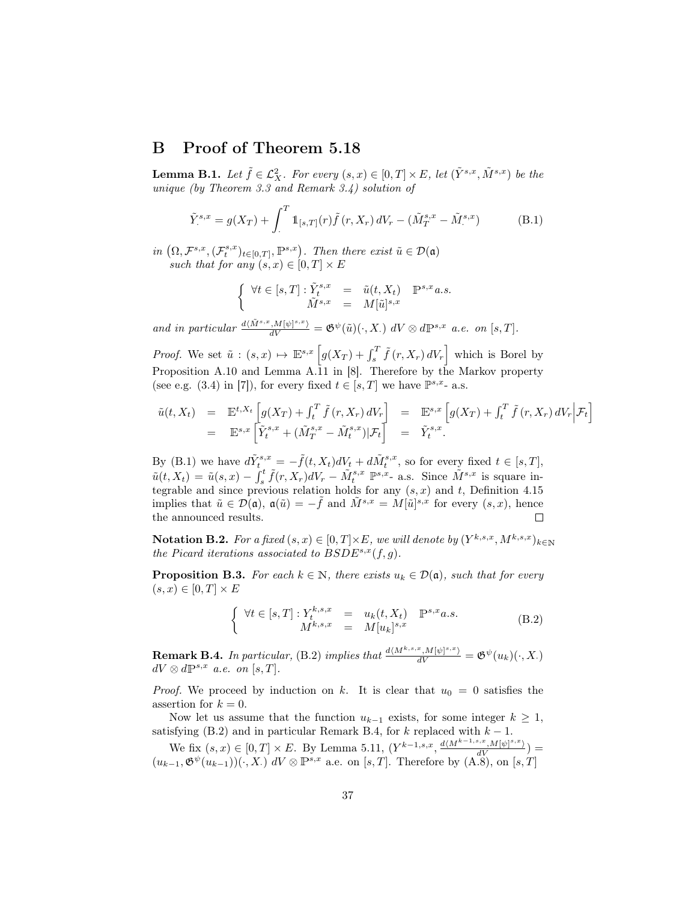# B Proof of Theorem 5.18

**Lemma B.1.** *Let $\tilde{f} \in \mathcal{L}^2_X$. For every $(s,x) \in [0,T] \times E$, let $(\tilde{Y}^{s,x}, \tilde{M}^{s,x})$ be the unique (by Theorem 3.3 and Remark 3.4) solution of*

$$\tilde{Y}^{s,x}_\cdot = g(X_T) + \int_\cdot^T \mathbb{1}_{[s,T]}(r)\tilde{f}\,(r, X_r)\, dV_r - (\tilde{M}^{s,x}_T - \tilde{M}^{s,x}_\cdot) \tag{B.1}$$

*in $\left(\Omega, \mathcal{F}^{s,x}, (\mathcal{F}^{s,x}_t)_{t\in[0,T]}, \mathbb{P}^{s,x}\right)$. Then there exist $\tilde{u} \in \mathcal{D}(\mathfrak{a})$ such that for any $(s,x) \in [0,T] \times E$*

$$\begin{cases} \forall t \in [s,T] : \tilde{Y}^{s,x}_t &= \tilde{u}(t, X_t) \quad \mathbb{P}^{s,x} a.s. \\ \tilde{M}^{s,x} &= M[\tilde{u}]^{s,x} \end{cases}$$

*and in particular $\frac{d\langle \tilde{M}^{s,x}, M[\psi]^{s,x}\rangle}{dV} = \mathfrak{G}^\psi(\tilde{u})(\cdot, X_\cdot)\ dV \otimes d\mathbb{P}^{s,x}$ a.e. on $[s,T]$.*

*Proof.* We set $\tilde{u} : (s,x) \mapsto \mathbb{E}^{s,x}\left[g(X_T) + \int_s^T \tilde{f}\,(r, X_r)\, dV_r\right]$ which is Borel by Proposition A.10 and Lemma A.11 in [8]. Therefore by the Markov property (see e.g. (3.4) in [7]), for every fixed $t \in [s,T]$ we have $\mathbb{P}^{s,x}$- a.s.

$$\begin{array}{rclcl} \tilde{u}(t, X_t) &=& \mathbb{E}^{t,X_t}\left[g(X_T) + \int_t^T \tilde{f}\,(r, X_r)\, dV_r\right] &=& \mathbb{E}^{s,x}\left[g(X_T) + \int_t^T \tilde{f}\,(r, X_r)\, dV_r \middle| \mathcal{F}_t\right] \\ &=& \mathbb{E}^{s,x}\left[\tilde{Y}^{s,x}_t + (\tilde{M}^{s,x}_T - \tilde{M}^{s,x}_t)|\mathcal{F}_t\right] &=& \tilde{Y}^{s,x}_t. \end{array}$$

By (B.1) we have $d\tilde{Y}^{s,x}_t = -\tilde{f}(t, X_t)dV_t + d\tilde{M}^{s,x}_t$, so for every fixed $t \in [s,T]$, $\tilde{u}(t, X_t) = \tilde{u}(s,x) - \int_s^t \tilde{f}(r, X_r)dV_r - \tilde{M}^{s,x}_t$ $\mathbb{P}^{s,x}$- a.s. Since $\tilde{M}^{s,x}$ is square integrable and since previous relation holds for any $(s,x)$ and $t$, Definition 4.15 implies that $\tilde{u} \in \mathcal{D}(\mathfrak{a})$, $\mathfrak{a}(\tilde{u}) = -\tilde{f}$ and $\tilde{M}^{s,x} = M[\tilde{u}]^{s,x}$ for every $(s,x)$, hence the announced results. $\square$

**Notation B.2.** *For a fixed $(s,x) \in [0,T] \times E$, we will denote by $(Y^{k,s,x}, M^{k,s,x})_{k\in\mathbb{N}}$ the Picard iterations associated to $BSDE^{s,x}(f,g)$.*

**Proposition B.3.** *For each $k \in \mathbb{N}$, there exists $u_k \in \mathcal{D}(\mathfrak{a})$, such that for every $(s,x) \in [0,T] \times E$*

$$\begin{cases} \forall t \in [s,T] : Y^{k,s,x}_t &= u_k(t, X_t) \quad \mathbb{P}^{s,x} a.s. \\ M^{k,s,x} &= M[u_k]^{s,x} \end{cases} \tag{B.2}$$

**Remark B.4.** *In particular,* (B.2) *implies that $\frac{d\langle M^{k,s,x}, M[\psi]^{s,x}\rangle}{dV} = \mathfrak{G}^\psi(u_k)(\cdot, X_\cdot)$ $dV \otimes d\mathbb{P}^{s,x}$ a.e. on $[s,T]$.*

*Proof.* We proceed by induction on $k$. It is clear that $u_0 = 0$ satisfies the assertion for $k = 0$.

Now let us assume that the function $u_{k-1}$ exists, for some integer $k \geq 1$, satisfying (B.2) and in particular Remark B.4, for $k$ replaced with $k-1$.

We fix $(s,x) \in [0,T] \times E$. By Lemma 5.11, $(Y^{k-1,s,x}, \frac{d\langle M^{k-1,s,x}, M[\psi]^{s,x}\rangle}{dV}) = (u_{k-1}, \mathfrak{G}^\psi(u_{k-1}))(\cdot, X_\cdot)\ dV \otimes \mathbb{P}^{s,x}$ a.e. on $[s,T]$. Therefore by (A.8), on $[s,T]$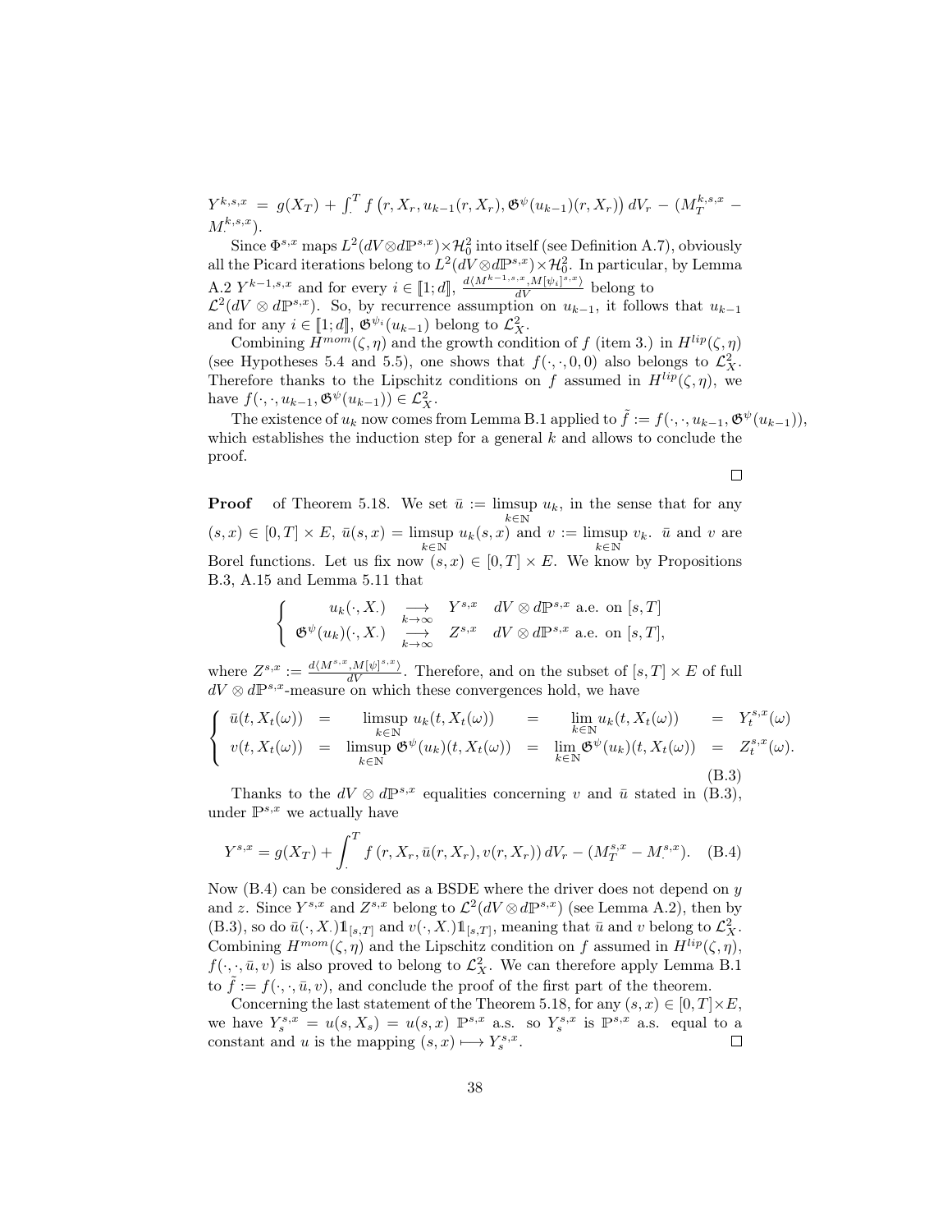$Y^{k,s,x} = g(X_T) + \int_{\cdot}^{T} f\left(r, X_r, u_{k-1}(r, X_r), \mathfrak{G}^{\psi}(u_{k-1})(r, X_r)\right) dV_r - (M_T^{k,s,x} - M_{\cdot}^{k,s,x})$.

Since $\Phi^{s,x}$ maps $L^2(dV \otimes d\mathbb{P}^{s,x}) \times \mathcal{H}_0^2$ into itself (see Definition A.7), obviously all the Picard iterations belong to $L^2(dV \otimes d\mathbb{P}^{s,x}) \times \mathcal{H}_0^2$. In particular, by Lemma A.2 $Y^{k-1,s,x}$ and for every $i \in [\![1;d]\!]$, $\frac{d\langle M^{k-1,s,x}, M[\psi_i]^{s,x}\rangle}{dV}$ belong to $\mathcal{L}^2(dV \otimes d\mathbb{P}^{s,x})$. So, by recurrence assumption on $u_{k-1}$, it follows that $u_{k-1}$ and for any $i \in [\![1;d]\!]$, $\mathfrak{G}^{\psi_i}(u_{k-1})$ belong to $\mathcal{L}^2_X$.

Combining $H^{mom}(\zeta, \eta)$ and the growth condition of $f$ (item 3.) in $H^{lip}(\zeta, \eta)$ (see Hypotheses 5.4 and 5.5), one shows that $f(\cdot, \cdot, 0, 0)$ also belongs to $\mathcal{L}^2_X$. Therefore thanks to the Lipschitz conditions on $f$ assumed in $H^{lip}(\zeta, \eta)$, we have $f(\cdot, \cdot, u_{k-1}, \mathfrak{G}^{\psi}(u_{k-1})) \in \mathcal{L}^2_X$.

The existence of $u_k$ now comes from Lemma B.1 applied to $\tilde{f} := f(\cdot, \cdot, u_{k-1}, \mathfrak{G}^{\psi}(u_{k-1}))$, which establishes the induction step for a general $k$ and allows to conclude the proof.

□

**Proof** of Theorem 5.18. We set $\bar{u} := \limsup_{k \in \mathbb{N}} u_k$, in the sense that for any $(s,x) \in [0,T] \times E$, $\bar{u}(s,x) = \limsup_{k \in \mathbb{N}} u_k(s,x)$ and $v := \limsup_{k \in \mathbb{N}} v_k$. $\bar{u}$ and $v$ are Borel functions. Let us fix now $(s,x) \in [0,T] \times E$. We know by Propositions B.3, A.15 and Lemma 5.11 that

$$
\left\{
\begin{array}{rcll}
u_k(\cdot, X_\cdot) & \underset{k \to \infty}{\longrightarrow} & Y^{s,x} & dV \otimes d\mathbb{P}^{s,x} \text{ a.e. on } [s,T] \\
\mathfrak{G}^{\psi}(u_k)(\cdot, X_\cdot) & \underset{k \to \infty}{\longrightarrow} & Z^{s,x} & dV \otimes d\mathbb{P}^{s,x} \text{ a.e. on } [s,T],
\end{array}
\right.
$$

where $Z^{s,x} := \frac{d\langle M^{s,x}, M[\psi]^{s,x}\rangle}{dV}$. Therefore, and on the subset of $[s,T] \times E$ of full $dV \otimes d\mathbb{P}^{s,x}$-measure on which these convergences hold, we have

$$
\left\{
\begin{array}{rclclcl}
\bar{u}(t, X_t(\omega)) & = & \limsup_{k \in \mathbb{N}} u_k(t, X_t(\omega)) & = & \lim_{k \in \mathbb{N}} u_k(t, X_t(\omega)) & = & Y_t^{s,x}(\omega) \\
v(t, X_t(\omega)) & = & \limsup_{k \in \mathbb{N}} \mathfrak{G}^{\psi}(u_k)(t, X_t(\omega)) & = & \lim_{k \in \mathbb{N}} \mathfrak{G}^{\psi}(u_k)(t, X_t(\omega)) & = & Z_t^{s,x}(\omega).
\end{array}
\right.
\tag{B.3}
$$

Thanks to the $dV \otimes d\mathbb{P}^{s,x}$ equalities concerning $v$ and $\bar{u}$ stated in (B.3), under $\mathbb{P}^{s,x}$ we actually have

$$
Y^{s,x} = g(X_T) + \int_{\cdot}^{T} f\left(r, X_r, \bar{u}(r, X_r), v(r, X_r)\right) dV_r - (M_T^{s,x} - M_{\cdot}^{s,x}). \tag{B.4}
$$

Now (B.4) can be considered as a BSDE where the driver does not depend on $y$ and $z$. Since $Y^{s,x}$ and $Z^{s,x}$ belong to $\mathcal{L}^2(dV \otimes d\mathbb{P}^{s,x})$ (see Lemma A.2), then by (B.3), so do $\bar{u}(\cdot, X_\cdot)\mathbb{1}_{[s,T]}$ and $v(\cdot, X_\cdot)\mathbb{1}_{[s,T]}$, meaning that $\bar{u}$ and $v$ belong to $\mathcal{L}^2_X$. Combining $H^{mom}(\zeta, \eta)$ and the Lipschitz condition on $f$ assumed in $H^{lip}(\zeta, \eta)$, $f(\cdot, \cdot, \bar{u}, v)$ is also proved to belong to $\mathcal{L}^2_X$. We can therefore apply Lemma B.1 to $\tilde{f} := f(\cdot, \cdot, \bar{u}, v)$, and conclude the proof of the first part of the theorem.

Concerning the last statement of the Theorem 5.18, for any $(s,x) \in [0,T] \times E$, we have $Y_s^{s,x} = u(s, X_s) = u(s,x)$ $\mathbb{P}^{s,x}$ a.s. so $Y_s^{s,x}$ is $\mathbb{P}^{s,x}$ a.s. equal to a constant and $u$ is the mapping $(s,x) \longmapsto Y_s^{s,x}$.

□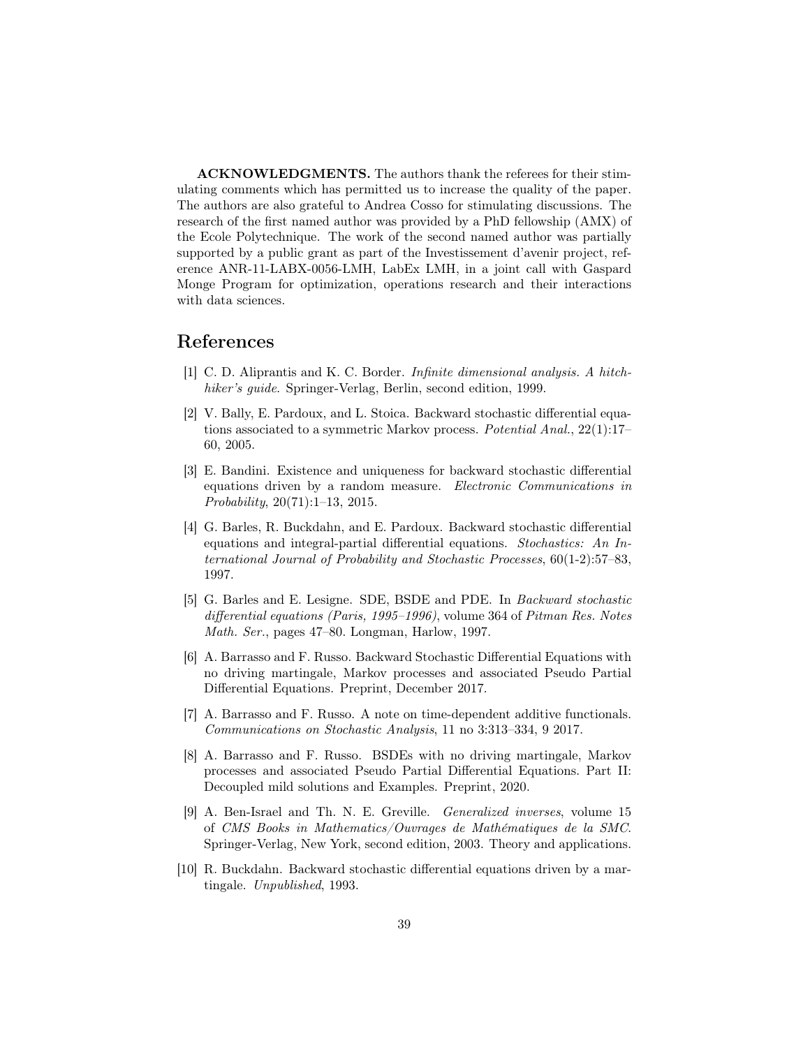**ACKNOWLEDGMENTS.** The authors thank the referees for their stimulating comments which has permitted us to increase the quality of the paper. The authors are also grateful to Andrea Cosso for stimulating discussions. The research of the first named author was provided by a PhD fellowship (AMX) of the Ecole Polytechnique. The work of the second named author was partially supported by a public grant as part of the Investissement d'avenir project, reference ANR-11-LABX-0056-LMH, LabEx LMH, in a joint call with Gaspard Monge Program for optimization, operations research and their interactions with data sciences.

# References

[1] C. D. Aliprantis and K. C. Border. *Infinite dimensional analysis. A hitchhiker's guide*. Springer-Verlag, Berlin, second edition, 1999.

[2] V. Bally, E. Pardoux, and L. Stoica. Backward stochastic differential equations associated to a symmetric Markov process. *Potential Anal.*, 22(1):17–60, 2005.

[3] E. Bandini. Existence and uniqueness for backward stochastic differential equations driven by a random measure. *Electronic Communications in Probability*, 20(71):1–13, 2015.

[4] G. Barles, R. Buckdahn, and E. Pardoux. Backward stochastic differential equations and integral-partial differential equations. *Stochastics: An International Journal of Probability and Stochastic Processes*, 60(1-2):57–83, 1997.

[5] G. Barles and E. Lesigne. SDE, BSDE and PDE. In *Backward stochastic differential equations (Paris, 1995–1996)*, volume 364 of *Pitman Res. Notes Math. Ser.*, pages 47–80. Longman, Harlow, 1997.

[6] A. Barrasso and F. Russo. Backward Stochastic Differential Equations with no driving martingale, Markov processes and associated Pseudo Partial Differential Equations. Preprint, December 2017.

[7] A. Barrasso and F. Russo. A note on time-dependent additive functionals. *Communications on Stochastic Analysis*, 11 no 3:313–334, 9 2017.

[8] A. Barrasso and F. Russo. BSDEs with no driving martingale, Markov processes and associated Pseudo Partial Differential Equations. Part II: Decoupled mild solutions and Examples. Preprint, 2020.

[9] A. Ben-Israel and Th. N. E. Greville. *Generalized inverses*, volume 15 of *CMS Books in Mathematics/Ouvrages de Mathématiques de la SMC*. Springer-Verlag, New York, second edition, 2003. Theory and applications.

[10] R. Buckdahn. Backward stochastic differential equations driven by a martingale. *Unpublished*, 1993.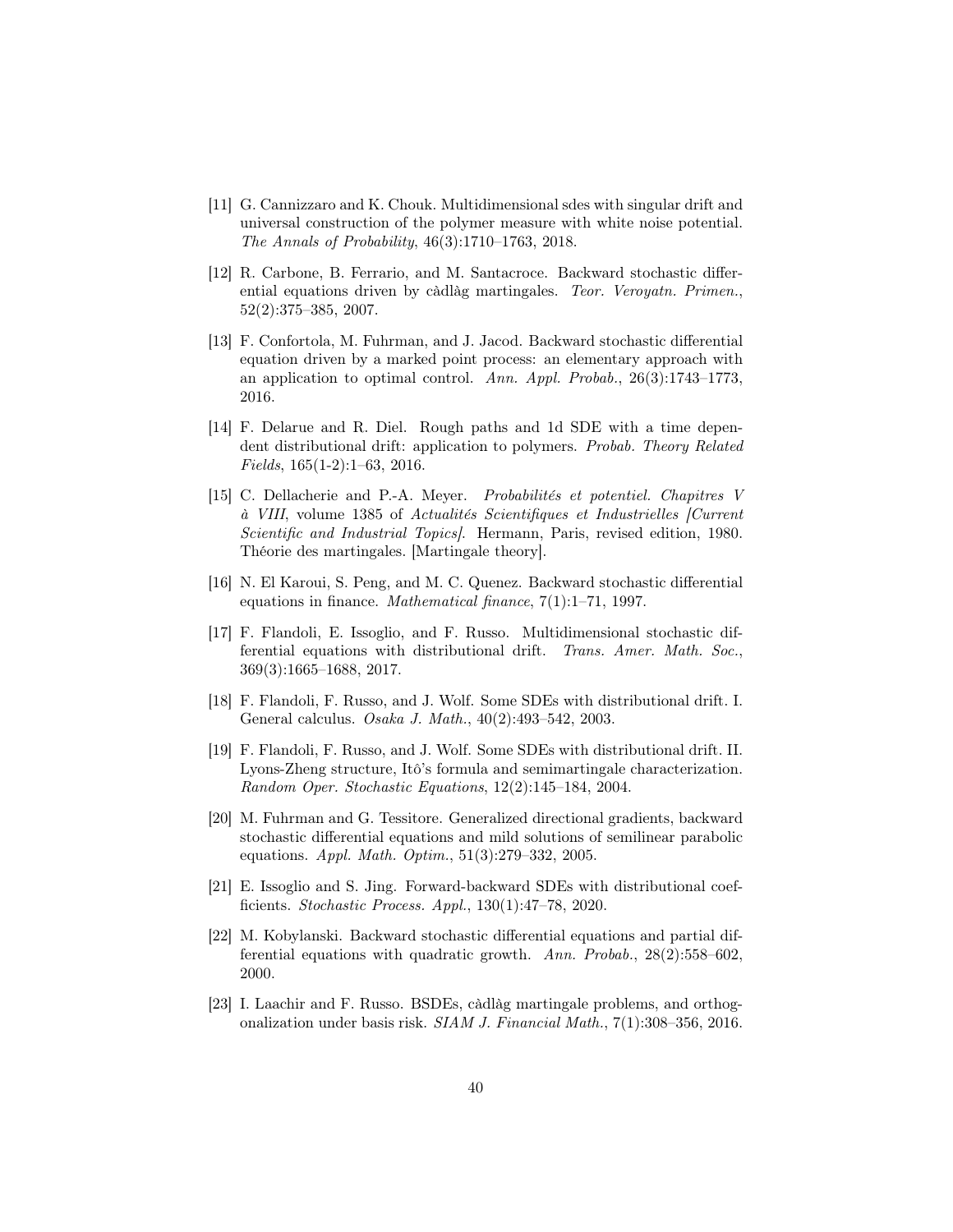[11] G. Cannizzaro and K. Chouk. Multidimensional sdes with singular drift and universal construction of the polymer measure with white noise potential. *The Annals of Probability*, 46(3):1710–1763, 2018.

[12] R. Carbone, B. Ferrario, and M. Santacroce. Backward stochastic differential equations driven by càdlàg martingales. *Teor. Veroyatn. Primen.*, 52(2):375–385, 2007.

[13] F. Confortola, M. Fuhrman, and J. Jacod. Backward stochastic differential equation driven by a marked point process: an elementary approach with an application to optimal control. *Ann. Appl. Probab.*, 26(3):1743–1773, 2016.

[14] F. Delarue and R. Diel. Rough paths and 1d SDE with a time dependent distributional drift: application to polymers. *Probab. Theory Related Fields*, 165(1-2):1–63, 2016.

[15] C. Dellacherie and P.-A. Meyer. *Probabilités et potentiel. Chapitres V à VIII*, volume 1385 of *Actualités Scientifiques et Industrielles [Current Scientific and Industrial Topics]*. Hermann, Paris, revised edition, 1980. Théorie des martingales. [Martingale theory].

[16] N. El Karoui, S. Peng, and M. C. Quenez. Backward stochastic differential equations in finance. *Mathematical finance*, 7(1):1–71, 1997.

[17] F. Flandoli, E. Issoglio, and F. Russo. Multidimensional stochastic differential equations with distributional drift. *Trans. Amer. Math. Soc.*, 369(3):1665–1688, 2017.

[18] F. Flandoli, F. Russo, and J. Wolf. Some SDEs with distributional drift. I. General calculus. *Osaka J. Math.*, 40(2):493–542, 2003.

[19] F. Flandoli, F. Russo, and J. Wolf. Some SDEs with distributional drift. II. Lyons-Zheng structure, Itô's formula and semimartingale characterization. *Random Oper. Stochastic Equations*, 12(2):145–184, 2004.

[20] M. Fuhrman and G. Tessitore. Generalized directional gradients, backward stochastic differential equations and mild solutions of semilinear parabolic equations. *Appl. Math. Optim.*, 51(3):279–332, 2005.

[21] E. Issoglio and S. Jing. Forward-backward SDEs with distributional coefficients. *Stochastic Process. Appl.*, 130(1):47–78, 2020.

[22] M. Kobylanski. Backward stochastic differential equations and partial differential equations with quadratic growth. *Ann. Probab.*, 28(2):558–602, 2000.

[23] I. Laachir and F. Russo. BSDEs, càdlàg martingale problems, and orthogonalization under basis risk. *SIAM J. Financial Math.*, 7(1):308–356, 2016.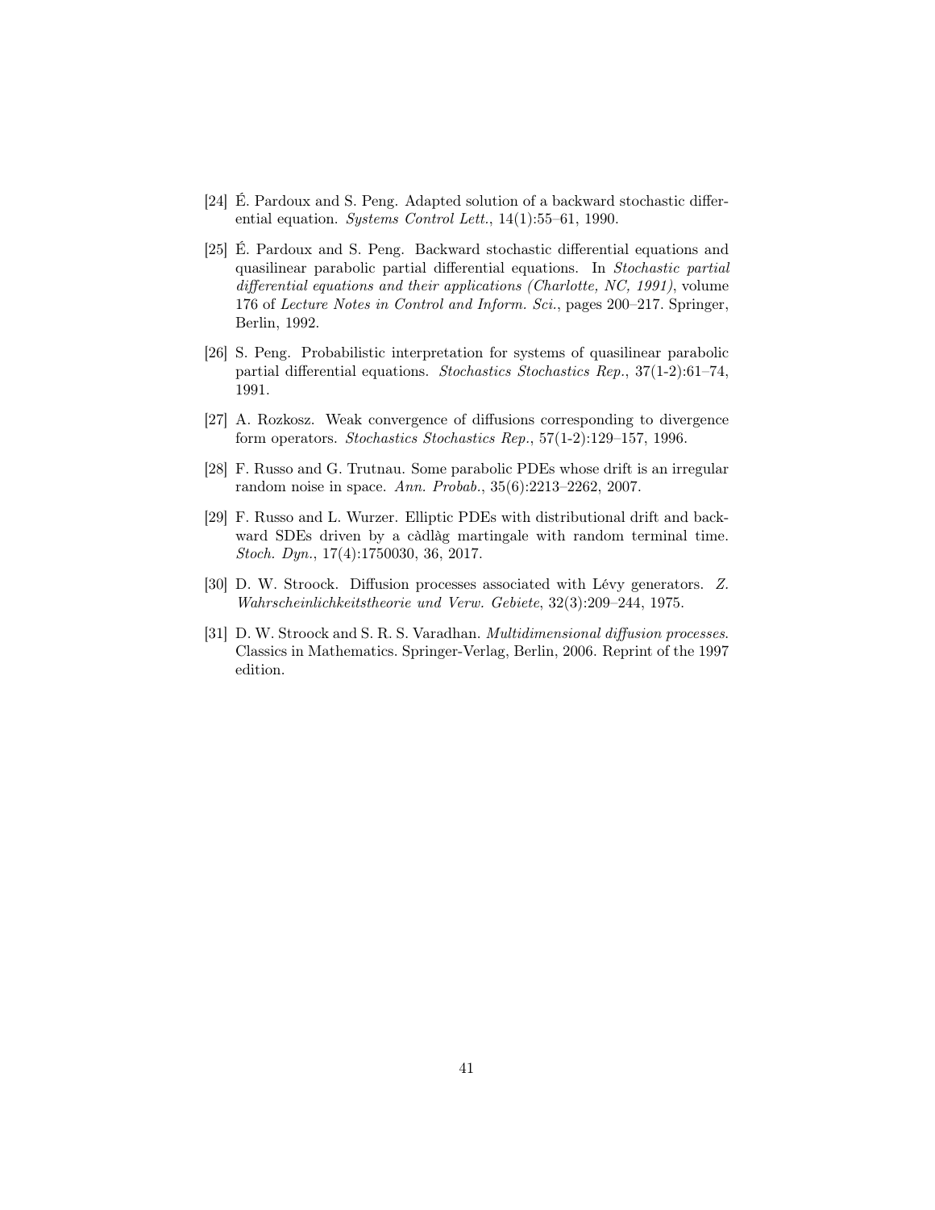[24] É. Pardoux and S. Peng. Adapted solution of a backward stochastic differential equation. *Systems Control Lett.*, 14(1):55–61, 1990.

[25] É. Pardoux and S. Peng. Backward stochastic differential equations and quasilinear parabolic partial differential equations. In *Stochastic partial differential equations and their applications (Charlotte, NC, 1991)*, volume 176 of *Lecture Notes in Control and Inform. Sci.*, pages 200–217. Springer, Berlin, 1992.

[26] S. Peng. Probabilistic interpretation for systems of quasilinear parabolic partial differential equations. *Stochastics Stochastics Rep.*, 37(1-2):61–74, 1991.

[27] A. Rozkosz. Weak convergence of diffusions corresponding to divergence form operators. *Stochastics Stochastics Rep.*, 57(1-2):129–157, 1996.

[28] F. Russo and G. Trutnau. Some parabolic PDEs whose drift is an irregular random noise in space. *Ann. Probab.*, 35(6):2213–2262, 2007.

[29] F. Russo and L. Wurzer. Elliptic PDEs with distributional drift and backward SDEs driven by a càdlàg martingale with random terminal time. *Stoch. Dyn.*, 17(4):1750030, 36, 2017.

[30] D. W. Stroock. Diffusion processes associated with Lévy generators. *Z. Wahrscheinlichkeitstheorie und Verw. Gebiete*, 32(3):209–244, 1975.

[31] D. W. Stroock and S. R. S. Varadhan. *Multidimensional diffusion processes*. Classics in Mathematics. Springer-Verlag, Berlin, 2006. Reprint of the 1997 edition.